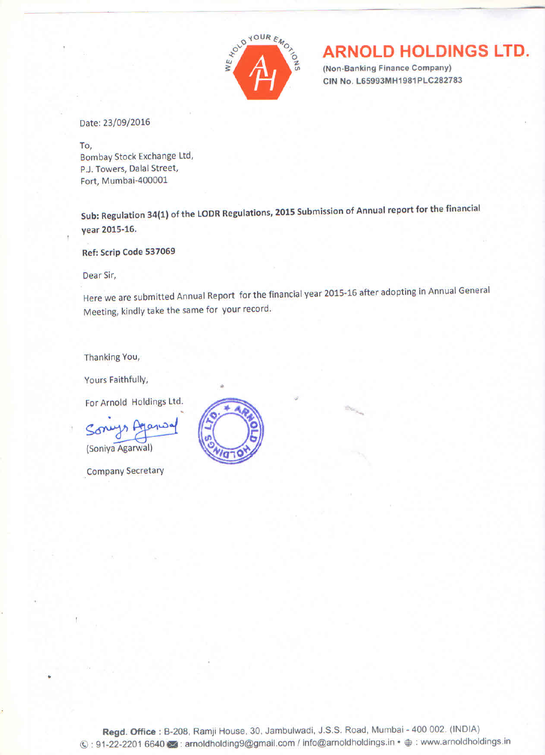# ARNOLD HOLDINGS LTD.

(Non-Banking Finance Company)

CIN No. L65993MH1981PLC282783

Date: 23/09/2016

To,
Bombay Stock Exchange Ltd,
P.J. Towers, Dalal Street,
Fort, Mumbai-400001

**Sub: Regulation 34(1) of the LODR Regulations, 2015 Submission of Annual report for the financial year 2015-16.**

**Ref: Scrip Code 537069**

Dear Sir,

Here we are submitted Annual Report for the financial year 2015-16 after adopting in Annual General Meeting, kindly take the same for your record.

Thanking You,

Yours Faithfully,

For Arnold Holdings Ltd.

(Soniya Agarwal)

Company Secretary

**Regd. Office** : B-208, Ramji House, 30, Jambulwadi, J.S.S. Road, Mumbai - 400 002. (INDIA)
: 91-22-2201 6640 : arnoldholding9@gmail.com / info@arnoldholdings.in • : www.arnoldholdings.in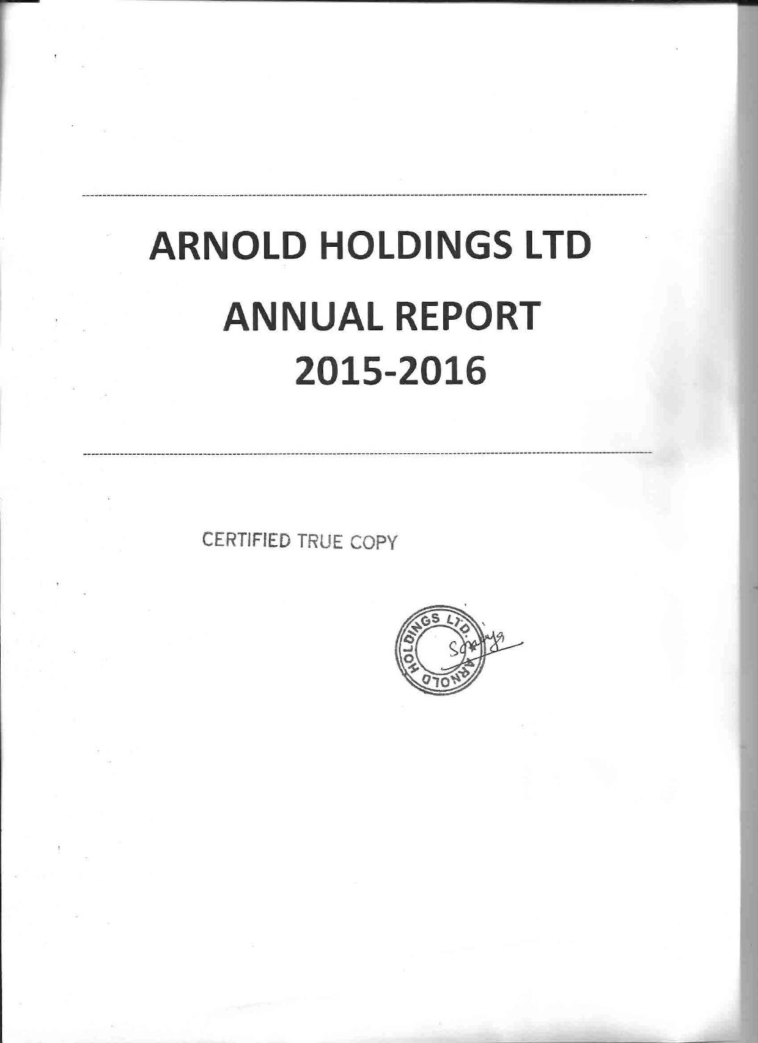# ARNOLD HOLDINGS LTD

# ANNUAL REPORT

# 2015-2016

CERTIFIED TRUE COPY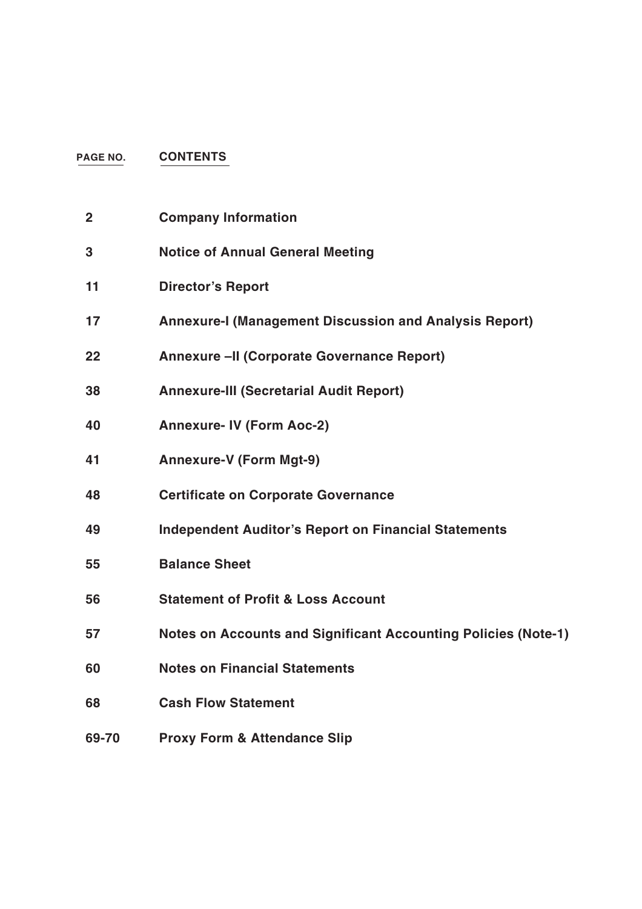| PAGE NO. | CONTENTS |
|---|---|
| 2 | **Company Information** |
| 3 | **Notice of Annual General Meeting** |
| 11 | **Director's Report** |
| 17 | **Annexure-I (Management Discussion and Analysis Report)** |
| 22 | **Annexure –II (Corporate Governance Report)** |
| 38 | **Annexure-III (Secretarial Audit Report)** |
| 40 | **Annexure- IV (Form Aoc-2)** |
| 41 | **Annexure-V (Form Mgt-9)** |
| 48 | **Certificate on Corporate Governance** |
| 49 | **Independent Auditor's Report on Financial Statements** |
| 55 | **Balance Sheet** |
| 56 | **Statement of Profit & Loss Account** |
| 57 | **Notes on Accounts and Significant Accounting Policies (Note-1)** |
| 60 | **Notes on Financial Statements** |
| 68 | **Cash Flow Statement** |
| 69-70 | **Proxy Form & Attendance Slip** |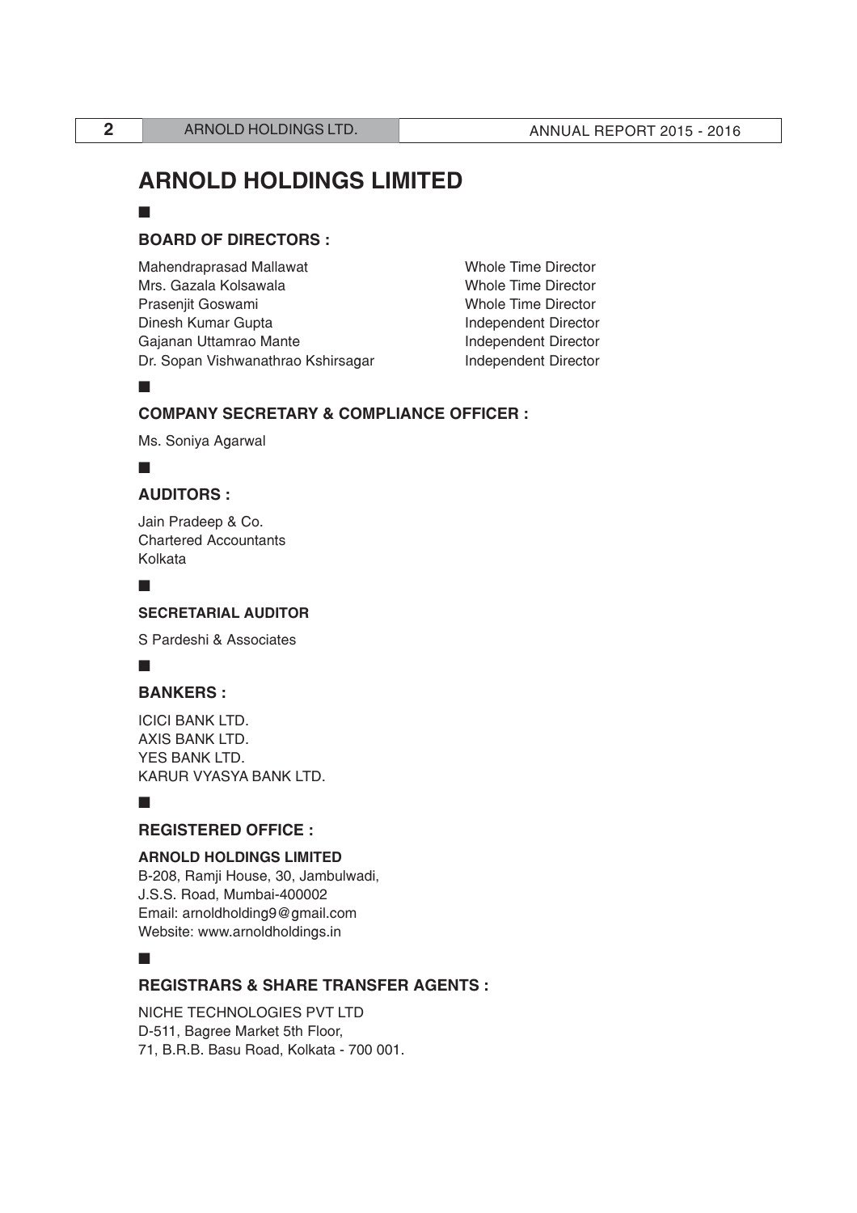# ARNOLD HOLDINGS LIMITED

## BOARD OF DIRECTORS :

| | |
|---|---|
| Mahendraprasad Mallawat | Whole Time Director |
| Mrs. Gazala Kolsawala | Whole Time Director |
| Prasenjit Goswami | Whole Time Director |
| Dinesh Kumar Gupta | Independent Director |
| Gajanan Uttamrao Mante | Independent Director |
| Dr. Sopan Vishwanathrao Kshirsagar | Independent Director |

## COMPANY SECRETARY & COMPLIANCE OFFICER :

Ms. Soniya Agarwal

## AUDITORS :

Jain Pradeep & Co.
Chartered Accountants
Kolkata

### SECRETARIAL AUDITOR

S Pardeshi & Associates

## BANKERS :

ICICI BANK LTD.
AXIS BANK LTD.
YES BANK LTD.
KARUR VYASYA BANK LTD.

## REGISTERED OFFICE :

**ARNOLD HOLDINGS LIMITED**
B-208, Ramji House, 30, Jambulwadi,
J.S.S. Road, Mumbai-400002
Email: arnoldholding9@gmail.com
Website: www.arnoldholdings.in

## REGISTRARS & SHARE TRANSFER AGENTS :

NICHE TECHNOLOGIES PVT LTD
D-511, Bagree Market 5th Floor,
71, B.R.B. Basu Road, Kolkata - 700 001.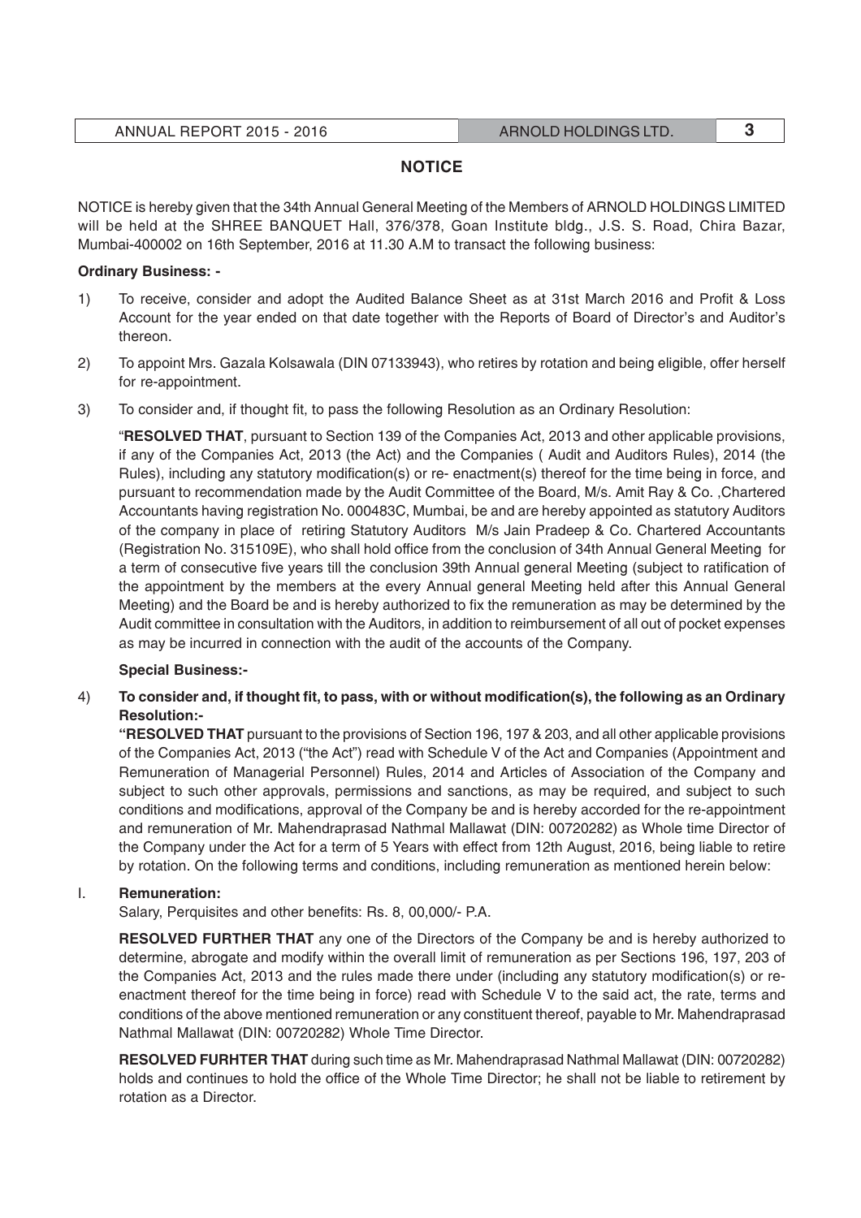# NOTICE

NOTICE is hereby given that the 34th Annual General Meeting of the Members of ARNOLD HOLDINGS LIMITED will be held at the SHREE BANQUET Hall, 376/378, Goan Institute bldg., J.S. S. Road, Chira Bazar, Mumbai-400002 on 16th September, 2016 at 11.30 A.M to transact the following business:

**Ordinary Business: -**

1) To receive, consider and adopt the Audited Balance Sheet as at 31st March 2016 and Profit & Loss Account for the year ended on that date together with the Reports of Board of Director's and Auditor's thereon.

2) To appoint Mrs. Gazala Kolsawala (DIN 07133943), who retires by rotation and being eligible, offer herself for re-appointment.

3) To consider and, if thought fit, to pass the following Resolution as an Ordinary Resolution:

   "**RESOLVED THAT**, pursuant to Section 139 of the Companies Act, 2013 and other applicable provisions, if any of the Companies Act, 2013 (the Act) and the Companies ( Audit and Auditors Rules), 2014 (the Rules), including any statutory modification(s) or re- enactment(s) thereof for the time being in force, and pursuant to recommendation made by the Audit Committee of the Board, M/s. Amit Ray & Co. ,Chartered Accountants having registration No. 000483C, Mumbai, be and are hereby appointed as statutory Auditors of the company in place of retiring Statutory Auditors M/s Jain Pradeep & Co. Chartered Accountants (Registration No. 315109E), who shall hold office from the conclusion of 34th Annual General Meeting for a term of consecutive five years till the conclusion 39th Annual general Meeting (subject to ratification of the appointment by the members at the every Annual general Meeting held after this Annual General Meeting) and the Board be and is hereby authorized to fix the remuneration as may be determined by the Audit committee in consultation with the Auditors, in addition to reimbursement of all out of pocket expenses as may be incurred in connection with the audit of the accounts of the Company.

   **Special Business:-**

4) **To consider and, if thought fit, to pass, with or without modification(s), the following as an Ordinary Resolution:-**

   **"RESOLVED THAT** pursuant to the provisions of Section 196, 197 & 203, and all other applicable provisions of the Companies Act, 2013 ("the Act") read with Schedule V of the Act and Companies (Appointment and Remuneration of Managerial Personnel) Rules, 2014 and Articles of Association of the Company and subject to such other approvals, permissions and sanctions, as may be required, and subject to such conditions and modifications, approval of the Company be and is hereby accorded for the re-appointment and remuneration of Mr. Mahendraprasad Nathmal Mallawat (DIN: 00720282) as Whole time Director of the Company under the Act for a term of 5 Years with effect from 12th August, 2016, being liable to retire by rotation. On the following terms and conditions, including remuneration as mentioned herein below:

I. **Remuneration:**

   Salary, Perquisites and other benefits: Rs. 8, 00,000/- P.A.

   **RESOLVED FURTHER THAT** any one of the Directors of the Company be and is hereby authorized to determine, abrogate and modify within the overall limit of remuneration as per Sections 196, 197, 203 of the Companies Act, 2013 and the rules made there under (including any statutory modification(s) or re-enactment thereof for the time being in force) read with Schedule V to the said act, the rate, terms and conditions of the above mentioned remuneration or any constituent thereof, payable to Mr. Mahendraprasad Nathmal Mallawat (DIN: 00720282) Whole Time Director.

   **RESOLVED FURHTER THAT** during such time as Mr. Mahendraprasad Nathmal Mallawat (DIN: 00720282) holds and continues to hold the office of the Whole Time Director; he shall not be liable to retirement by rotation as a Director.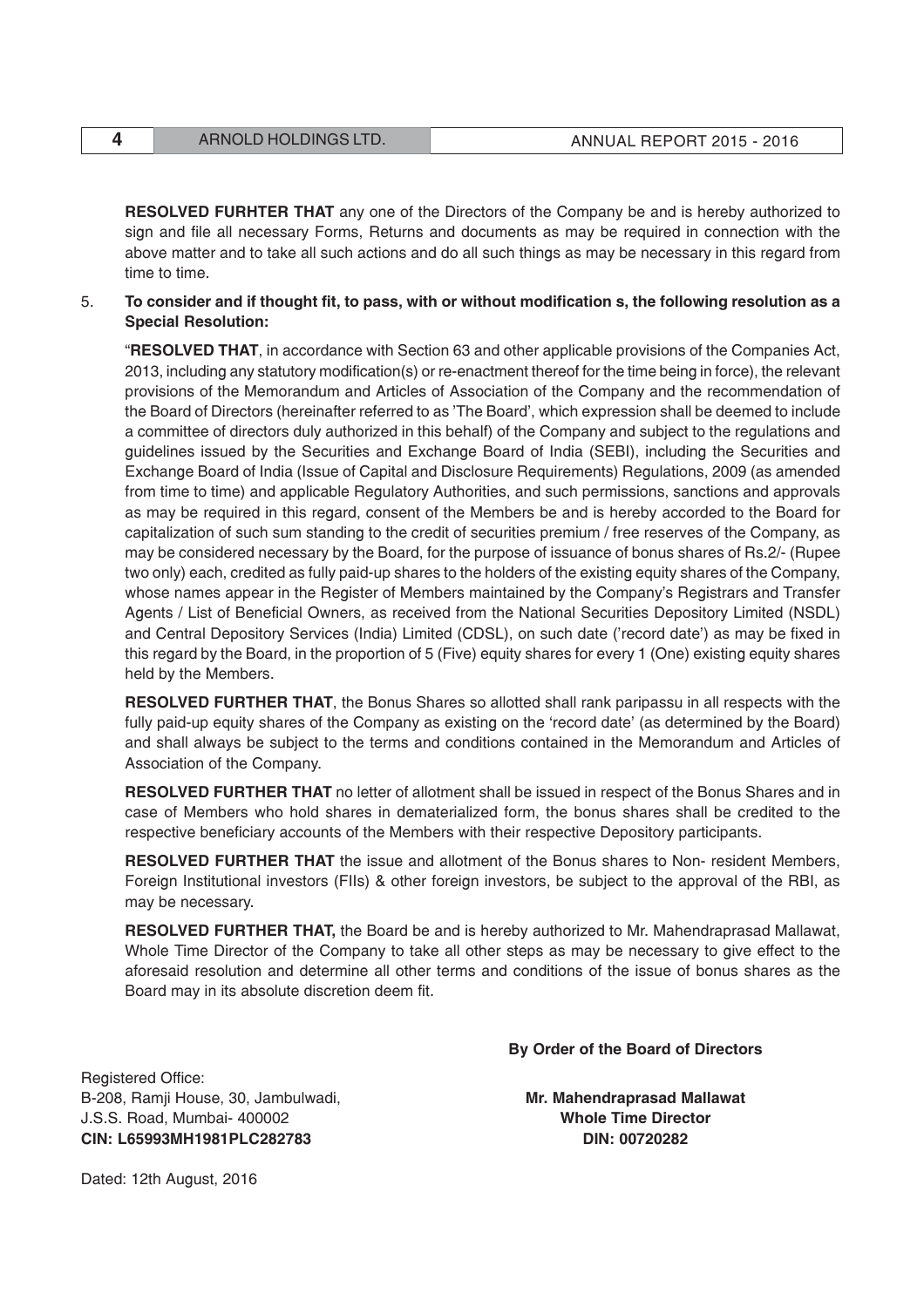**RESOLVED FURHTER THAT** any one of the Directors of the Company be and is hereby authorized to sign and file all necessary Forms, Returns and documents as may be required in connection with the above matter and to take all such actions and do all such things as may be necessary in this regard from time to time.

5. **To consider and if thought fit, to pass, with or without modification s, the following resolution as a Special Resolution:**

"**RESOLVED THAT**, in accordance with Section 63 and other applicable provisions of the Companies Act, 2013, including any statutory modification(s) or re-enactment thereof for the time being in force), the relevant provisions of the Memorandum and Articles of Association of the Company and the recommendation of the Board of Directors (hereinafter referred to as 'The Board', which expression shall be deemed to include a committee of directors duly authorized in this behalf) of the Company and subject to the regulations and guidelines issued by the Securities and Exchange Board of India (SEBI), including the Securities and Exchange Board of India (Issue of Capital and Disclosure Requirements) Regulations, 2009 (as amended from time to time) and applicable Regulatory Authorities, and such permissions, sanctions and approvals as may be required in this regard, consent of the Members be and is hereby accorded to the Board for capitalization of such sum standing to the credit of securities premium / free reserves of the Company, as may be considered necessary by the Board, for the purpose of issuance of bonus shares of Rs.2/- (Rupee two only) each, credited as fully paid-up shares to the holders of the existing equity shares of the Company, whose names appear in the Register of Members maintained by the Company's Registrars and Transfer Agents / List of Beneficial Owners, as received from the National Securities Depository Limited (NSDL) and Central Depository Services (India) Limited (CDSL), on such date ('record date') as may be fixed in this regard by the Board, in the proportion of 5 (Five) equity shares for every 1 (One) existing equity shares held by the Members.

**RESOLVED FURTHER THAT**, the Bonus Shares so allotted shall rank paripassu in all respects with the fully paid-up equity shares of the Company as existing on the 'record date' (as determined by the Board) and shall always be subject to the terms and conditions contained in the Memorandum and Articles of Association of the Company.

**RESOLVED FURTHER THAT** no letter of allotment shall be issued in respect of the Bonus Shares and in case of Members who hold shares in dematerialized form, the bonus shares shall be credited to the respective beneficiary accounts of the Members with their respective Depository participants.

**RESOLVED FURTHER THAT** the issue and allotment of the Bonus shares to Non- resident Members, Foreign Institutional investors (FIIs) & other foreign investors, be subject to the approval of the RBI, as may be necessary.

**RESOLVED FURTHER THAT,** the Board be and is hereby authorized to Mr. Mahendraprasad Mallawat, Whole Time Director of the Company to take all other steps as may be necessary to give effect to the aforesaid resolution and determine all other terms and conditions of the issue of bonus shares as the Board may in its absolute discretion deem fit.

**By Order of the Board of Directors**

Registered Office:
B-208, Ramji House, 30, Jambulwadi,
J.S.S. Road, Mumbai- 400002
**CIN: L65993MH1981PLC282783**

**Mr. Mahendraprasad Mallawat**
**Whole Time Director**
**DIN: 00720282**

Dated: 12th August, 2016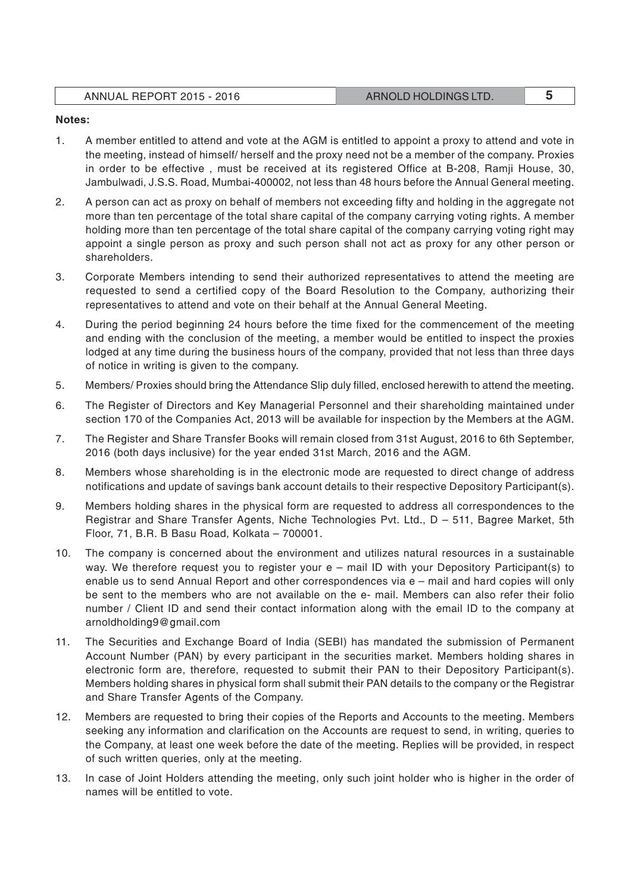**Notes:**

1. A member entitled to attend and vote at the AGM is entitled to appoint a proxy to attend and vote in the meeting, instead of himself/ herself and the proxy need not be a member of the company. Proxies in order to be effective , must be received at its registered Office at B-208, Ramji House, 30, Jambulwadi, J.S.S. Road, Mumbai-400002, not less than 48 hours before the Annual General meeting.

2. A person can act as proxy on behalf of members not exceeding fifty and holding in the aggregate not more than ten percentage of the total share capital of the company carrying voting rights. A member holding more than ten percentage of the total share capital of the company carrying voting right may appoint a single person as proxy and such person shall not act as proxy for any other person or shareholders.

3. Corporate Members intending to send their authorized representatives to attend the meeting are requested to send a certified copy of the Board Resolution to the Company, authorizing their representatives to attend and vote on their behalf at the Annual General Meeting.

4. During the period beginning 24 hours before the time fixed for the commencement of the meeting and ending with the conclusion of the meeting, a member would be entitled to inspect the proxies lodged at any time during the business hours of the company, provided that not less than three days of notice in writing is given to the company.

5. Members/ Proxies should bring the Attendance Slip duly filled, enclosed herewith to attend the meeting.

6. The Register of Directors and Key Managerial Personnel and their shareholding maintained under section 170 of the Companies Act, 2013 will be available for inspection by the Members at the AGM.

7. The Register and Share Transfer Books will remain closed from 31st August, 2016 to 6th September, 2016 (both days inclusive) for the year ended 31st March, 2016 and the AGM.

8. Members whose shareholding is in the electronic mode are requested to direct change of address notifications and update of savings bank account details to their respective Depository Participant(s).

9. Members holding shares in the physical form are requested to address all correspondences to the Registrar and Share Transfer Agents, Niche Technologies Pvt. Ltd., D – 511, Bagree Market, 5th Floor, 71, B.R. B Basu Road, Kolkata – 700001.

10. The company is concerned about the environment and utilizes natural resources in a sustainable way. We therefore request you to register your e – mail ID with your Depository Participant(s) to enable us to send Annual Report and other correspondences via e – mail and hard copies will only be sent to the members who are not available on the e- mail. Members can also refer their folio number / Client ID and send their contact information along with the email ID to the company at arnoldholding9@gmail.com

11. The Securities and Exchange Board of India (SEBI) has mandated the submission of Permanent Account Number (PAN) by every participant in the securities market. Members holding shares in electronic form are, therefore, requested to submit their PAN to their Depository Participant(s). Members holding shares in physical form shall submit their PAN details to the company or the Registrar and Share Transfer Agents of the Company.

12. Members are requested to bring their copies of the Reports and Accounts to the meeting. Members seeking any information and clarification on the Accounts are request to send, in writing, queries to the Company, at least one week before the date of the meeting. Replies will be provided, in respect of such written queries, only at the meeting.

13. In case of Joint Holders attending the meeting, only such joint holder who is higher in the order of names will be entitled to vote.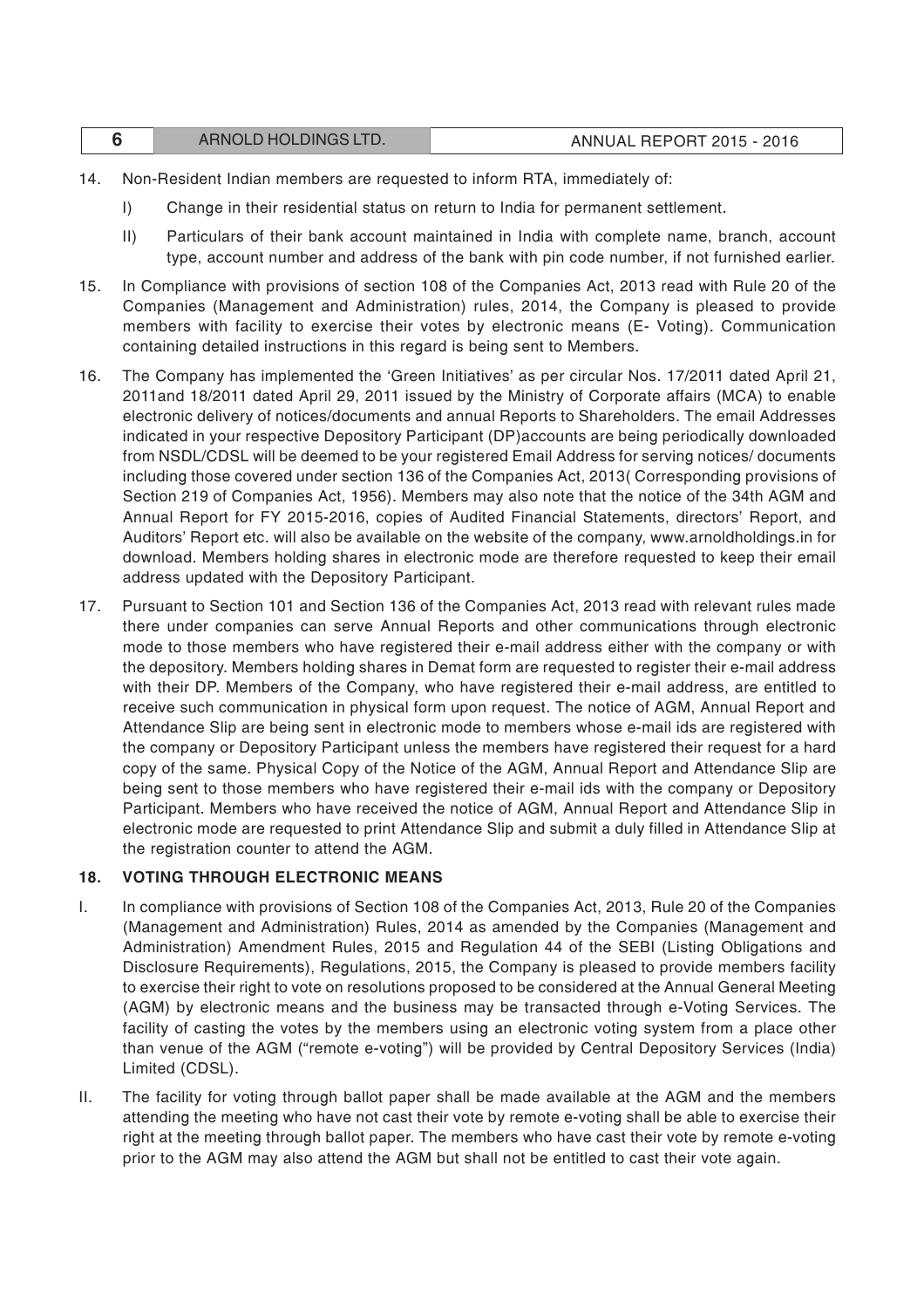14. Non-Resident Indian members are requested to inform RTA, immediately of:

    I) Change in their residential status on return to India for permanent settlement.

    II) Particulars of their bank account maintained in India with complete name, branch, account type, account number and address of the bank with pin code number, if not furnished earlier.

15. In Compliance with provisions of section 108 of the Companies Act, 2013 read with Rule 20 of the Companies (Management and Administration) rules, 2014, the Company is pleased to provide members with facility to exercise their votes by electronic means (E- Voting). Communication containing detailed instructions in this regard is being sent to Members.

16. The Company has implemented the 'Green Initiatives' as per circular Nos. 17/2011 dated April 21, 2011and 18/2011 dated April 29, 2011 issued by the Ministry of Corporate affairs (MCA) to enable electronic delivery of notices/documents and annual Reports to Shareholders. The email Addresses indicated in your respective Depository Participant (DP)accounts are being periodically downloaded from NSDL/CDSL will be deemed to be your registered Email Address for serving notices/ documents including those covered under section 136 of the Companies Act, 2013( Corresponding provisions of Section 219 of Companies Act, 1956). Members may also note that the notice of the 34th AGM and Annual Report for FY 2015-2016, copies of Audited Financial Statements, directors' Report, and Auditors' Report etc. will also be available on the website of the company, www.arnoldholdings.in for download. Members holding shares in electronic mode are therefore requested to keep their email address updated with the Depository Participant.

17. Pursuant to Section 101 and Section 136 of the Companies Act, 2013 read with relevant rules made there under companies can serve Annual Reports and other communications through electronic mode to those members who have registered their e-mail address either with the company or with the depository. Members holding shares in Demat form are requested to register their e-mail address with their DP. Members of the Company, who have registered their e-mail address, are entitled to receive such communication in physical form upon request. The notice of AGM, Annual Report and Attendance Slip are being sent in electronic mode to members whose e-mail ids are registered with the company or Depository Participant unless the members have registered their request for a hard copy of the same. Physical Copy of the Notice of the AGM, Annual Report and Attendance Slip are being sent to those members who have registered their e-mail ids with the company or Depository Participant. Members who have received the notice of AGM, Annual Report and Attendance Slip in electronic mode are requested to print Attendance Slip and submit a duly filled in Attendance Slip at the registration counter to attend the AGM.

**18. VOTING THROUGH ELECTRONIC MEANS**

I. In compliance with provisions of Section 108 of the Companies Act, 2013, Rule 20 of the Companies (Management and Administration) Rules, 2014 as amended by the Companies (Management and Administration) Amendment Rules, 2015 and Regulation 44 of the SEBI (Listing Obligations and Disclosure Requirements), Regulations, 2015, the Company is pleased to provide members facility to exercise their right to vote on resolutions proposed to be considered at the Annual General Meeting (AGM) by electronic means and the business may be transacted through e-Voting Services. The facility of casting the votes by the members using an electronic voting system from a place other than venue of the AGM ("remote e-voting") will be provided by Central Depository Services (India) Limited (CDSL).

II. The facility for voting through ballot paper shall be made available at the AGM and the members attending the meeting who have not cast their vote by remote e-voting shall be able to exercise their right at the meeting through ballot paper. The members who have cast their vote by remote e-voting prior to the AGM may also attend the AGM but shall not be entitled to cast their vote again.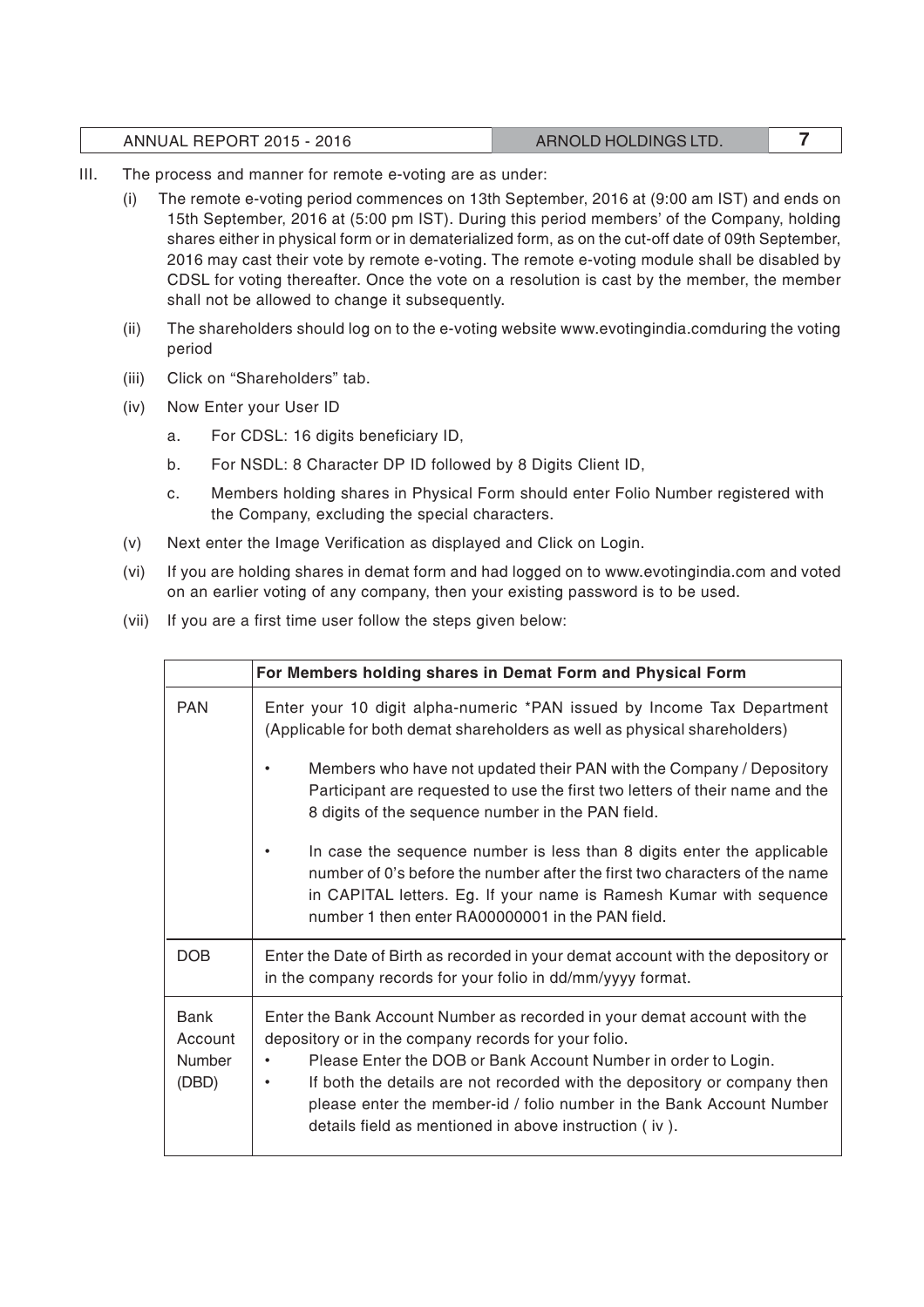III. The process and manner for remote e-voting are as under:

(i) The remote e-voting period commences on 13th September, 2016 at (9:00 am IST) and ends on 15th September, 2016 at (5:00 pm IST). During this period members' of the Company, holding shares either in physical form or in dematerialized form, as on the cut-off date of 09th September, 2016 may cast their vote by remote e-voting. The remote e-voting module shall be disabled by CDSL for voting thereafter. Once the vote on a resolution is cast by the member, the member shall not be allowed to change it subsequently.

(ii) The shareholders should log on to the e-voting website www.evotingindia.comduring the voting period

(iii) Click on "Shareholders" tab.

(iv) Now Enter your User ID

a. For CDSL: 16 digits beneficiary ID,

b. For NSDL: 8 Character DP ID followed by 8 Digits Client ID,

c. Members holding shares in Physical Form should enter Folio Number registered with the Company, excluding the special characters.

(v) Next enter the Image Verification as displayed and Click on Login.

(vi) If you are holding shares in demat form and had logged on to www.evotingindia.com and voted on an earlier voting of any company, then your existing password is to be used.

(vii) If you are a first time user follow the steps given below:

| | **For Members holding shares in Demat Form and Physical Form** |
|---|---|
| PAN | Enter your 10 digit alpha-numeric *PAN issued by Income Tax Department (Applicable for both demat shareholders as well as physical shareholders)<br>• Members who have not updated their PAN with the Company / Depository Participant are requested to use the first two letters of their name and the 8 digits of the sequence number in the PAN field.<br>• In case the sequence number is less than 8 digits enter the applicable number of 0's before the number after the first two characters of the name in CAPITAL letters. Eg. If your name is Ramesh Kumar with sequence number 1 then enter RA00000001 in the PAN field. |
| DOB | Enter the Date of Birth as recorded in your demat account with the depository or in the company records for your folio in dd/mm/yyyy format. |
| Bank Account Number (DBD) | Enter the Bank Account Number as recorded in your demat account with the depository or in the company records for your folio.<br>• Please Enter the DOB or Bank Account Number in order to Login.<br>• If both the details are not recorded with the depository or company then please enter the member-id / folio number in the Bank Account Number details field as mentioned in above instruction ( iv ). |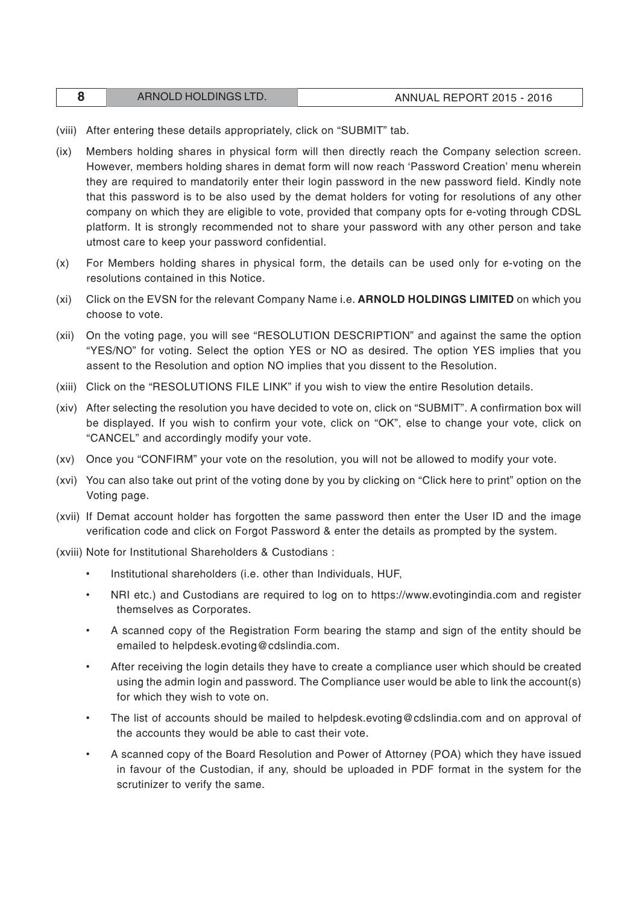(viii) After entering these details appropriately, click on "SUBMIT" tab.

(ix) Members holding shares in physical form will then directly reach the Company selection screen. However, members holding shares in demat form will now reach 'Password Creation' menu wherein they are required to mandatorily enter their login password in the new password field. Kindly note that this password is to be also used by the demat holders for voting for resolutions of any other company on which they are eligible to vote, provided that company opts for e-voting through CDSL platform. It is strongly recommended not to share your password with any other person and take utmost care to keep your password confidential.

(x) For Members holding shares in physical form, the details can be used only for e-voting on the resolutions contained in this Notice.

(xi) Click on the EVSN for the relevant Company Name i.e. **ARNOLD HOLDINGS LIMITED** on which you choose to vote.

(xii) On the voting page, you will see "RESOLUTION DESCRIPTION" and against the same the option "YES/NO" for voting. Select the option YES or NO as desired. The option YES implies that you assent to the Resolution and option NO implies that you dissent to the Resolution.

(xiii) Click on the "RESOLUTIONS FILE LINK" if you wish to view the entire Resolution details.

(xiv) After selecting the resolution you have decided to vote on, click on "SUBMIT". A confirmation box will be displayed. If you wish to confirm your vote, click on "OK", else to change your vote, click on "CANCEL" and accordingly modify your vote.

(xv) Once you "CONFIRM" your vote on the resolution, you will not be allowed to modify your vote.

(xvi) You can also take out print of the voting done by you by clicking on "Click here to print" option on the Voting page.

(xvii) If Demat account holder has forgotten the same password then enter the User ID and the image verification code and click on Forgot Password & enter the details as prompted by the system.

(xviii) Note for Institutional Shareholders & Custodians :

- Institutional shareholders (i.e. other than Individuals, HUF,
- NRI etc.) and Custodians are required to log on to https://www.evotingindia.com and register themselves as Corporates.
- A scanned copy of the Registration Form bearing the stamp and sign of the entity should be emailed to helpdesk.evoting@cdslindia.com.
- After receiving the login details they have to create a compliance user which should be created using the admin login and password. The Compliance user would be able to link the account(s) for which they wish to vote on.
- The list of accounts should be mailed to helpdesk.evoting@cdslindia.com and on approval of the accounts they would be able to cast their vote.
- A scanned copy of the Board Resolution and Power of Attorney (POA) which they have issued in favour of the Custodian, if any, should be uploaded in PDF format in the system for the scrutinizer to verify the same.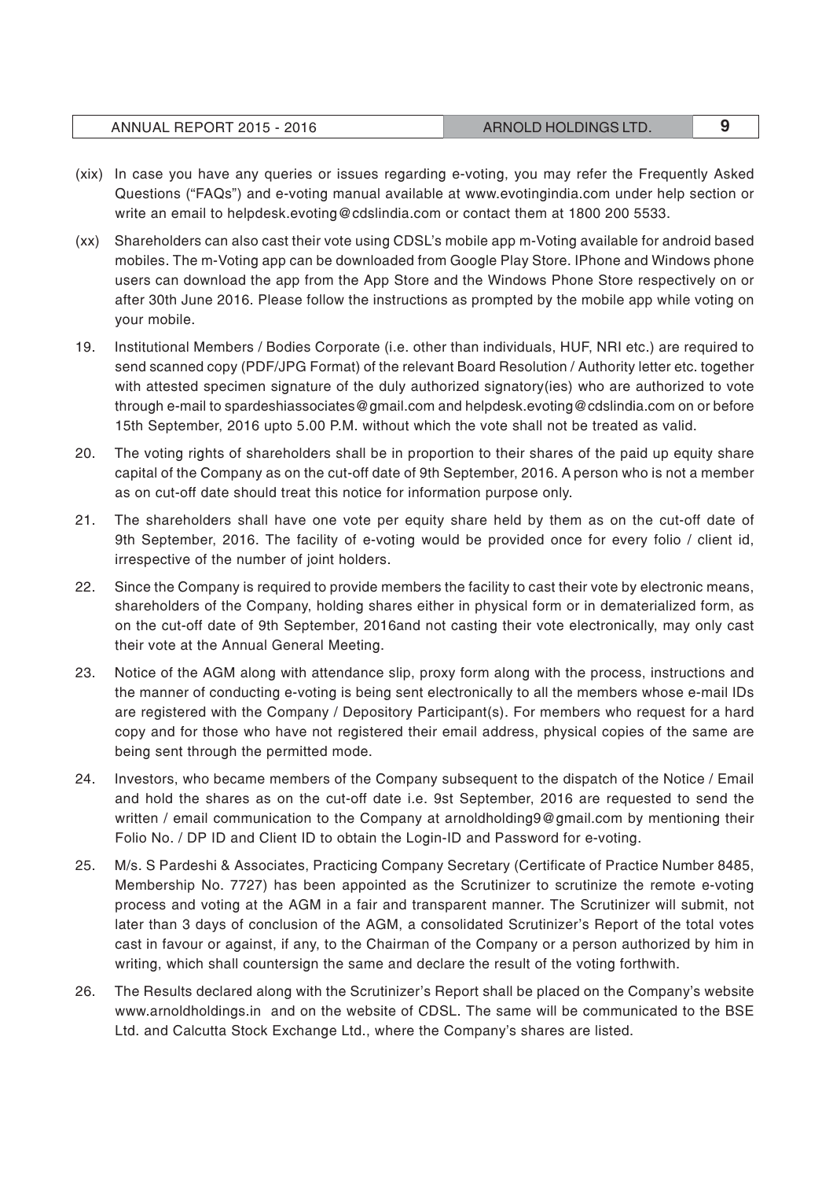(xix) In case you have any queries or issues regarding e-voting, you may refer the Frequently Asked Questions ("FAQs") and e-voting manual available at www.evotingindia.com under help section or write an email to helpdesk.evoting@cdslindia.com or contact them at 1800 200 5533.

(xx) Shareholders can also cast their vote using CDSL's mobile app m-Voting available for android based mobiles. The m-Voting app can be downloaded from Google Play Store. IPhone and Windows phone users can download the app from the App Store and the Windows Phone Store respectively on or after 30th June 2016. Please follow the instructions as prompted by the mobile app while voting on your mobile.

19. Institutional Members / Bodies Corporate (i.e. other than individuals, HUF, NRI etc.) are required to send scanned copy (PDF/JPG Format) of the relevant Board Resolution / Authority letter etc. together with attested specimen signature of the duly authorized signatory(ies) who are authorized to vote through e-mail to spardeshiassociates@gmail.com and helpdesk.evoting@cdslindia.com on or before 15th September, 2016 upto 5.00 P.M. without which the vote shall not be treated as valid.

20. The voting rights of shareholders shall be in proportion to their shares of the paid up equity share capital of the Company as on the cut-off date of 9th September, 2016. A person who is not a member as on cut-off date should treat this notice for information purpose only.

21. The shareholders shall have one vote per equity share held by them as on the cut-off date of 9th September, 2016. The facility of e-voting would be provided once for every folio / client id, irrespective of the number of joint holders.

22. Since the Company is required to provide members the facility to cast their vote by electronic means, shareholders of the Company, holding shares either in physical form or in dematerialized form, as on the cut-off date of 9th September, 2016and not casting their vote electronically, may only cast their vote at the Annual General Meeting.

23. Notice of the AGM along with attendance slip, proxy form along with the process, instructions and the manner of conducting e-voting is being sent electronically to all the members whose e-mail IDs are registered with the Company / Depository Participant(s). For members who request for a hard copy and for those who have not registered their email address, physical copies of the same are being sent through the permitted mode.

24. Investors, who became members of the Company subsequent to the dispatch of the Notice / Email and hold the shares as on the cut-off date i.e. 9st September, 2016 are requested to send the written / email communication to the Company at arnoldholding9@gmail.com by mentioning their Folio No. / DP ID and Client ID to obtain the Login-ID and Password for e-voting.

25. M/s. S Pardeshi & Associates, Practicing Company Secretary (Certificate of Practice Number 8485, Membership No. 7727) has been appointed as the Scrutinizer to scrutinize the remote e-voting process and voting at the AGM in a fair and transparent manner. The Scrutinizer will submit, not later than 3 days of conclusion of the AGM, a consolidated Scrutinizer's Report of the total votes cast in favour or against, if any, to the Chairman of the Company or a person authorized by him in writing, which shall countersign the same and declare the result of the voting forthwith.

26. The Results declared along with the Scrutinizer's Report shall be placed on the Company's website www.arnoldholdings.in and on the website of CDSL. The same will be communicated to the BSE Ltd. and Calcutta Stock Exchange Ltd., where the Company's shares are listed.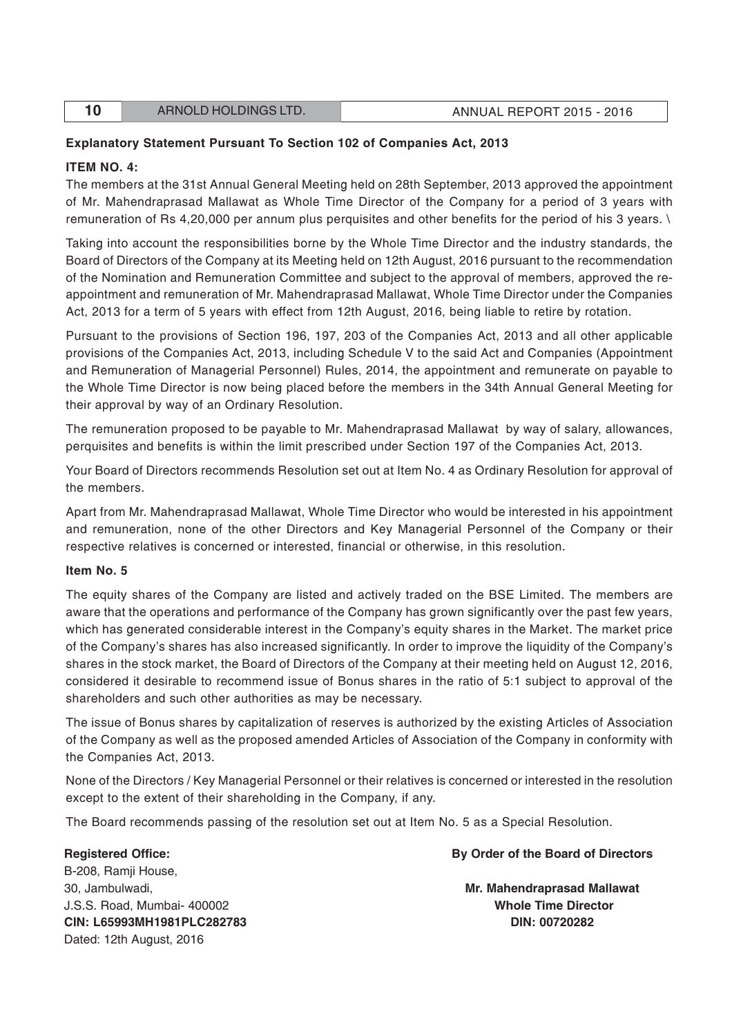**Explanatory Statement Pursuant To Section 102 of Companies Act, 2013**

**ITEM NO. 4:**

The members at the 31st Annual General Meeting held on 28th September, 2013 approved the appointment of Mr. Mahendraprasad Mallawat as Whole Time Director of the Company for a period of 3 years with remuneration of Rs 4,20,000 per annum plus perquisites and other benefits for the period of his 3 years. \

Taking into account the responsibilities borne by the Whole Time Director and the industry standards, the Board of Directors of the Company at its Meeting held on 12th August, 2016 pursuant to the recommendation of the Nomination and Remuneration Committee and subject to the approval of members, approved the re-appointment and remuneration of Mr. Mahendraprasad Mallawat, Whole Time Director under the Companies Act, 2013 for a term of 5 years with effect from 12th August, 2016, being liable to retire by rotation.

Pursuant to the provisions of Section 196, 197, 203 of the Companies Act, 2013 and all other applicable provisions of the Companies Act, 2013, including Schedule V to the said Act and Companies (Appointment and Remuneration of Managerial Personnel) Rules, 2014, the appointment and remunerate on payable to the Whole Time Director is now being placed before the members in the 34th Annual General Meeting for their approval by way of an Ordinary Resolution.

The remuneration proposed to be payable to Mr. Mahendraprasad Mallawat by way of salary, allowances, perquisites and benefits is within the limit prescribed under Section 197 of the Companies Act, 2013.

Your Board of Directors recommends Resolution set out at Item No. 4 as Ordinary Resolution for approval of the members.

Apart from Mr. Mahendraprasad Mallawat, Whole Time Director who would be interested in his appointment and remuneration, none of the other Directors and Key Managerial Personnel of the Company or their respective relatives is concerned or interested, financial or otherwise, in this resolution.

**Item No. 5**

The equity shares of the Company are listed and actively traded on the BSE Limited. The members are aware that the operations and performance of the Company has grown significantly over the past few years, which has generated considerable interest in the Company's equity shares in the Market. The market price of the Company's shares has also increased significantly. In order to improve the liquidity of the Company's shares in the stock market, the Board of Directors of the Company at their meeting held on August 12, 2016, considered it desirable to recommend issue of Bonus shares in the ratio of 5:1 subject to approval of the shareholders and such other authorities as may be necessary.

The issue of Bonus shares by capitalization of reserves is authorized by the existing Articles of Association of the Company as well as the proposed amended Articles of Association of the Company in conformity with the Companies Act, 2013.

None of the Directors / Key Managerial Personnel or their relatives is concerned or interested in the resolution except to the extent of their shareholding in the Company, if any.

The Board recommends passing of the resolution set out at Item No. 5 as a Special Resolution.

**Registered Office:**
B-208, Ramji House,
30, Jambulwadi,
J.S.S. Road, Mumbai- 400002
**CIN: L65993MH1981PLC282783**
Dated: 12th August, 2016

**By Order of the Board of Directors**

**Mr. Mahendraprasad Mallawat**
**Whole Time Director**
**DIN: 00720282**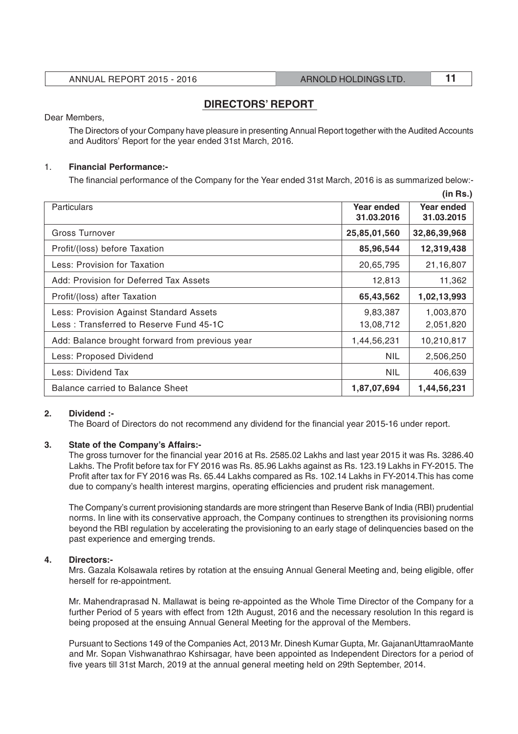## DIRECTORS' REPORT

Dear Members,

The Directors of your Company have pleasure in presenting Annual Report together with the Audited Accounts and Auditors' Report for the year ended 31st March, 2016.

1. **Financial Performance:-**

The financial performance of the Company for the Year ended 31st March, 2016 is as summarized below:-

**(in Rs.)**

| Particulars | Year ended 31.03.2016 | Year ended 31.03.2015 |
|---|---|---|
| Gross Turnover | **25,85,01,560** | **32,86,39,968** |
| Profit/(loss) before Taxation | **85,96,544** | **12,319,438** |
| Less: Provision for Taxation | 20,65,795 | 21,16,807 |
| Add: Provision for Deferred Tax Assets | 12,813 | 11,362 |
| Profit/(loss) after Taxation | **65,43,562** | **1,02,13,993** |
| Less: Provision Against Standard Assets<br>Less : Transferred to Reserve Fund 45-1C | 9,83,387<br>13,08,712 | 1,003,870<br>2,051,820 |
| Add: Balance brought forward from previous year | 1,44,56,231 | 10,210,817 |
| Less: Proposed Dividend | NIL | 2,506,250 |
| Less: Dividend Tax | NIL | 406,639 |
| Balance carried to Balance Sheet | **1,87,07,694** | **1,44,56,231** |

**2. Dividend :-**

The Board of Directors do not recommend any dividend for the financial year 2015-16 under report.

**3. State of the Company's Affairs:-**

The gross turnover for the financial year 2016 at Rs. 2585.02 Lakhs and last year 2015 it was Rs. 3286.40 Lakhs. The Profit before tax for FY 2016 was Rs. 85.96 Lakhs against as Rs. 123.19 Lakhs in FY-2015. The Profit after tax for FY 2016 was Rs. 65.44 Lakhs compared as Rs. 102.14 Lakhs in FY-2014.This has come due to company's health interest margins, operating efficiencies and prudent risk management.

The Company's current provisioning standards are more stringent than Reserve Bank of India (RBI) prudential norms. In line with its conservative approach, the Company continues to strengthen its provisioning norms beyond the RBI regulation by accelerating the provisioning to an early stage of delinquencies based on the past experience and emerging trends.

**4. Directors:-**

Mrs. Gazala Kolsawala retires by rotation at the ensuing Annual General Meeting and, being eligible, offer herself for re-appointment.

Mr. Mahendraprasad N. Mallawat is being re-appointed as the Whole Time Director of the Company for a further Period of 5 years with effect from 12th August, 2016 and the necessary resolution In this regard is being proposed at the ensuing Annual General Meeting for the approval of the Members.

Pursuant to Sections 149 of the Companies Act, 2013 Mr. Dinesh Kumar Gupta, Mr. GajananUttamraoMante and Mr. Sopan Vishwanathrao Kshirsagar, have been appointed as Independent Directors for a period of five years till 31st March, 2019 at the annual general meeting held on 29th September, 2014.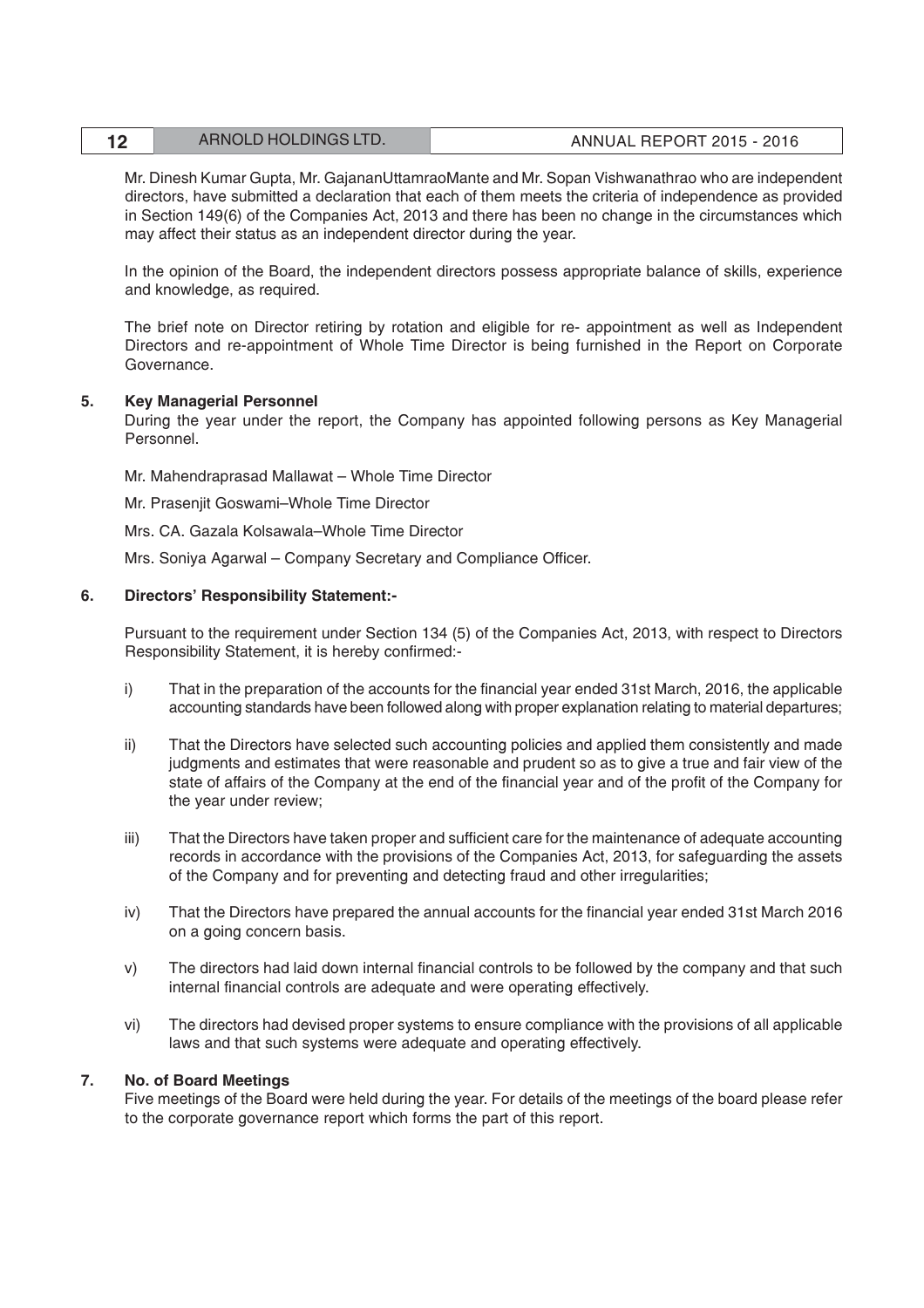Mr. Dinesh Kumar Gupta, Mr. GajananUttamraoMante and Mr. Sopan Vishwanathrao who are independent directors, have submitted a declaration that each of them meets the criteria of independence as provided in Section 149(6) of the Companies Act, 2013 and there has been no change in the circumstances which may affect their status as an independent director during the year.

In the opinion of the Board, the independent directors possess appropriate balance of skills, experience and knowledge, as required.

The brief note on Director retiring by rotation and eligible for re- appointment as well as Independent Directors and re-appointment of Whole Time Director is being furnished in the Report on Corporate Governance.

**5. Key Managerial Personnel**

During the year under the report, the Company has appointed following persons as Key Managerial Personnel.

Mr. Mahendraprasad Mallawat – Whole Time Director

Mr. Prasenjit Goswami–Whole Time Director

Mrs. CA. Gazala Kolsawala–Whole Time Director

Mrs. Soniya Agarwal – Company Secretary and Compliance Officer.

**6. Directors' Responsibility Statement:-**

Pursuant to the requirement under Section 134 (5) of the Companies Act, 2013, with respect to Directors Responsibility Statement, it is hereby confirmed:-

i) That in the preparation of the accounts for the financial year ended 31st March, 2016, the applicable accounting standards have been followed along with proper explanation relating to material departures;

ii) That the Directors have selected such accounting policies and applied them consistently and made judgments and estimates that were reasonable and prudent so as to give a true and fair view of the state of affairs of the Company at the end of the financial year and of the profit of the Company for the year under review;

iii) That the Directors have taken proper and sufficient care for the maintenance of adequate accounting records in accordance with the provisions of the Companies Act, 2013, for safeguarding the assets of the Company and for preventing and detecting fraud and other irregularities;

iv) That the Directors have prepared the annual accounts for the financial year ended 31st March 2016 on a going concern basis.

v) The directors had laid down internal financial controls to be followed by the company and that such internal financial controls are adequate and were operating effectively.

vi) The directors had devised proper systems to ensure compliance with the provisions of all applicable laws and that such systems were adequate and operating effectively.

**7. No. of Board Meetings**

Five meetings of the Board were held during the year. For details of the meetings of the board please refer to the corporate governance report which forms the part of this report.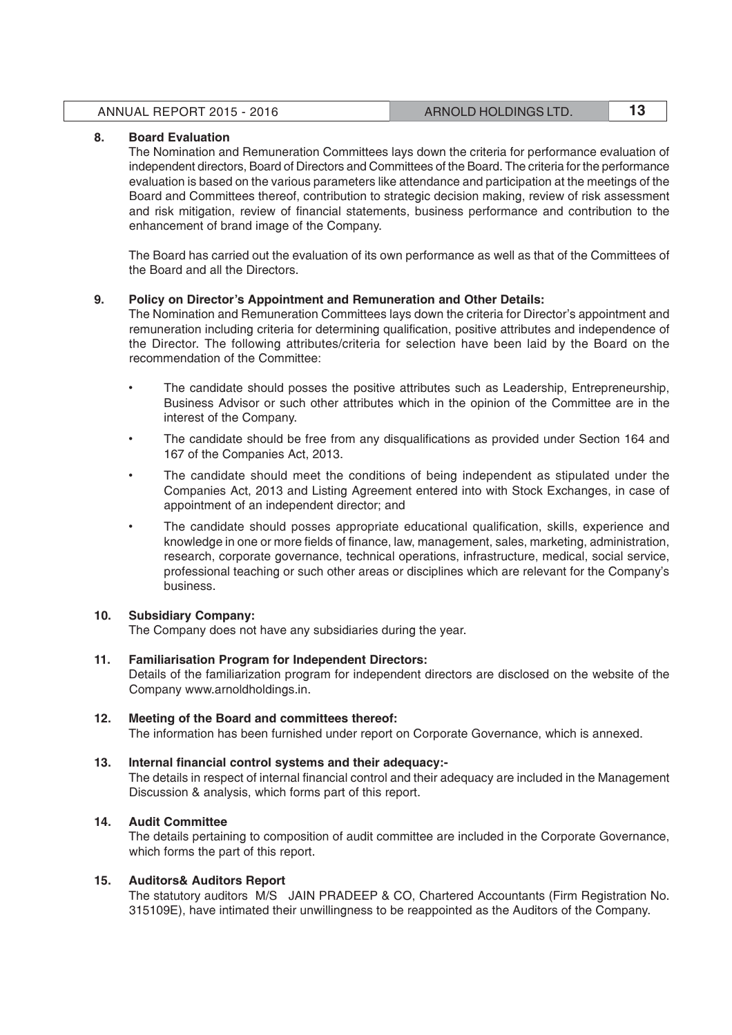**8. Board Evaluation**

The Nomination and Remuneration Committees lays down the criteria for performance evaluation of independent directors, Board of Directors and Committees of the Board. The criteria for the performance evaluation is based on the various parameters like attendance and participation at the meetings of the Board and Committees thereof, contribution to strategic decision making, review of risk assessment and risk mitigation, review of financial statements, business performance and contribution to the enhancement of brand image of the Company.

The Board has carried out the evaluation of its own performance as well as that of the Committees of the Board and all the Directors.

**9. Policy on Director's Appointment and Remuneration and Other Details:**

The Nomination and Remuneration Committees lays down the criteria for Director's appointment and remuneration including criteria for determining qualification, positive attributes and independence of the Director. The following attributes/criteria for selection have been laid by the Board on the recommendation of the Committee:

- The candidate should posses the positive attributes such as Leadership, Entrepreneurship, Business Advisor or such other attributes which in the opinion of the Committee are in the interest of the Company.
- The candidate should be free from any disqualifications as provided under Section 164 and 167 of the Companies Act, 2013.
- The candidate should meet the conditions of being independent as stipulated under the Companies Act, 2013 and Listing Agreement entered into with Stock Exchanges, in case of appointment of an independent director; and
- The candidate should posses appropriate educational qualification, skills, experience and knowledge in one or more fields of finance, law, management, sales, marketing, administration, research, corporate governance, technical operations, infrastructure, medical, social service, professional teaching or such other areas or disciplines which are relevant for the Company's business.

**10. Subsidiary Company:**

The Company does not have any subsidiaries during the year.

**11. Familiarisation Program for Independent Directors:**

Details of the familiarization program for independent directors are disclosed on the website of the Company www.arnoldholdings.in.

**12. Meeting of the Board and committees thereof:**

The information has been furnished under report on Corporate Governance, which is annexed.

**13. Internal financial control systems and their adequacy:-**

The details in respect of internal financial control and their adequacy are included in the Management Discussion & analysis, which forms part of this report.

**14. Audit Committee**

The details pertaining to composition of audit committee are included in the Corporate Governance, which forms the part of this report.

**15. Auditors& Auditors Report**

The statutory auditors M/S JAIN PRADEEP & CO, Chartered Accountants (Firm Registration No. 315109E), have intimated their unwillingness to be reappointed as the Auditors of the Company.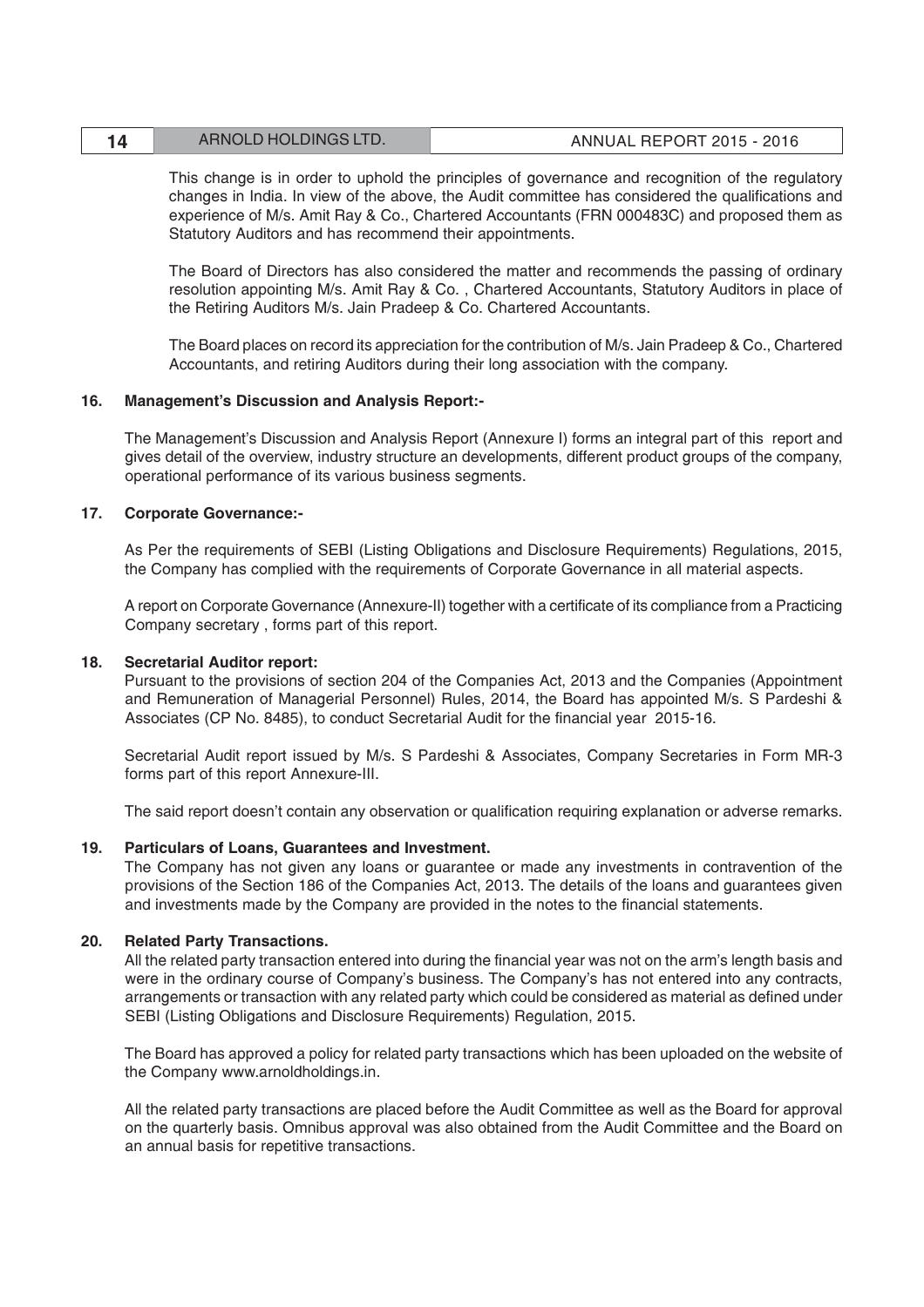This change is in order to uphold the principles of governance and recognition of the regulatory changes in India. In view of the above, the Audit committee has considered the qualifications and experience of M/s. Amit Ray & Co., Chartered Accountants (FRN 000483C) and proposed them as Statutory Auditors and has recommend their appointments.

The Board of Directors has also considered the matter and recommends the passing of ordinary resolution appointing M/s. Amit Ray & Co. , Chartered Accountants, Statutory Auditors in place of the Retiring Auditors M/s. Jain Pradeep & Co. Chartered Accountants.

The Board places on record its appreciation for the contribution of M/s. Jain Pradeep & Co., Chartered Accountants, and retiring Auditors during their long association with the company.

### 16. Management's Discussion and Analysis Report:-

The Management's Discussion and Analysis Report (Annexure I) forms an integral part of this report and gives detail of the overview, industry structure an developments, different product groups of the company, operational performance of its various business segments.

### 17. Corporate Governance:-

As Per the requirements of SEBI (Listing Obligations and Disclosure Requirements) Regulations, 2015, the Company has complied with the requirements of Corporate Governance in all material aspects.

A report on Corporate Governance (Annexure-II) together with a certificate of its compliance from a Practicing Company secretary , forms part of this report.

### 18. Secretarial Auditor report:

Pursuant to the provisions of section 204 of the Companies Act, 2013 and the Companies (Appointment and Remuneration of Managerial Personnel) Rules, 2014, the Board has appointed M/s. S Pardeshi & Associates (CP No. 8485), to conduct Secretarial Audit for the financial year 2015-16.

Secretarial Audit report issued by M/s. S Pardeshi & Associates, Company Secretaries in Form MR-3 forms part of this report Annexure-III.

The said report doesn't contain any observation or qualification requiring explanation or adverse remarks.

### 19. Particulars of Loans, Guarantees and Investment.

The Company has not given any loans or guarantee or made any investments in contravention of the provisions of the Section 186 of the Companies Act, 2013. The details of the loans and guarantees given and investments made by the Company are provided in the notes to the financial statements.

### 20. Related Party Transactions.

All the related party transaction entered into during the financial year was not on the arm's length basis and were in the ordinary course of Company's business. The Company's has not entered into any contracts, arrangements or transaction with any related party which could be considered as material as defined under SEBI (Listing Obligations and Disclosure Requirements) Regulation, 2015.

The Board has approved a policy for related party transactions which has been uploaded on the website of the Company www.arnoldholdings.in.

All the related party transactions are placed before the Audit Committee as well as the Board for approval on the quarterly basis. Omnibus approval was also obtained from the Audit Committee and the Board on an annual basis for repetitive transactions.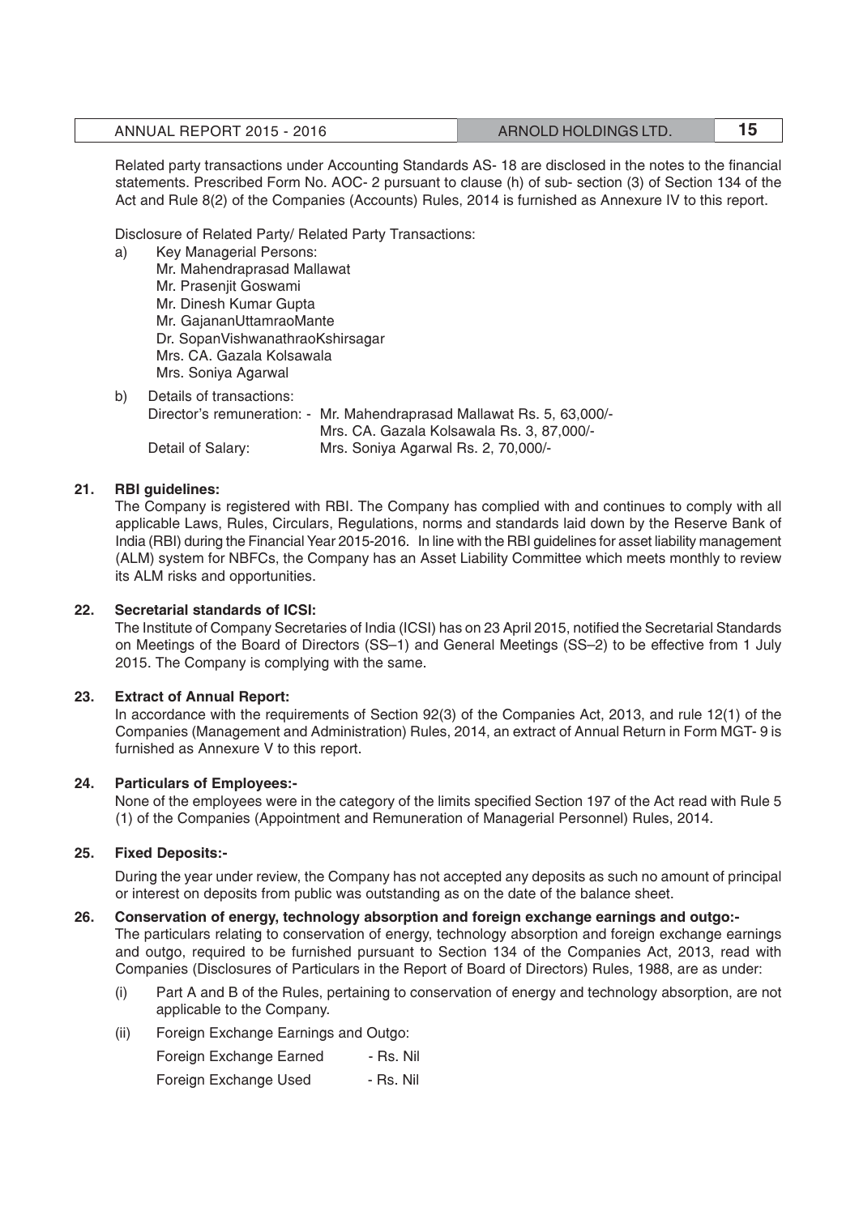Related party transactions under Accounting Standards AS- 18 are disclosed in the notes to the financial statements. Prescribed Form No. AOC- 2 pursuant to clause (h) of sub- section (3) of Section 134 of the Act and Rule 8(2) of the Companies (Accounts) Rules, 2014 is furnished as Annexure IV to this report.

Disclosure of Related Party/ Related Party Transactions:

a) Key Managerial Persons:
   Mr. Mahendraprasad Mallawat
   Mr. Prasenjit Goswami
   Mr. Dinesh Kumar Gupta
   Mr. GajananUttamraoMante
   Dr. SopanVishwanathraoKshirsagar
   Mrs. CA. Gazala Kolsawala
   Mrs. Soniya Agarwal

b) Details of transactions:
   Director's remuneration: - Mr. Mahendraprasad Mallawat Rs. 5, 63,000/-
   Mrs. CA. Gazala Kolsawala Rs. 3, 87,000/-
   Detail of Salary: Mrs. Soniya Agarwal Rs. 2, 70,000/-

**21. RBI guidelines:**

The Company is registered with RBI. The Company has complied with and continues to comply with all applicable Laws, Rules, Circulars, Regulations, norms and standards laid down by the Reserve Bank of India (RBI) during the Financial Year 2015-2016. In line with the RBI guidelines for asset liability management (ALM) system for NBFCs, the Company has an Asset Liability Committee which meets monthly to review its ALM risks and opportunities.

**22. Secretarial standards of ICSI:**

The Institute of Company Secretaries of India (ICSI) has on 23 April 2015, notified the Secretarial Standards on Meetings of the Board of Directors (SS–1) and General Meetings (SS–2) to be effective from 1 July 2015. The Company is complying with the same.

**23. Extract of Annual Report:**

In accordance with the requirements of Section 92(3) of the Companies Act, 2013, and rule 12(1) of the Companies (Management and Administration) Rules, 2014, an extract of Annual Return in Form MGT- 9 is furnished as Annexure V to this report.

**24. Particulars of Employees:-**

None of the employees were in the category of the limits specified Section 197 of the Act read with Rule 5 (1) of the Companies (Appointment and Remuneration of Managerial Personnel) Rules, 2014.

**25. Fixed Deposits:-**

During the year under review, the Company has not accepted any deposits as such no amount of principal or interest on deposits from public was outstanding as on the date of the balance sheet.

**26. Conservation of energy, technology absorption and foreign exchange earnings and outgo:-**

The particulars relating to conservation of energy, technology absorption and foreign exchange earnings and outgo, required to be furnished pursuant to Section 134 of the Companies Act, 2013, read with Companies (Disclosures of Particulars in the Report of Board of Directors) Rules, 1988, are as under:

(i) Part A and B of the Rules, pertaining to conservation of energy and technology absorption, are not applicable to the Company.

(ii) Foreign Exchange Earnings and Outgo:
   Foreign Exchange Earned - Rs. Nil
   Foreign Exchange Used - Rs. Nil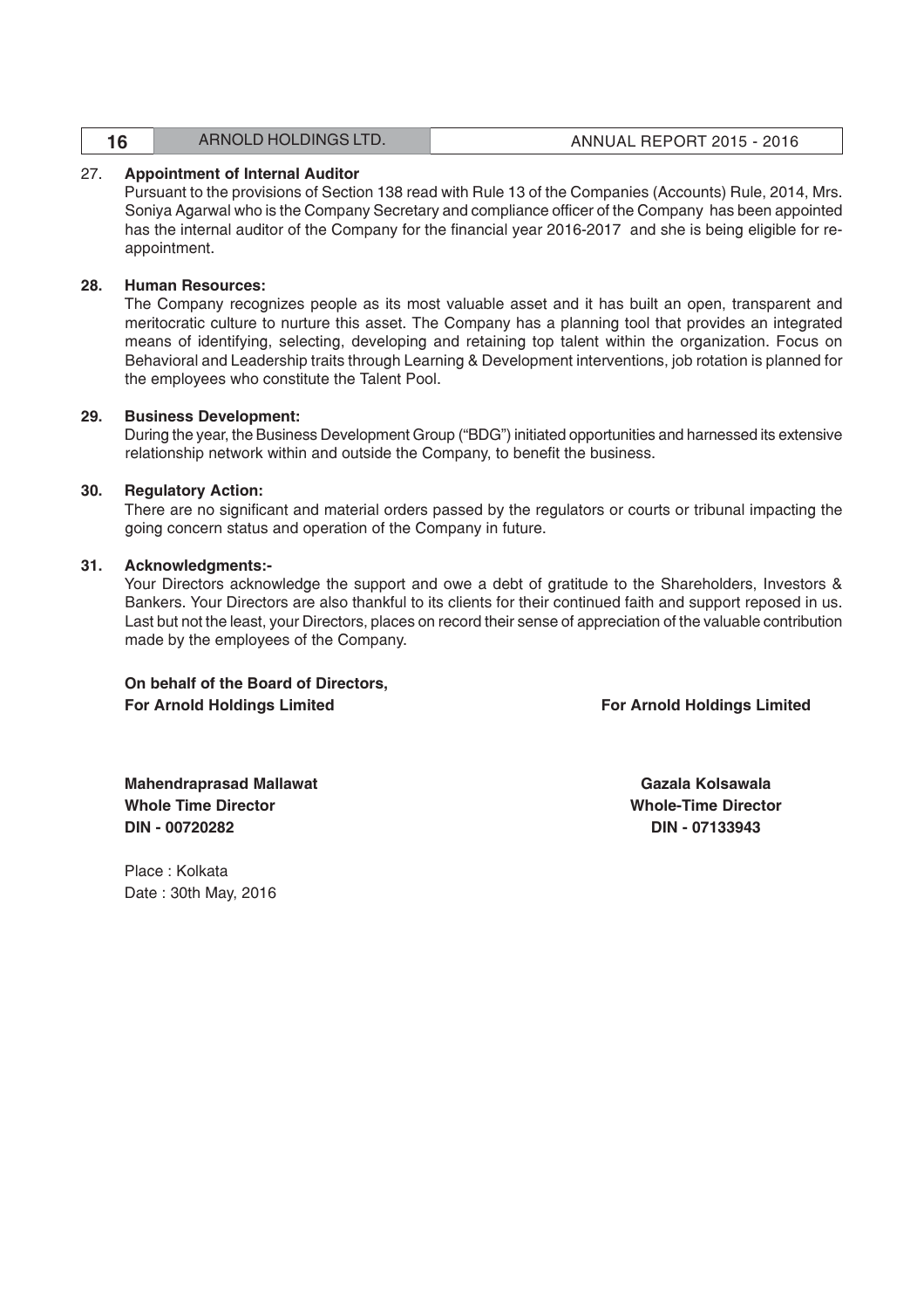27. **Appointment of Internal Auditor**

Pursuant to the provisions of Section 138 read with Rule 13 of the Companies (Accounts) Rule, 2014, Mrs. Soniya Agarwal who is the Company Secretary and compliance officer of the Company has been appointed has the internal auditor of the Company for the financial year 2016-2017 and she is being eligible for re-appointment.

28. **Human Resources:**

The Company recognizes people as its most valuable asset and it has built an open, transparent and meritocratic culture to nurture this asset. The Company has a planning tool that provides an integrated means of identifying, selecting, developing and retaining top talent within the organization. Focus on Behavioral and Leadership traits through Learning & Development interventions, job rotation is planned for the employees who constitute the Talent Pool.

29. **Business Development:**

During the year, the Business Development Group ("BDG") initiated opportunities and harnessed its extensive relationship network within and outside the Company, to benefit the business.

30. **Regulatory Action:**

There are no significant and material orders passed by the regulators or courts or tribunal impacting the going concern status and operation of the Company in future.

31. **Acknowledgments:-**

Your Directors acknowledge the support and owe a debt of gratitude to the Shareholders, Investors & Bankers. Your Directors are also thankful to its clients for their continued faith and support reposed in us. Last but not the least, your Directors, places on record their sense of appreciation of the valuable contribution made by the employees of the Company.

**On behalf of the Board of Directors,**
**For Arnold Holdings Limited**

**Mahendraprasad Mallawat**
**Whole Time Director**
**DIN - 00720282**

**For Arnold Holdings Limited**

**Gazala Kolsawala**
**Whole-Time Director**
**DIN - 07133943**

Place : Kolkata
Date : 30th May, 2016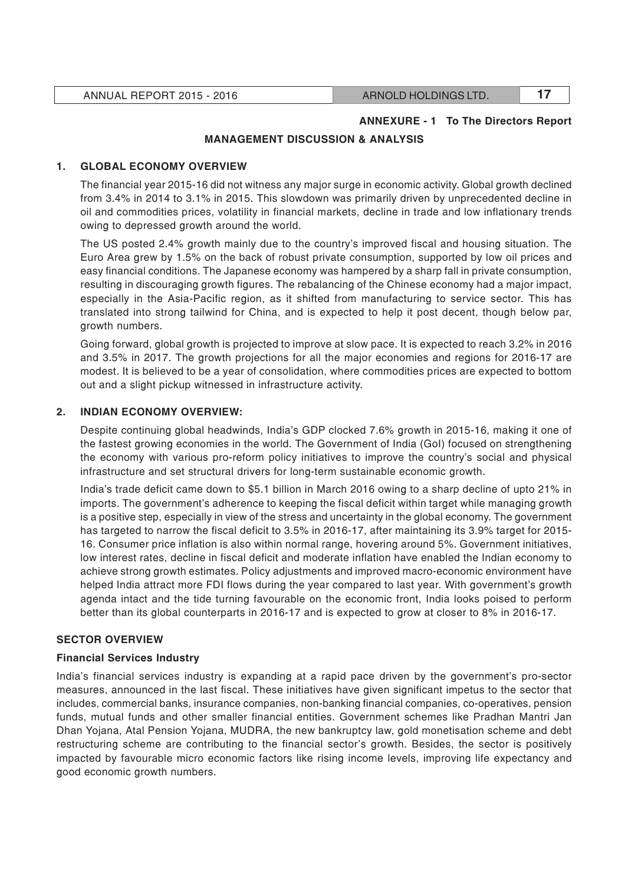**ANNEXURE - 1 To The Directors Report**

## MANAGEMENT DISCUSSION & ANALYSIS

### 1. GLOBAL ECONOMY OVERVIEW

The financial year 2015-16 did not witness any major surge in economic activity. Global growth declined from 3.4% in 2014 to 3.1% in 2015. This slowdown was primarily driven by unprecedented decline in oil and commodities prices, volatility in financial markets, decline in trade and low inflationary trends owing to depressed growth around the world.

The US posted 2.4% growth mainly due to the country's improved fiscal and housing situation. The Euro Area grew by 1.5% on the back of robust private consumption, supported by low oil prices and easy financial conditions. The Japanese economy was hampered by a sharp fall in private consumption, resulting in discouraging growth figures. The rebalancing of the Chinese economy had a major impact, especially in the Asia-Pacific region, as it shifted from manufacturing to service sector. This has translated into strong tailwind for China, and is expected to help it post decent, though below par, growth numbers.

Going forward, global growth is projected to improve at slow pace. It is expected to reach 3.2% in 2016 and 3.5% in 2017. The growth projections for all the major economies and regions for 2016-17 are modest. It is believed to be a year of consolidation, where commodities prices are expected to bottom out and a slight pickup witnessed in infrastructure activity.

### 2. INDIAN ECONOMY OVERVIEW:

Despite continuing global headwinds, India's GDP clocked 7.6% growth in 2015-16, making it one of the fastest growing economies in the world. The Government of India (GoI) focused on strengthening the economy with various pro-reform policy initiatives to improve the country's social and physical infrastructure and set structural drivers for long-term sustainable economic growth.

India's trade deficit came down to $5.1 billion in March 2016 owing to a sharp decline of upto 21% in imports. The government's adherence to keeping the fiscal deficit within target while managing growth is a positive step, especially in view of the stress and uncertainty in the global economy. The government has targeted to narrow the fiscal deficit to 3.5% in 2016-17, after maintaining its 3.9% target for 2015-16. Consumer price inflation is also within normal range, hovering around 5%. Government initiatives, low interest rates, decline in fiscal deficit and moderate inflation have enabled the Indian economy to achieve strong growth estimates. Policy adjustments and improved macro-economic environment have helped India attract more FDI flows during the year compared to last year. With government's growth agenda intact and the tide turning favourable on the economic front, India looks poised to perform better than its global counterparts in 2016-17 and is expected to grow at closer to 8% in 2016-17.

### SECTOR OVERVIEW

#### Financial Services Industry

India's financial services industry is expanding at a rapid pace driven by the government's pro-sector measures, announced in the last fiscal. These initiatives have given significant impetus to the sector that includes, commercial banks, insurance companies, non-banking financial companies, co-operatives, pension funds, mutual funds and other smaller financial entities. Government schemes like Pradhan Mantri Jan Dhan Yojana, Atal Pension Yojana, MUDRA, the new bankruptcy law, gold monetisation scheme and debt restructuring scheme are contributing to the financial sector's growth. Besides, the sector is positively impacted by favourable micro economic factors like rising income levels, improving life expectancy and good economic growth numbers.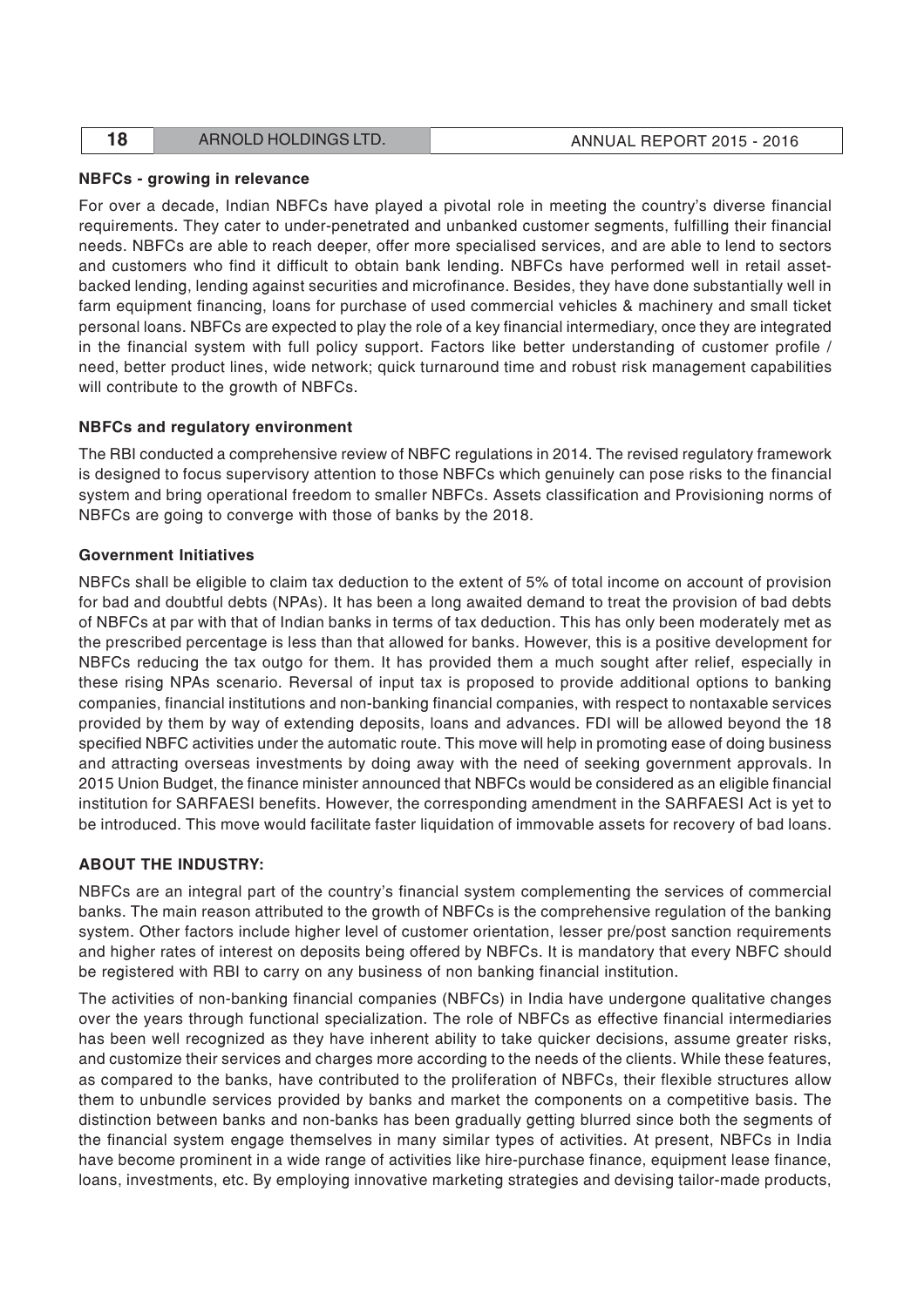**NBFCs - growing in relevance**

For over a decade, Indian NBFCs have played a pivotal role in meeting the country's diverse financial requirements. They cater to under-penetrated and unbanked customer segments, fulfilling their financial needs. NBFCs are able to reach deeper, offer more specialised services, and are able to lend to sectors and customers who find it difficult to obtain bank lending. NBFCs have performed well in retail asset-backed lending, lending against securities and microfinance. Besides, they have done substantially well in farm equipment financing, loans for purchase of used commercial vehicles & machinery and small ticket personal loans. NBFCs are expected to play the role of a key financial intermediary, once they are integrated in the financial system with full policy support. Factors like better understanding of customer profile / need, better product lines, wide network; quick turnaround time and robust risk management capabilities will contribute to the growth of NBFCs.

**NBFCs and regulatory environment**

The RBI conducted a comprehensive review of NBFC regulations in 2014. The revised regulatory framework is designed to focus supervisory attention to those NBFCs which genuinely can pose risks to the financial system and bring operational freedom to smaller NBFCs. Assets classification and Provisioning norms of NBFCs are going to converge with those of banks by the 2018.

**Government Initiatives**

NBFCs shall be eligible to claim tax deduction to the extent of 5% of total income on account of provision for bad and doubtful debts (NPAs). It has been a long awaited demand to treat the provision of bad debts of NBFCs at par with that of Indian banks in terms of tax deduction. This has only been moderately met as the prescribed percentage is less than that allowed for banks. However, this is a positive development for NBFCs reducing the tax outgo for them. It has provided them a much sought after relief, especially in these rising NPAs scenario. Reversal of input tax is proposed to provide additional options to banking companies, financial institutions and non-banking financial companies, with respect to nontaxable services provided by them by way of extending deposits, loans and advances. FDI will be allowed beyond the 18 specified NBFC activities under the automatic route. This move will help in promoting ease of doing business and attracting overseas investments by doing away with the need of seeking government approvals. In 2015 Union Budget, the finance minister announced that NBFCs would be considered as an eligible financial institution for SARFAESI benefits. However, the corresponding amendment in the SARFAESI Act is yet to be introduced. This move would facilitate faster liquidation of immovable assets for recovery of bad loans.

**ABOUT THE INDUSTRY:**

NBFCs are an integral part of the country's financial system complementing the services of commercial banks. The main reason attributed to the growth of NBFCs is the comprehensive regulation of the banking system. Other factors include higher level of customer orientation, lesser pre/post sanction requirements and higher rates of interest on deposits being offered by NBFCs. It is mandatory that every NBFC should be registered with RBI to carry on any business of non banking financial institution.

The activities of non-banking financial companies (NBFCs) in India have undergone qualitative changes over the years through functional specialization. The role of NBFCs as effective financial intermediaries has been well recognized as they have inherent ability to take quicker decisions, assume greater risks, and customize their services and charges more according to the needs of the clients. While these features, as compared to the banks, have contributed to the proliferation of NBFCs, their flexible structures allow them to unbundle services provided by banks and market the components on a competitive basis. The distinction between banks and non-banks has been gradually getting blurred since both the segments of the financial system engage themselves in many similar types of activities. At present, NBFCs in India have become prominent in a wide range of activities like hire-purchase finance, equipment lease finance, loans, investments, etc. By employing innovative marketing strategies and devising tailor-made products,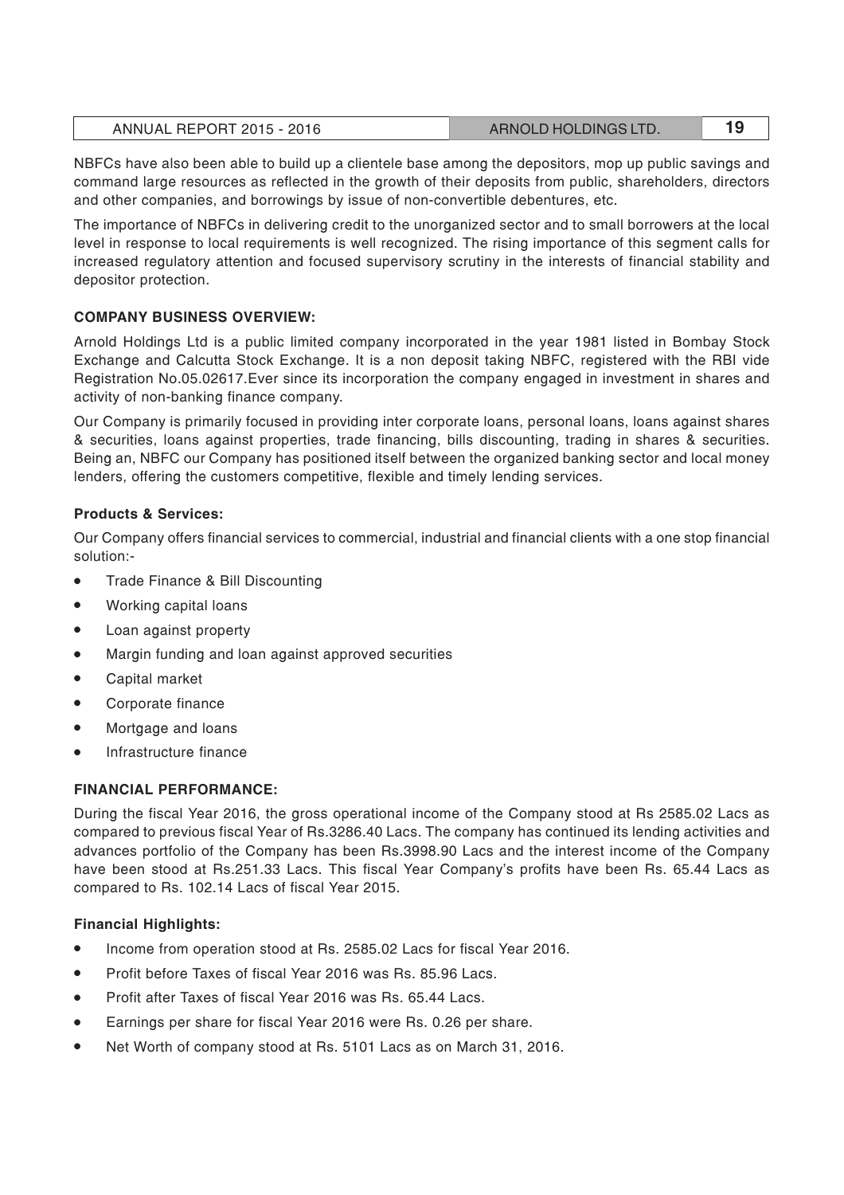NBFCs have also been able to build up a clientele base among the depositors, mop up public savings and command large resources as reflected in the growth of their deposits from public, shareholders, directors and other companies, and borrowings by issue of non-convertible debentures, etc.

The importance of NBFCs in delivering credit to the unorganized sector and to small borrowers at the local level in response to local requirements is well recognized. The rising importance of this segment calls for increased regulatory attention and focused supervisory scrutiny in the interests of financial stability and depositor protection.

### COMPANY BUSINESS OVERVIEW:

Arnold Holdings Ltd is a public limited company incorporated in the year 1981 listed in Bombay Stock Exchange and Calcutta Stock Exchange. It is a non deposit taking NBFC, registered with the RBI vide Registration No.05.02617.Ever since its incorporation the company engaged in investment in shares and activity of non-banking finance company.

Our Company is primarily focused in providing inter corporate loans, personal loans, loans against shares & securities, loans against properties, trade financing, bills discounting, trading in shares & securities. Being an, NBFC our Company has positioned itself between the organized banking sector and local money lenders, offering the customers competitive, flexible and timely lending services.

#### Products & Services:

Our Company offers financial services to commercial, industrial and financial clients with a one stop financial solution:-

- Trade Finance & Bill Discounting
- Working capital loans
- Loan against property
- Margin funding and loan against approved securities
- Capital market
- Corporate finance
- Mortgage and loans
- Infrastructure finance

### FINANCIAL PERFORMANCE:

During the fiscal Year 2016, the gross operational income of the Company stood at Rs 2585.02 Lacs as compared to previous fiscal Year of Rs.3286.40 Lacs. The company has continued its lending activities and advances portfolio of the Company has been Rs.3998.90 Lacs and the interest income of the Company have been stood at Rs.251.33 Lacs. This fiscal Year Company's profits have been Rs. 65.44 Lacs as compared to Rs. 102.14 Lacs of fiscal Year 2015.

#### Financial Highlights:

- Income from operation stood at Rs. 2585.02 Lacs for fiscal Year 2016.
- Profit before Taxes of fiscal Year 2016 was Rs. 85.96 Lacs.
- Profit after Taxes of fiscal Year 2016 was Rs. 65.44 Lacs.
- Earnings per share for fiscal Year 2016 were Rs. 0.26 per share.
- Net Worth of company stood at Rs. 5101 Lacs as on March 31, 2016.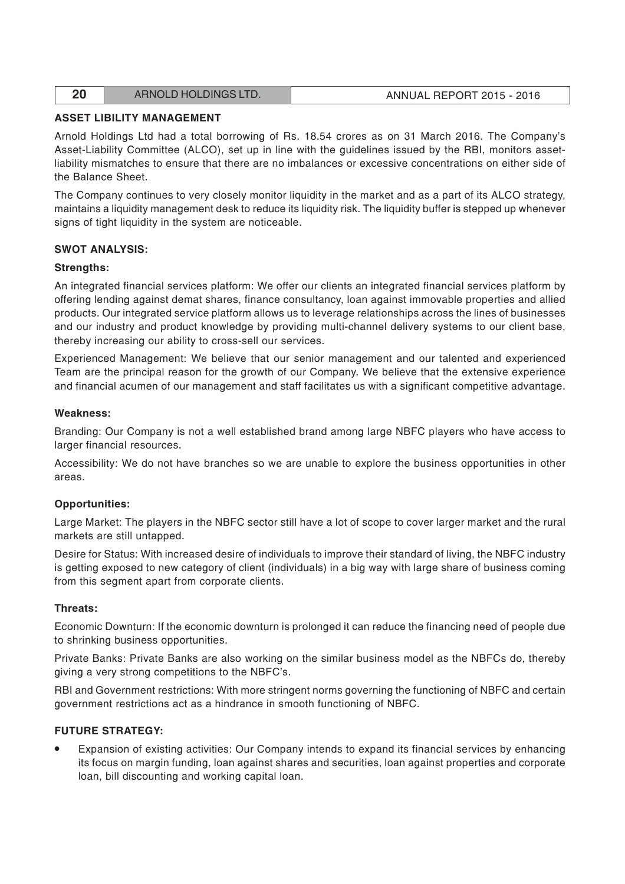## ASSET LIBILITY MANAGEMENT

Arnold Holdings Ltd had a total borrowing of Rs. 18.54 crores as on 31 March 2016. The Company's Asset-Liability Committee (ALCO), set up in line with the guidelines issued by the RBI, monitors asset-liability mismatches to ensure that there are no imbalances or excessive concentrations on either side of the Balance Sheet.

The Company continues to very closely monitor liquidity in the market and as a part of its ALCO strategy, maintains a liquidity management desk to reduce its liquidity risk. The liquidity buffer is stepped up whenever signs of tight liquidity in the system are noticeable.

## SWOT ANALYSIS:

### Strengths:

An integrated financial services platform: We offer our clients an integrated financial services platform by offering lending against demat shares, finance consultancy, loan against immovable properties and allied products. Our integrated service platform allows us to leverage relationships across the lines of businesses and our industry and product knowledge by providing multi-channel delivery systems to our client base, thereby increasing our ability to cross-sell our services.

Experienced Management: We believe that our senior management and our talented and experienced Team are the principal reason for the growth of our Company. We believe that the extensive experience and financial acumen of our management and staff facilitates us with a significant competitive advantage.

### Weakness:

Branding: Our Company is not a well established brand among large NBFC players who have access to larger financial resources.

Accessibility: We do not have branches so we are unable to explore the business opportunities in other areas.

### Opportunities:

Large Market: The players in the NBFC sector still have a lot of scope to cover larger market and the rural markets are still untapped.

Desire for Status: With increased desire of individuals to improve their standard of living, the NBFC industry is getting exposed to new category of client (individuals) in a big way with large share of business coming from this segment apart from corporate clients.

### Threats:

Economic Downturn: If the economic downturn is prolonged it can reduce the financing need of people due to shrinking business opportunities.

Private Banks: Private Banks are also working on the similar business model as the NBFCs do, thereby giving a very strong competitions to the NBFC's.

RBI and Government restrictions: With more stringent norms governing the functioning of NBFC and certain government restrictions act as a hindrance in smooth functioning of NBFC.

## FUTURE STRATEGY:

- Expansion of existing activities: Our Company intends to expand its financial services by enhancing its focus on margin funding, loan against shares and securities, loan against properties and corporate loan, bill discounting and working capital loan.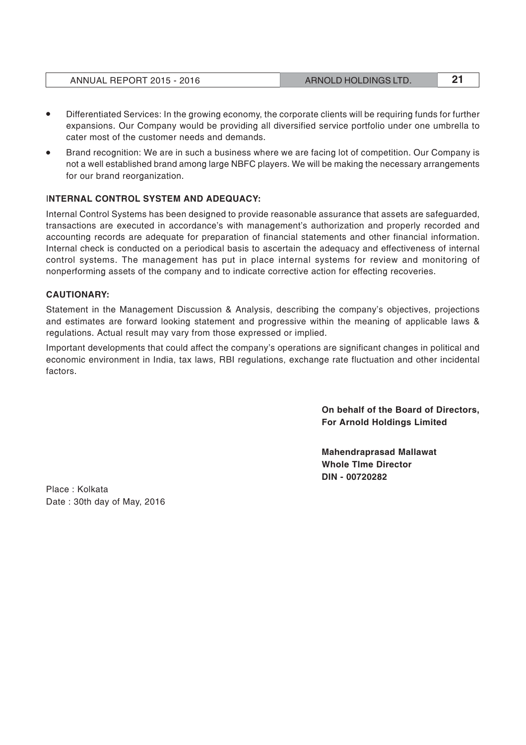- Differentiated Services: In the growing economy, the corporate clients will be requiring funds for further expansions. Our Company would be providing all diversified service portfolio under one umbrella to cater most of the customer needs and demands.
- Brand recognition: We are in such a business where we are facing lot of competition. Our Company is not a well established brand among large NBFC players. We will be making the necessary arrangements for our brand reorganization.

**INTERNAL CONTROL SYSTEM AND ADEQUACY:**

Internal Control Systems has been designed to provide reasonable assurance that assets are safeguarded, transactions are executed in accordance's with management's authorization and properly recorded and accounting records are adequate for preparation of financial statements and other financial information. Internal check is conducted on a periodical basis to ascertain the adequacy and effectiveness of internal control systems. The management has put in place internal systems for review and monitoring of nonperforming assets of the company and to indicate corrective action for effecting recoveries.

**CAUTIONARY:**

Statement in the Management Discussion & Analysis, describing the company's objectives, projections and estimates are forward looking statement and progressive within the meaning of applicable laws & regulations. Actual result may vary from those expressed or implied.

Important developments that could affect the company's operations are significant changes in political and economic environment in India, tax laws, RBI regulations, exchange rate fluctuation and other incidental factors.

**On behalf of the Board of Directors,**
**For Arnold Holdings Limited**

**Mahendraprasad Mallawat**
**Whole TIme Director**
**DIN - 00720282**

Place : Kolkata
Date : 30th day of May, 2016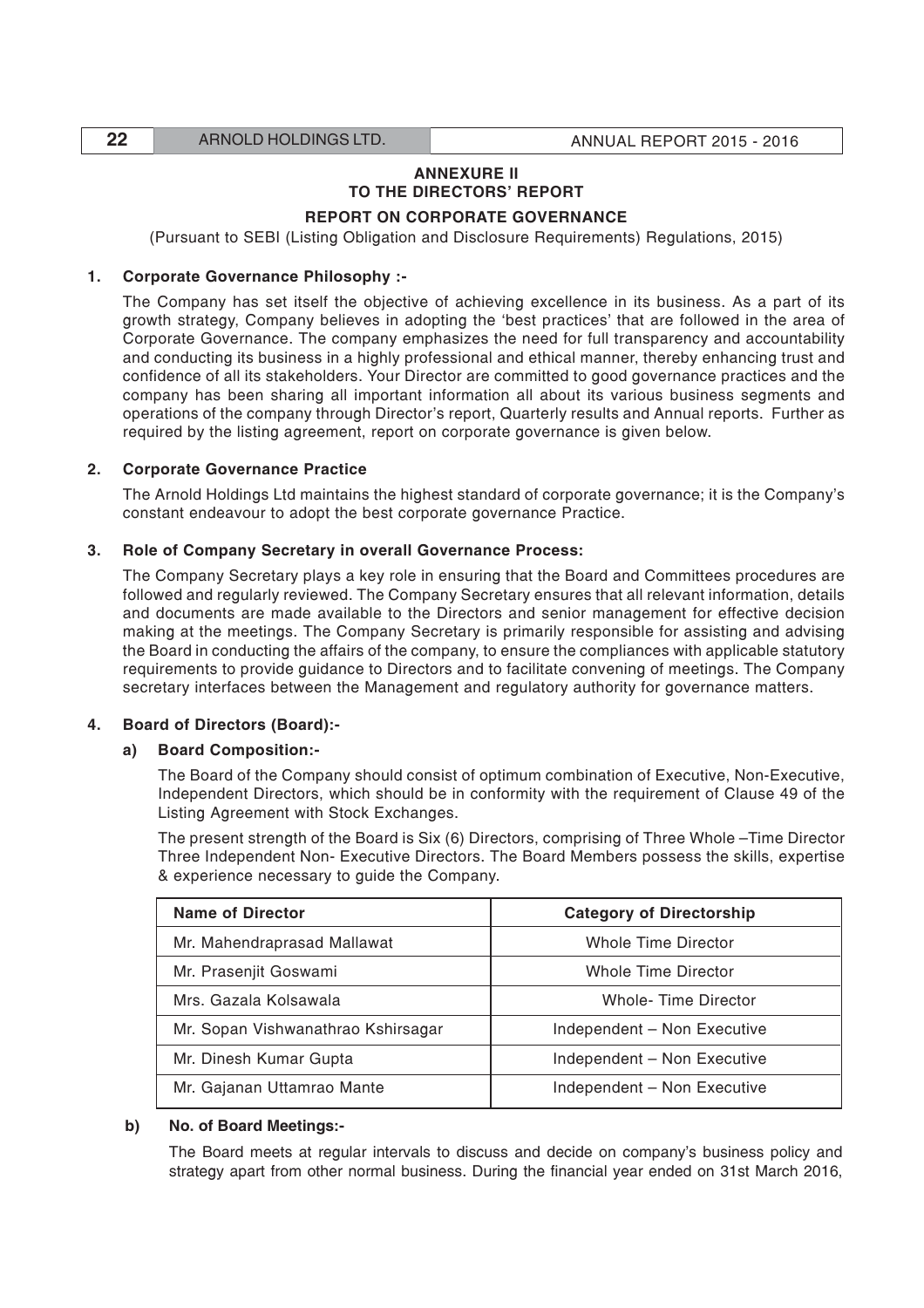## ANNEXURE II
## TO THE DIRECTORS' REPORT

### REPORT ON CORPORATE GOVERNANCE

(Pursuant to SEBI (Listing Obligation and Disclosure Requirements) Regulations, 2015)

**1. Corporate Governance Philosophy :-**

The Company has set itself the objective of achieving excellence in its business. As a part of its growth strategy, Company believes in adopting the 'best practices' that are followed in the area of Corporate Governance. The company emphasizes the need for full transparency and accountability and conducting its business in a highly professional and ethical manner, thereby enhancing trust and confidence of all its stakeholders. Your Director are committed to good governance practices and the company has been sharing all important information all about its various business segments and operations of the company through Director's report, Quarterly results and Annual reports. Further as required by the listing agreement, report on corporate governance is given below.

**2. Corporate Governance Practice**

The Arnold Holdings Ltd maintains the highest standard of corporate governance; it is the Company's constant endeavour to adopt the best corporate governance Practice.

**3. Role of Company Secretary in overall Governance Process:**

The Company Secretary plays a key role in ensuring that the Board and Committees procedures are followed and regularly reviewed. The Company Secretary ensures that all relevant information, details and documents are made available to the Directors and senior management for effective decision making at the meetings. The Company Secretary is primarily responsible for assisting and advising the Board in conducting the affairs of the company, to ensure the compliances with applicable statutory requirements to provide guidance to Directors and to facilitate convening of meetings. The Company secretary interfaces between the Management and regulatory authority for governance matters.

**4. Board of Directors (Board):-**

**a) Board Composition:-**

The Board of the Company should consist of optimum combination of Executive, Non-Executive, Independent Directors, which should be in conformity with the requirement of Clause 49 of the Listing Agreement with Stock Exchanges.

The present strength of the Board is Six (6) Directors, comprising of Three Whole –Time Director Three Independent Non- Executive Directors. The Board Members possess the skills, expertise & experience necessary to guide the Company.

| Name of Director | Category of Directorship |
|---|---|
| Mr. Mahendraprasad Mallawat | Whole Time Director |
| Mr. Prasenjit Goswami | Whole Time Director |
| Mrs. Gazala Kolsawala | Whole- Time Director |
| Mr. Sopan Vishwanathrao Kshirsagar | Independent – Non Executive |
| Mr. Dinesh Kumar Gupta | Independent – Non Executive |
| Mr. Gajanan Uttamrao Mante | Independent – Non Executive |

**b) No. of Board Meetings:-**

The Board meets at regular intervals to discuss and decide on company's business policy and strategy apart from other normal business. During the financial year ended on 31st March 2016,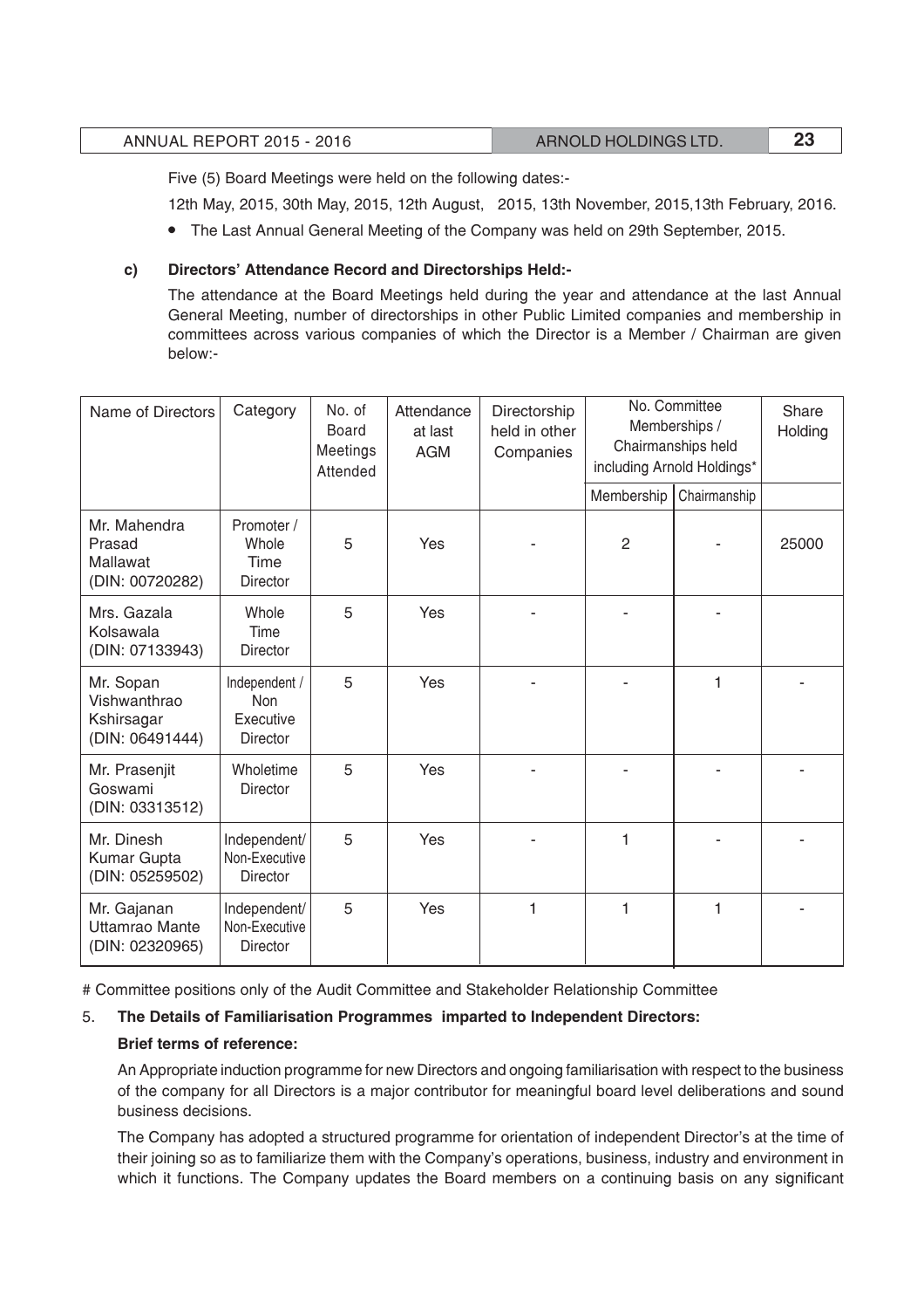Five (5) Board Meetings were held on the following dates:-

12th May, 2015, 30th May, 2015, 12th August, 2015, 13th November, 2015,13th February, 2016.

- The Last Annual General Meeting of the Company was held on 29th September, 2015.

**c) Directors' Attendance Record and Directorships Held:-**

The attendance at the Board Meetings held during the year and attendance at the last Annual General Meeting, number of directorships in other Public Limited companies and membership in committees across various companies of which the Director is a Member / Chairman are given below:-

| Name of Directors | Category | No. of Board Meetings Attended | Attendance at last AGM | Directorship held in other Companies | No. Committee Memberships / Chairmanships held including Arnold Holdings* | | Share Holding |
|---|---|---|---|---|---|---|---|
| | | | | | Membership | Chairmanship | |
| Mr. Mahendra Prasad Mallawat (DIN: 00720282) | Promoter / Whole Time Director | 5 | Yes | - | 2 | - | 25000 |
| Mrs. Gazala Kolsawala (DIN: 07133943) | Whole Time Director | 5 | Yes | - | - | - | |
| Mr. Sopan Vishwanthrao Kshirsagar (DIN: 06491444) | Independent / Non Executive Director | 5 | Yes | - | - | 1 | - |
| Mr. Prasenjit Goswami (DIN: 03313512) | Wholetime Director | 5 | Yes | - | - | - | - |
| Mr. Dinesh Kumar Gupta (DIN: 05259502) | Independent/ Non-Executive Director | 5 | Yes | - | 1 | - | - |
| Mr. Gajanan Uttamrao Mante (DIN: 02320965) | Independent/ Non-Executive Director | 5 | Yes | 1 | 1 | 1 | - |

# Committee positions only of the Audit Committee and Stakeholder Relationship Committee

5. **The Details of Familiarisation Programmes imparted to Independent Directors:**

**Brief terms of reference:**

An Appropriate induction programme for new Directors and ongoing familiarisation with respect to the business of the company for all Directors is a major contributor for meaningful board level deliberations and sound business decisions.

The Company has adopted a structured programme for orientation of independent Director's at the time of their joining so as to familiarize them with the Company's operations, business, industry and environment in which it functions. The Company updates the Board members on a continuing basis on any significant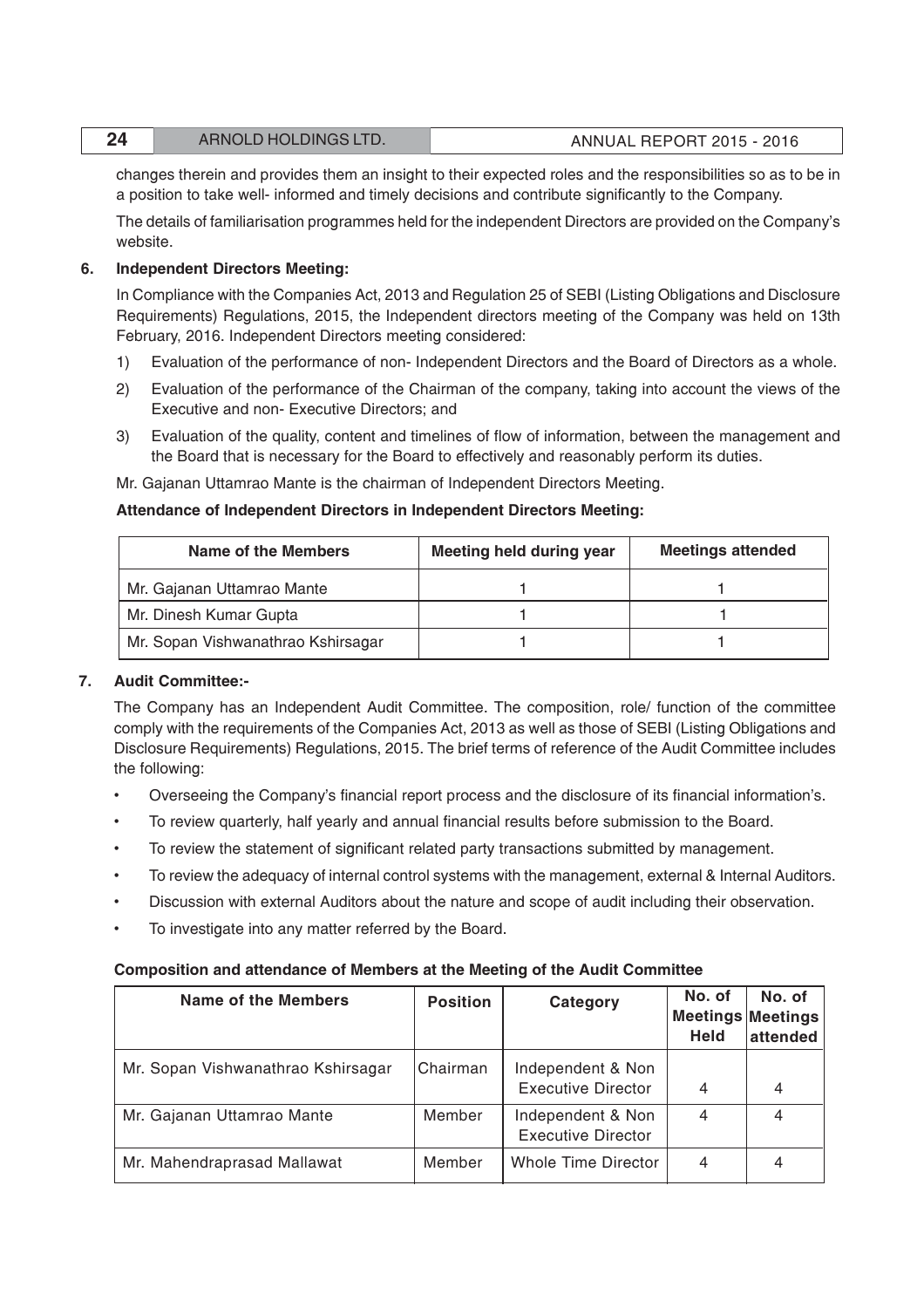changes therein and provides them an insight to their expected roles and the responsibilities so as to be in a position to take well- informed and timely decisions and contribute significantly to the Company.

The details of familiarisation programmes held for the independent Directors are provided on the Company's website.

**6. Independent Directors Meeting:**

In Compliance with the Companies Act, 2013 and Regulation 25 of SEBI (Listing Obligations and Disclosure Requirements) Regulations, 2015, the Independent directors meeting of the Company was held on 13th February, 2016. Independent Directors meeting considered:

1) Evaluation of the performance of non- Independent Directors and the Board of Directors as a whole.
2) Evaluation of the performance of the Chairman of the company, taking into account the views of the Executive and non- Executive Directors; and
3) Evaluation of the quality, content and timelines of flow of information, between the management and the Board that is necessary for the Board to effectively and reasonably perform its duties.

Mr. Gajanan Uttamrao Mante is the chairman of Independent Directors Meeting.

**Attendance of Independent Directors in Independent Directors Meeting:**

| Name of the Members | Meeting held during year | Meetings attended |
|---|---|---|
| Mr. Gajanan Uttamrao Mante | 1 | 1 |
| Mr. Dinesh Kumar Gupta | 1 | 1 |
| Mr. Sopan Vishwanathrao Kshirsagar | 1 | 1 |

**7. Audit Committee:-**

The Company has an Independent Audit Committee. The composition, role/ function of the committee comply with the requirements of the Companies Act, 2013 as well as those of SEBI (Listing Obligations and Disclosure Requirements) Regulations, 2015. The brief terms of reference of the Audit Committee includes the following:

- Overseeing the Company's financial report process and the disclosure of its financial information's.
- To review quarterly, half yearly and annual financial results before submission to the Board.
- To review the statement of significant related party transactions submitted by management.
- To review the adequacy of internal control systems with the management, external & Internal Auditors.
- Discussion with external Auditors about the nature and scope of audit including their observation.
- To investigate into any matter referred by the Board.

**Composition and attendance of Members at the Meeting of the Audit Committee**

| Name of the Members | Position | Category | No. of Meetings Held | No. of Meetings attended |
|---|---|---|---|---|
| Mr. Sopan Vishwanathrao Kshirsagar | Chairman | Independent & Non Executive Director | 4 | 4 |
| Mr. Gajanan Uttamrao Mante | Member | Independent & Non Executive Director | 4 | 4 |
| Mr. Mahendraprasad Mallawat | Member | Whole Time Director | 4 | 4 |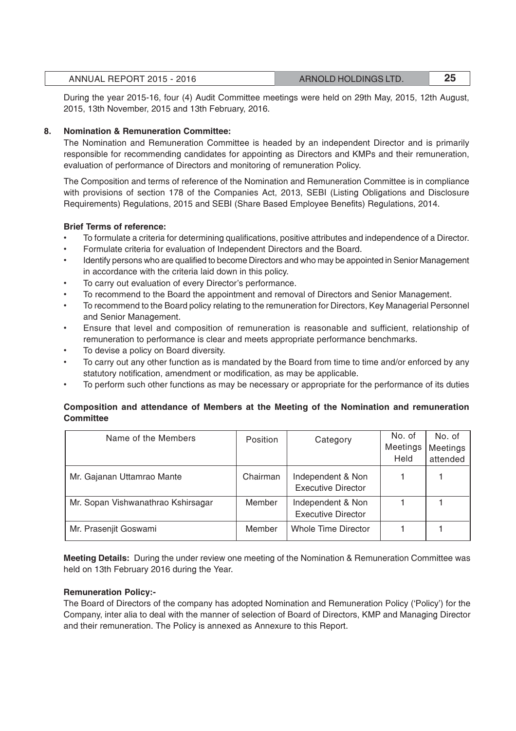During the year 2015-16, four (4) Audit Committee meetings were held on 29th May, 2015, 12th August, 2015, 13th November, 2015 and 13th February, 2016.

**8. Nomination & Remuneration Committee:**

The Nomination and Remuneration Committee is headed by an independent Director and is primarily responsible for recommending candidates for appointing as Directors and KMPs and their remuneration, evaluation of performance of Directors and monitoring of remuneration Policy.

The Composition and terms of reference of the Nomination and Remuneration Committee is in compliance with provisions of section 178 of the Companies Act, 2013, SEBI (Listing Obligations and Disclosure Requirements) Regulations, 2015 and SEBI (Share Based Employee Benefits) Regulations, 2014.

**Brief Terms of reference:**

- To formulate a criteria for determining qualifications, positive attributes and independence of a Director.
- Formulate criteria for evaluation of Independent Directors and the Board.
- Identify persons who are qualified to become Directors and who may be appointed in Senior Management in accordance with the criteria laid down in this policy.
- To carry out evaluation of every Director's performance.
- To recommend to the Board the appointment and removal of Directors and Senior Management.
- To recommend to the Board policy relating to the remuneration for Directors, Key Managerial Personnel and Senior Management.
- Ensure that level and composition of remuneration is reasonable and sufficient, relationship of remuneration to performance is clear and meets appropriate performance benchmarks.
- To devise a policy on Board diversity.
- To carry out any other function as is mandated by the Board from time to time and/or enforced by any statutory notification, amendment or modification, as may be applicable.
- To perform such other functions as may be necessary or appropriate for the performance of its duties

**Composition and attendance of Members at the Meeting of the Nomination and remuneration Committee**

| Name of the Members | Position | Category | No. of Meetings Held | No. of Meetings attended |
|---|---|---|---|---|
| Mr. Gajanan Uttamrao Mante | Chairman | Independent & Non Executive Director | 1 | 1 |
| Mr. Sopan Vishwanathrao Kshirsagar | Member | Independent & Non Executive Director | 1 | 1 |
| Mr. Prasenjit Goswami | Member | Whole Time Director | 1 | 1 |

**Meeting Details:** During the under review one meeting of the Nomination & Remuneration Committee was held on 13th February 2016 during the Year.

**Remuneration Policy:-**

The Board of Directors of the company has adopted Nomination and Remuneration Policy ('Policy') for the Company, inter alia to deal with the manner of selection of Board of Directors, KMP and Managing Director and their remuneration. The Policy is annexed as Annexure to this Report.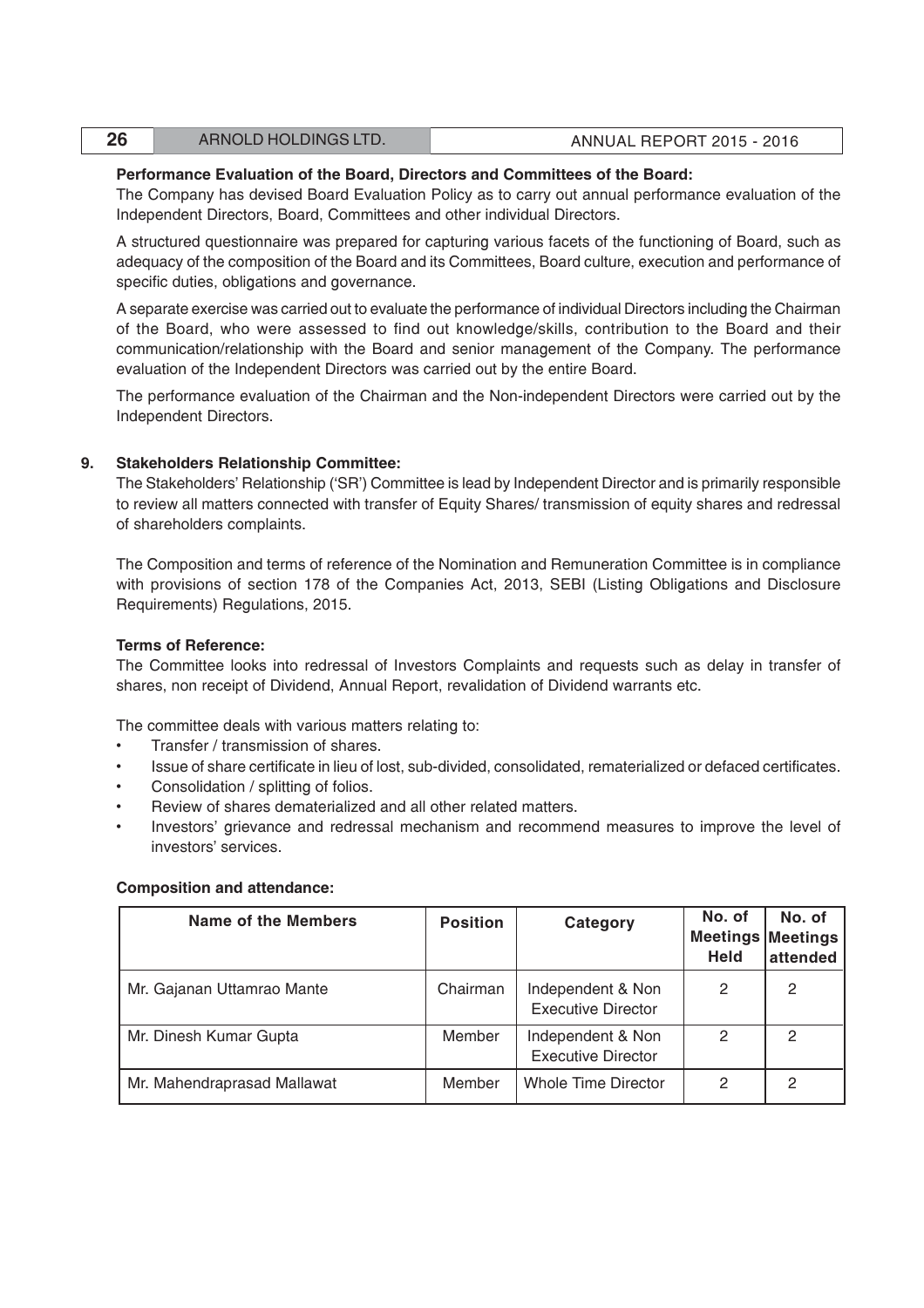**Performance Evaluation of the Board, Directors and Committees of the Board:**

The Company has devised Board Evaluation Policy as to carry out annual performance evaluation of the Independent Directors, Board, Committees and other individual Directors.

A structured questionnaire was prepared for capturing various facets of the functioning of Board, such as adequacy of the composition of the Board and its Committees, Board culture, execution and performance of specific duties, obligations and governance.

A separate exercise was carried out to evaluate the performance of individual Directors including the Chairman of the Board, who were assessed to find out knowledge/skills, contribution to the Board and their communication/relationship with the Board and senior management of the Company. The performance evaluation of the Independent Directors was carried out by the entire Board.

The performance evaluation of the Chairman and the Non-independent Directors were carried out by the Independent Directors.

**9. Stakeholders Relationship Committee:**

The Stakeholders' Relationship ('SR') Committee is lead by Independent Director and is primarily responsible to review all matters connected with transfer of Equity Shares/ transmission of equity shares and redressal of shareholders complaints.

The Composition and terms of reference of the Nomination and Remuneration Committee is in compliance with provisions of section 178 of the Companies Act, 2013, SEBI (Listing Obligations and Disclosure Requirements) Regulations, 2015.

**Terms of Reference:**

The Committee looks into redressal of Investors Complaints and requests such as delay in transfer of shares, non receipt of Dividend, Annual Report, revalidation of Dividend warrants etc.

The committee deals with various matters relating to:

- Transfer / transmission of shares.
- Issue of share certificate in lieu of lost, sub-divided, consolidated, rematerialized or defaced certificates.
- Consolidation / splitting of folios.
- Review of shares dematerialized and all other related matters.
- Investors' grievance and redressal mechanism and recommend measures to improve the level of investors' services.

**Composition and attendance:**

| Name of the Members | Position | Category | No. of Meetings Held | No. of Meetings attended |
|---|---|---|---|---|
| Mr. Gajanan Uttamrao Mante | Chairman | Independent & Non Executive Director | 2 | 2 |
| Mr. Dinesh Kumar Gupta | Member | Independent & Non Executive Director | 2 | 2 |
| Mr. Mahendraprasad Mallawat | Member | Whole Time Director | 2 | 2 |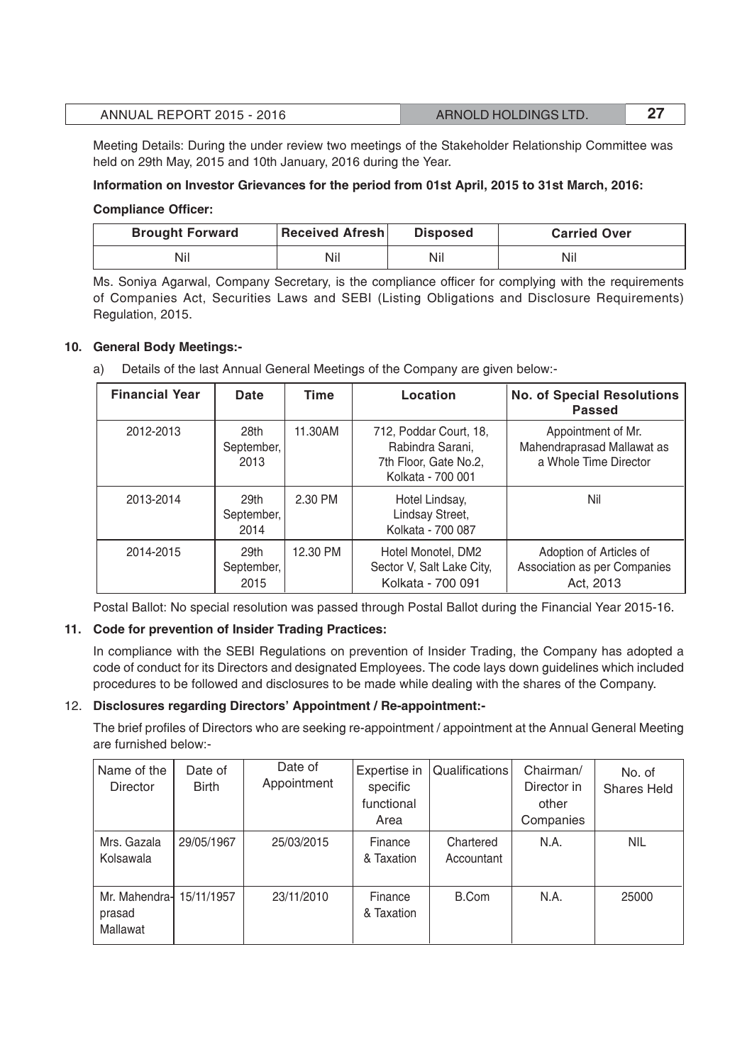Meeting Details: During the under review two meetings of the Stakeholder Relationship Committee was held on 29th May, 2015 and 10th January, 2016 during the Year.

**Information on Investor Grievances for the period from 01st April, 2015 to 31st March, 2016:**

**Compliance Officer:**

| Brought Forward | Received Afresh | Disposed | Carried Over |
|---|---|---|---|
| Nil | Nil | Nil | Nil |

Ms. Soniya Agarwal, Company Secretary, is the compliance officer for complying with the requirements of Companies Act, Securities Laws and SEBI (Listing Obligations and Disclosure Requirements) Regulation, 2015.

**10. General Body Meetings:-**

a) Details of the last Annual General Meetings of the Company are given below:-

| Financial Year | Date | Time | Location | No. of Special Resolutions Passed |
|---|---|---|---|---|
| 2012-2013 | 28th September, 2013 | 11.30AM | 712, Poddar Court, 18, Rabindra Sarani, 7th Floor, Gate No.2, Kolkata - 700 001 | Appointment of Mr. Mahendraprasad Mallawat as a Whole Time Director |
| 2013-2014 | 29th September, 2014 | 2.30 PM | Hotel Lindsay, Lindsay Street, Kolkata - 700 087 | Nil |
| 2014-2015 | 29th September, 2015 | 12.30 PM | Hotel Monotel, DM2 Sector V, Salt Lake City, Kolkata - 700 091 | Adoption of Articles of Association as per Companies Act, 2013 |

Postal Ballot: No special resolution was passed through Postal Ballot during the Financial Year 2015-16.

**11. Code for prevention of Insider Trading Practices:**

In compliance with the SEBI Regulations on prevention of Insider Trading, the Company has adopted a code of conduct for its Directors and designated Employees. The code lays down guidelines which included procedures to be followed and disclosures to be made while dealing with the shares of the Company.

**12. Disclosures regarding Directors' Appointment / Re-appointment:-**

The brief profiles of Directors who are seeking re-appointment / appointment at the Annual General Meeting are furnished below:-

| Name of the Director | Date of Birth | Date of Appointment | Expertise in specific functional Area | Qualifications | Chairman/ Director in other Companies | No. of Shares Held |
|---|---|---|---|---|---|---|
| Mrs. Gazala Kolsawala | 29/05/1967 | 25/03/2015 | Finance & Taxation | Chartered Accountant | N.A. | NIL |
| Mr. Mahendraprasad Mallawat | 15/11/1957 | 23/11/2010 | Finance & Taxation | B.Com | N.A. | 25000 |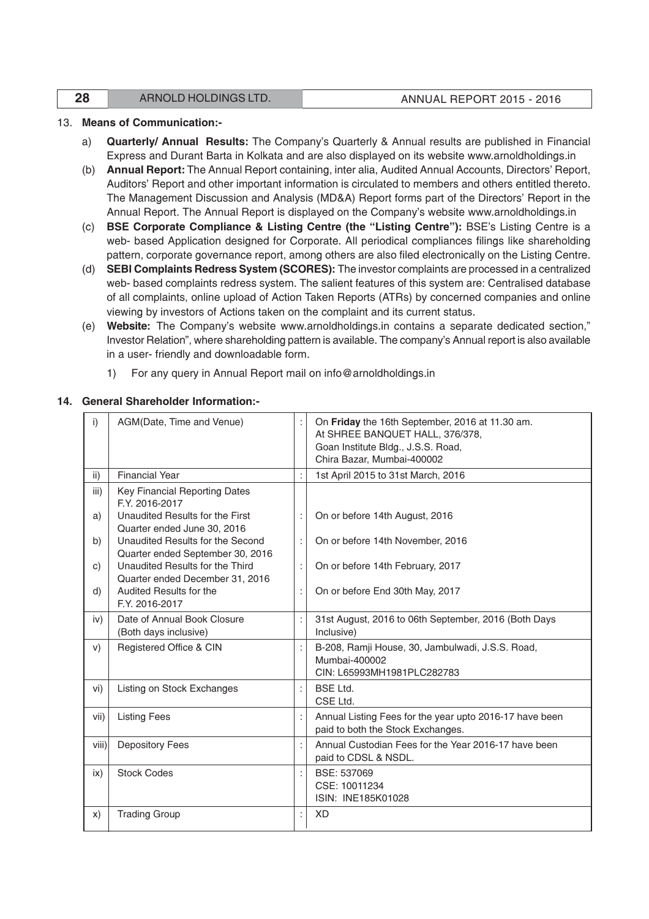## 13. Means of Communication:-

a) **Quarterly/ Annual Results:** The Company's Quarterly & Annual results are published in Financial Express and Durant Barta in Kolkata and are also displayed on its website www.arnoldholdings.in

(b) **Annual Report:** The Annual Report containing, inter alia, Audited Annual Accounts, Directors' Report, Auditors' Report and other important information is circulated to members and others entitled thereto. The Management Discussion and Analysis (MD&A) Report forms part of the Directors' Report in the Annual Report. The Annual Report is displayed on the Company's website www.arnoldholdings.in

(c) **BSE Corporate Compliance & Listing Centre (the "Listing Centre"):** BSE's Listing Centre is a web- based Application designed for Corporate. All periodical compliances filings like shareholding pattern, corporate governance report, among others are also filed electronically on the Listing Centre.

(d) **SEBI Complaints Redress System (SCORES):** The investor complaints are processed in a centralized web- based complaints redress system. The salient features of this system are: Centralised database of all complaints, online upload of Action Taken Reports (ATRs) by concerned companies and online viewing by investors of Actions taken on the complaint and its current status.

(e) **Website:** The Company's website www.arnoldholdings.in contains a separate dedicated section," Investor Relation", where shareholding pattern is available. The company's Annual report is also available in a user- friendly and downloadable form.

1) For any query in Annual Report mail on info@arnoldholdings.in

## 14. General Shareholder Information:-

| | | | |
|---|---|---|---|
| i) | AGM(Date, Time and Venue) | : | On **Friday** the 16th September, 2016 at 11.30 am.<br>At SHREE BANQUET HALL, 376/378,<br>Goan Institute Bldg., J.S.S. Road,<br>Chira Bazar, Mumbai-400002 |
| ii) | Financial Year | : | 1st April 2015 to 31st March, 2016 |
| iii) | Key Financial Reporting Dates F.Y. 2016-2017 | | |
| a) | Unaudited Results for the First Quarter ended June 30, 2016 | : | On or before 14th August, 2016 |
| b) | Unaudited Results for the Second Quarter ended September 30, 2016 | : | On or before 14th November, 2016 |
| c) | Unaudited Results for the Third Quarter ended December 31, 2016 | : | On or before 14th February, 2017 |
| d) | Audited Results for the F.Y. 2016-2017 | : | On or before End 30th May, 2017 |
| iv) | Date of Annual Book Closure (Both days inclusive) | : | 31st August, 2016 to 06th September, 2016 (Both Days Inclusive) |
| v) | Registered Office & CIN | : | B-208, Ramji House, 30, Jambulwadi, J.S.S. Road,<br>Mumbai-400002<br>CIN: L65993MH1981PLC282783 |
| vi) | Listing on Stock Exchanges | : | BSE Ltd.<br>CSE Ltd. |
| vii) | Listing Fees | : | Annual Listing Fees for the year upto 2016-17 have been paid to both the Stock Exchanges. |
| viii) | Depository Fees | : | Annual Custodian Fees for the Year 2016-17 have been paid to CDSL & NSDL. |
| ix) | Stock Codes | : | BSE: 537069<br>CSE: 10011234<br>ISIN: INE185K01028 |
| x) | Trading Group | : | XD |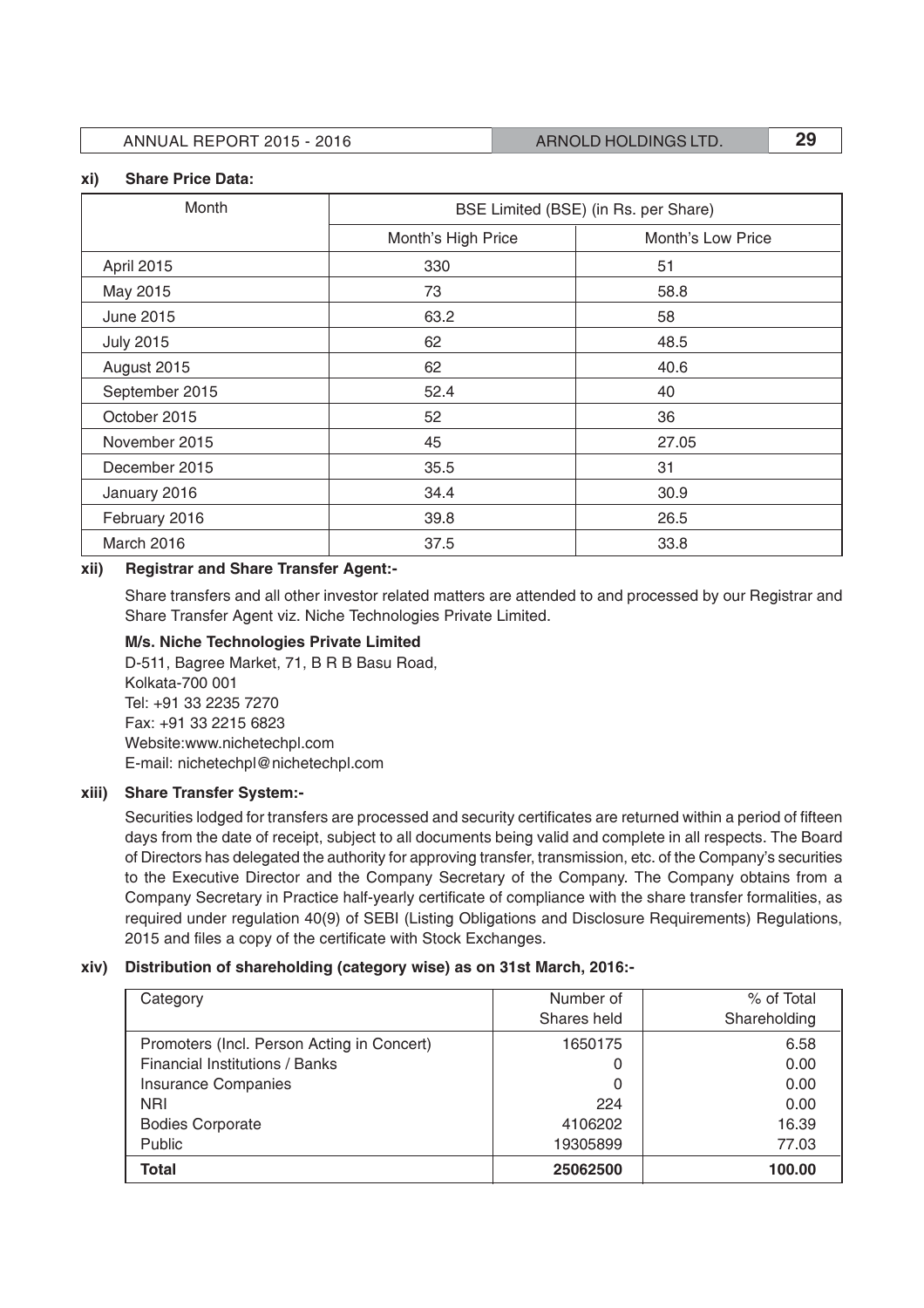**xi) Share Price Data:**

| Month | BSE Limited (BSE) (in Rs. per Share) | |
|---|---|---|
| | Month's High Price | Month's Low Price |
| April 2015 | 330 | 51 |
| May 2015 | 73 | 58.8 |
| June 2015 | 63.2 | 58 |
| July 2015 | 62 | 48.5 |
| August 2015 | 62 | 40.6 |
| September 2015 | 52.4 | 40 |
| October 2015 | 52 | 36 |
| November 2015 | 45 | 27.05 |
| December 2015 | 35.5 | 31 |
| January 2016 | 34.4 | 30.9 |
| February 2016 | 39.8 | 26.5 |
| March 2016 | 37.5 | 33.8 |

**xii) Registrar and Share Transfer Agent:-**

Share transfers and all other investor related matters are attended to and processed by our Registrar and Share Transfer Agent viz. Niche Technologies Private Limited.

**M/s. Niche Technologies Private Limited**
D-511, Bagree Market, 71, B R B Basu Road,
Kolkata-700 001
Tel: +91 33 2235 7270
Fax: +91 33 2215 6823
Website:www.nichetechpl.com
E-mail: nichetechpl@nichetechpl.com

**xiii) Share Transfer System:-**

Securities lodged for transfers are processed and security certificates are returned within a period of fifteen days from the date of receipt, subject to all documents being valid and complete in all respects. The Board of Directors has delegated the authority for approving transfer, transmission, etc. of the Company's securities to the Executive Director and the Company Secretary of the Company. The Company obtains from a Company Secretary in Practice half-yearly certificate of compliance with the share transfer formalities, as required under regulation 40(9) of SEBI (Listing Obligations and Disclosure Requirements) Regulations, 2015 and files a copy of the certificate with Stock Exchanges.

**xiv) Distribution of shareholding (category wise) as on 31st March, 2016:-**

| Category | Number of Shares held | % of Total Shareholding |
|---|---|---|
| Promoters (Incl. Person Acting in Concert) | 1650175 | 6.58 |
| Financial Institutions / Banks | 0 | 0.00 |
| Insurance Companies | 0 | 0.00 |
| NRI | 224 | 0.00 |
| Bodies Corporate | 4106202 | 16.39 |
| Public | 19305899 | 77.03 |
| **Total** | **25062500** | **100.00** |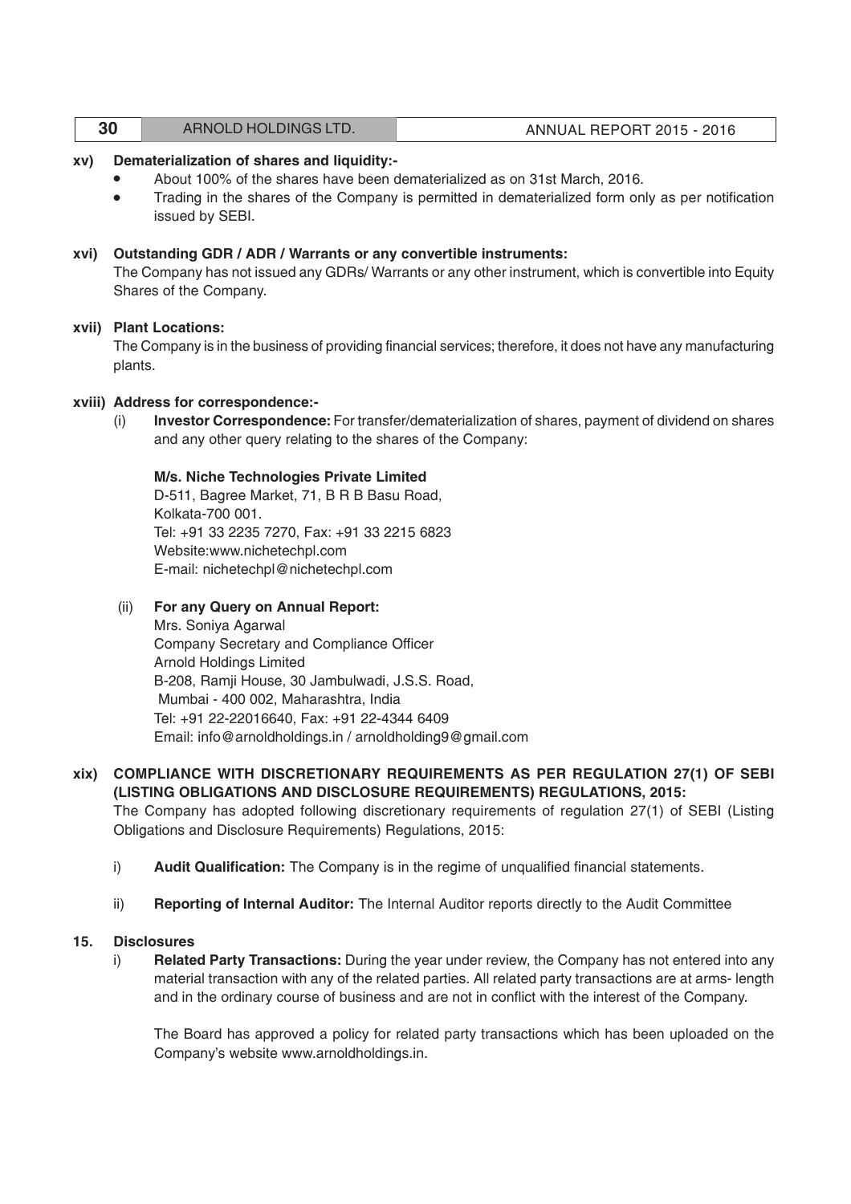**xv) Dematerialization of shares and liquidity:-**

- About 100% of the shares have been dematerialized as on 31st March, 2016.
- Trading in the shares of the Company is permitted in dematerialized form only as per notification issued by SEBI.

**xvi) Outstanding GDR / ADR / Warrants or any convertible instruments:**

The Company has not issued any GDRs/ Warrants or any other instrument, which is convertible into Equity Shares of the Company.

**xvii) Plant Locations:**

The Company is in the business of providing financial services; therefore, it does not have any manufacturing plants.

**xviii) Address for correspondence:-**

(i) **Investor Correspondence:** For transfer/dematerialization of shares, payment of dividend on shares and any other query relating to the shares of the Company:

**M/s. Niche Technologies Private Limited**
D-511, Bagree Market, 71, B R B Basu Road,
Kolkata-700 001.
Tel: +91 33 2235 7270, Fax: +91 33 2215 6823
Website:www.nichetechpl.com
E-mail: nichetechpl@nichetechpl.com

(ii) **For any Query on Annual Report:**

Mrs. Soniya Agarwal
Company Secretary and Compliance Officer
Arnold Holdings Limited
B-208, Ramji House, 30 Jambulwadi, J.S.S. Road,
Mumbai - 400 002, Maharashtra, India
Tel: +91 22-22016640, Fax: +91 22-4344 6409
Email: info@arnoldholdings.in / arnoldholding9@gmail.com

**xix) COMPLIANCE WITH DISCRETIONARY REQUIREMENTS AS PER REGULATION 27(1) OF SEBI (LISTING OBLIGATIONS AND DISCLOSURE REQUIREMENTS) REGULATIONS, 2015:**

The Company has adopted following discretionary requirements of regulation 27(1) of SEBI (Listing Obligations and Disclosure Requirements) Regulations, 2015:

i) **Audit Qualification:** The Company is in the regime of unqualified financial statements.

ii) **Reporting of Internal Auditor:** The Internal Auditor reports directly to the Audit Committee

**15. Disclosures**

i) **Related Party Transactions:** During the year under review, the Company has not entered into any material transaction with any of the related parties. All related party transactions are at arms- length and in the ordinary course of business and are not in conflict with the interest of the Company.

The Board has approved a policy for related party transactions which has been uploaded on the Company's website www.arnoldholdings.in.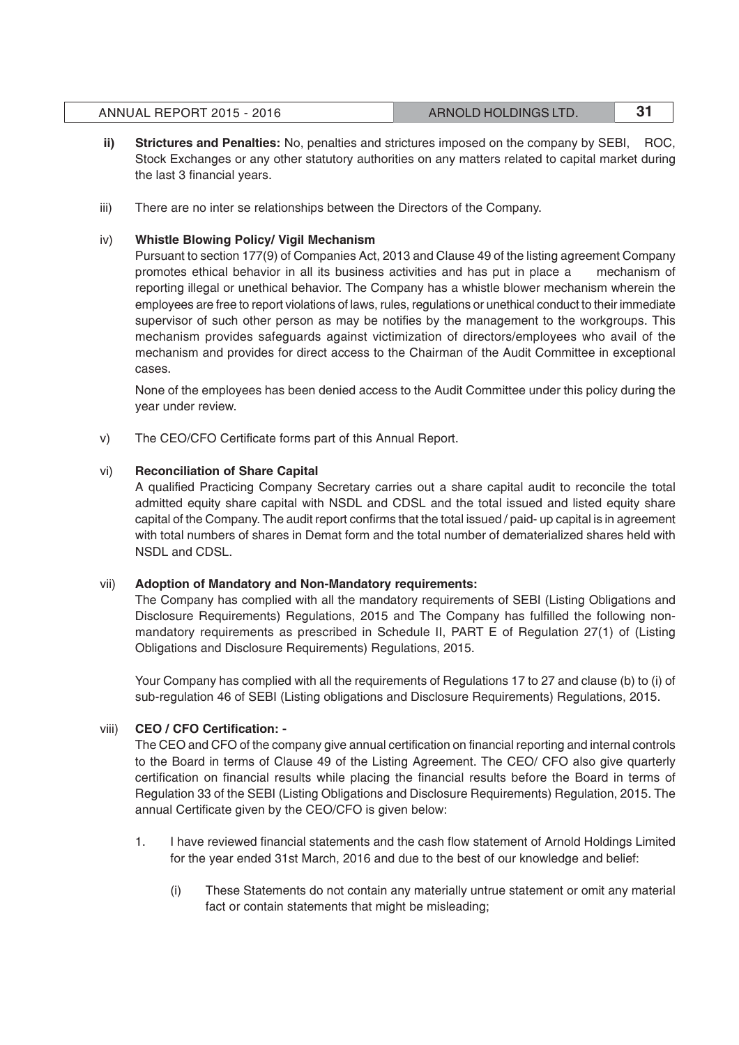**ii) Strictures and Penalties:** No, penalties and strictures imposed on the company by SEBI, ROC, Stock Exchanges or any other statutory authorities on any matters related to capital market during the last 3 financial years.

iii) There are no inter se relationships between the Directors of the Company.

iv) **Whistle Blowing Policy/ Vigil Mechanism**

Pursuant to section 177(9) of Companies Act, 2013 and Clause 49 of the listing agreement Company promotes ethical behavior in all its business activities and has put in place a mechanism of reporting illegal or unethical behavior. The Company has a whistle blower mechanism wherein the employees are free to report violations of laws, rules, regulations or unethical conduct to their immediate supervisor of such other person as may be notifies by the management to the workgroups. This mechanism provides safeguards against victimization of directors/employees who avail of the mechanism and provides for direct access to the Chairman of the Audit Committee in exceptional cases.

None of the employees has been denied access to the Audit Committee under this policy during the year under review.

v) The CEO/CFO Certificate forms part of this Annual Report.

vi) **Reconciliation of Share Capital**

A qualified Practicing Company Secretary carries out a share capital audit to reconcile the total admitted equity share capital with NSDL and CDSL and the total issued and listed equity share capital of the Company. The audit report confirms that the total issued / paid- up capital is in agreement with total numbers of shares in Demat form and the total number of dematerialized shares held with NSDL and CDSL.

vii) **Adoption of Mandatory and Non-Mandatory requirements:**

The Company has complied with all the mandatory requirements of SEBI (Listing Obligations and Disclosure Requirements) Regulations, 2015 and The Company has fulfilled the following non-mandatory requirements as prescribed in Schedule II, PART E of Regulation 27(1) of (Listing Obligations and Disclosure Requirements) Regulations, 2015.

Your Company has complied with all the requirements of Regulations 17 to 27 and clause (b) to (i) of sub-regulation 46 of SEBI (Listing obligations and Disclosure Requirements) Regulations, 2015.

viii) **CEO / CFO Certification: -**

The CEO and CFO of the company give annual certification on financial reporting and internal controls to the Board in terms of Clause 49 of the Listing Agreement. The CEO/ CFO also give quarterly certification on financial results while placing the financial results before the Board in terms of Regulation 33 of the SEBI (Listing Obligations and Disclosure Requirements) Regulation, 2015. The annual Certificate given by the CEO/CFO is given below:

1. I have reviewed financial statements and the cash flow statement of Arnold Holdings Limited for the year ended 31st March, 2016 and due to the best of our knowledge and belief:

   (i) These Statements do not contain any materially untrue statement or omit any material fact or contain statements that might be misleading;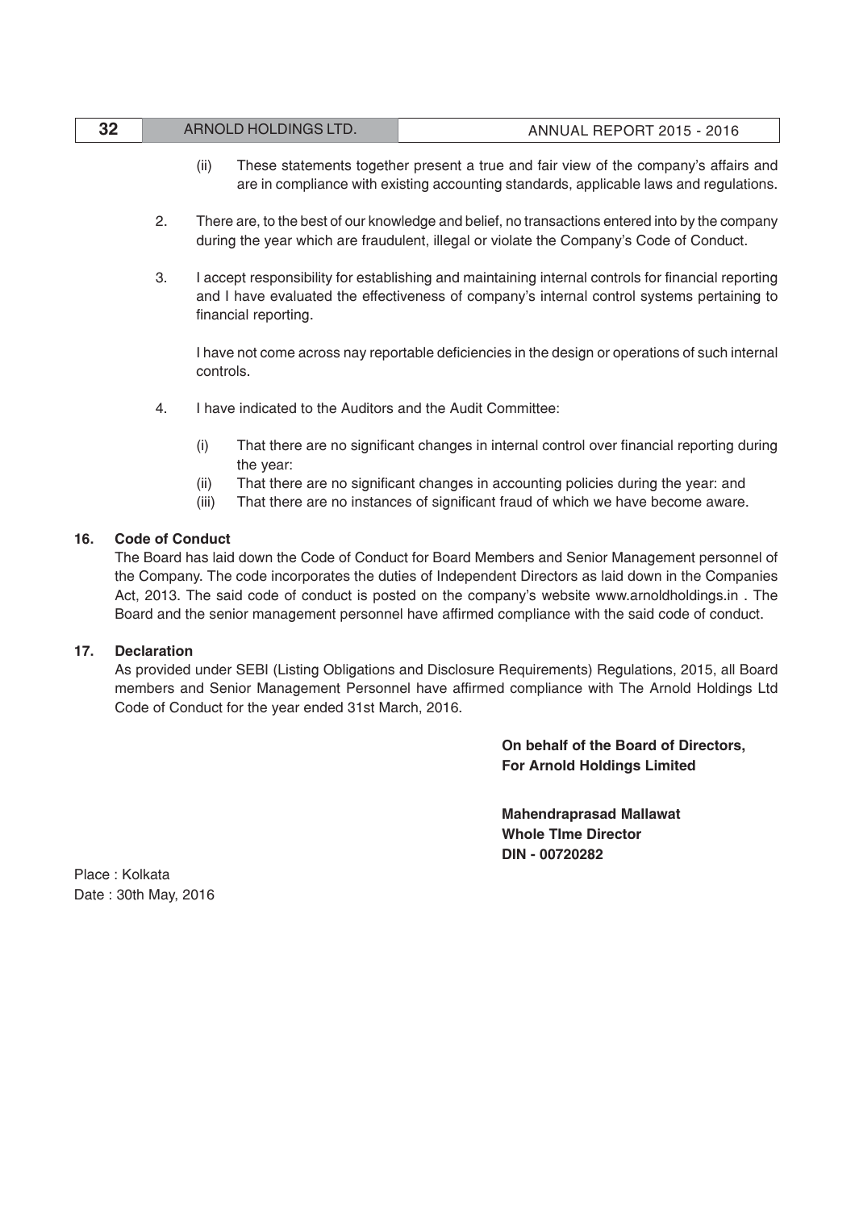(ii) These statements together present a true and fair view of the company's affairs and are in compliance with existing accounting standards, applicable laws and regulations.

2. There are, to the best of our knowledge and belief, no transactions entered into by the company during the year which are fraudulent, illegal or violate the Company's Code of Conduct.

3. I accept responsibility for establishing and maintaining internal controls for financial reporting and I have evaluated the effectiveness of company's internal control systems pertaining to financial reporting.

   I have not come across nay reportable deficiencies in the design or operations of such internal controls.

4. I have indicated to the Auditors and the Audit Committee:

   (i) That there are no significant changes in internal control over financial reporting during the year:
   
   (ii) That there are no significant changes in accounting policies during the year: and
   
   (iii) That there are no instances of significant fraud of which we have become aware.

**16. Code of Conduct**

The Board has laid down the Code of Conduct for Board Members and Senior Management personnel of the Company. The code incorporates the duties of Independent Directors as laid down in the Companies Act, 2013. The said code of conduct is posted on the company's website www.arnoldholdings.in . The Board and the senior management personnel have affirmed compliance with the said code of conduct.

**17. Declaration**

As provided under SEBI (Listing Obligations and Disclosure Requirements) Regulations, 2015, all Board members and Senior Management Personnel have affirmed compliance with The Arnold Holdings Ltd Code of Conduct for the year ended 31st March, 2016.

**On behalf of the Board of Directors,**
**For Arnold Holdings Limited**

**Mahendraprasad Mallawat**
**Whole TIme Director**
**DIN - 00720282**

Place : Kolkata
Date : 30th May, 2016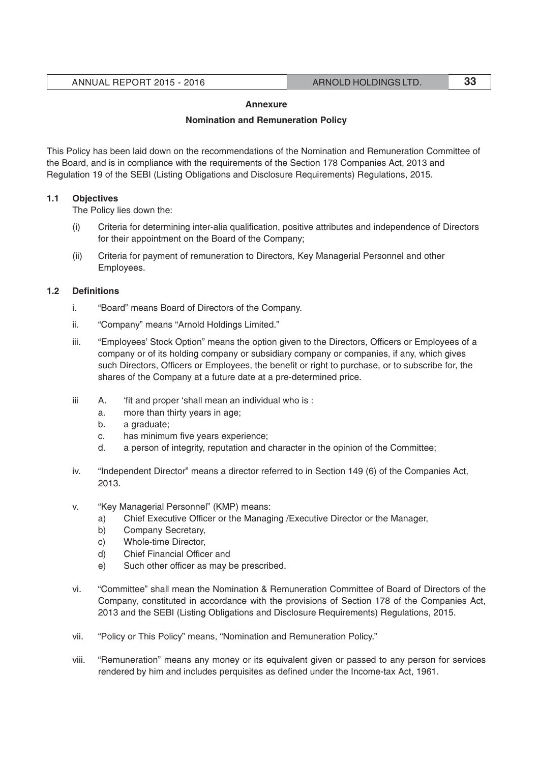**Annexure**

**Nomination and Remuneration Policy**

This Policy has been laid down on the recommendations of the Nomination and Remuneration Committee of the Board, and is in compliance with the requirements of the Section 178 Companies Act, 2013 and Regulation 19 of the SEBI (Listing Obligations and Disclosure Requirements) Regulations, 2015.

**1.1 Objectives**

The Policy lies down the:

(i) Criteria for determining inter-alia qualification, positive attributes and independence of Directors for their appointment on the Board of the Company;

(ii) Criteria for payment of remuneration to Directors, Key Managerial Personnel and other Employees.

**1.2 Definitions**

i. "Board" means Board of Directors of the Company.

ii. "Company" means "Arnold Holdings Limited."

iii. "Employees' Stock Option" means the option given to the Directors, Officers or Employees of a company or of its holding company or subsidiary company or companies, if any, which gives such Directors, Officers or Employees, the benefit or right to purchase, or to subscribe for, the shares of the Company at a future date at a pre-determined price.

iii A. 'fit and proper 'shall mean an individual who is :

a. more than thirty years in age;
b. a graduate;
c. has minimum five years experience;
d. a person of integrity, reputation and character in the opinion of the Committee;

iv. "Independent Director" means a director referred to in Section 149 (6) of the Companies Act, 2013.

v. "Key Managerial Personnel" (KMP) means:

a) Chief Executive Officer or the Managing /Executive Director or the Manager,
b) Company Secretary,
c) Whole-time Director,
d) Chief Financial Officer and
e) Such other officer as may be prescribed.

vi. "Committee" shall mean the Nomination & Remuneration Committee of Board of Directors of the Company, constituted in accordance with the provisions of Section 178 of the Companies Act, 2013 and the SEBI (Listing Obligations and Disclosure Requirements) Regulations, 2015.

vii. "Policy or This Policy" means, "Nomination and Remuneration Policy."

viii. "Remuneration" means any money or its equivalent given or passed to any person for services rendered by him and includes perquisites as defined under the Income-tax Act, 1961.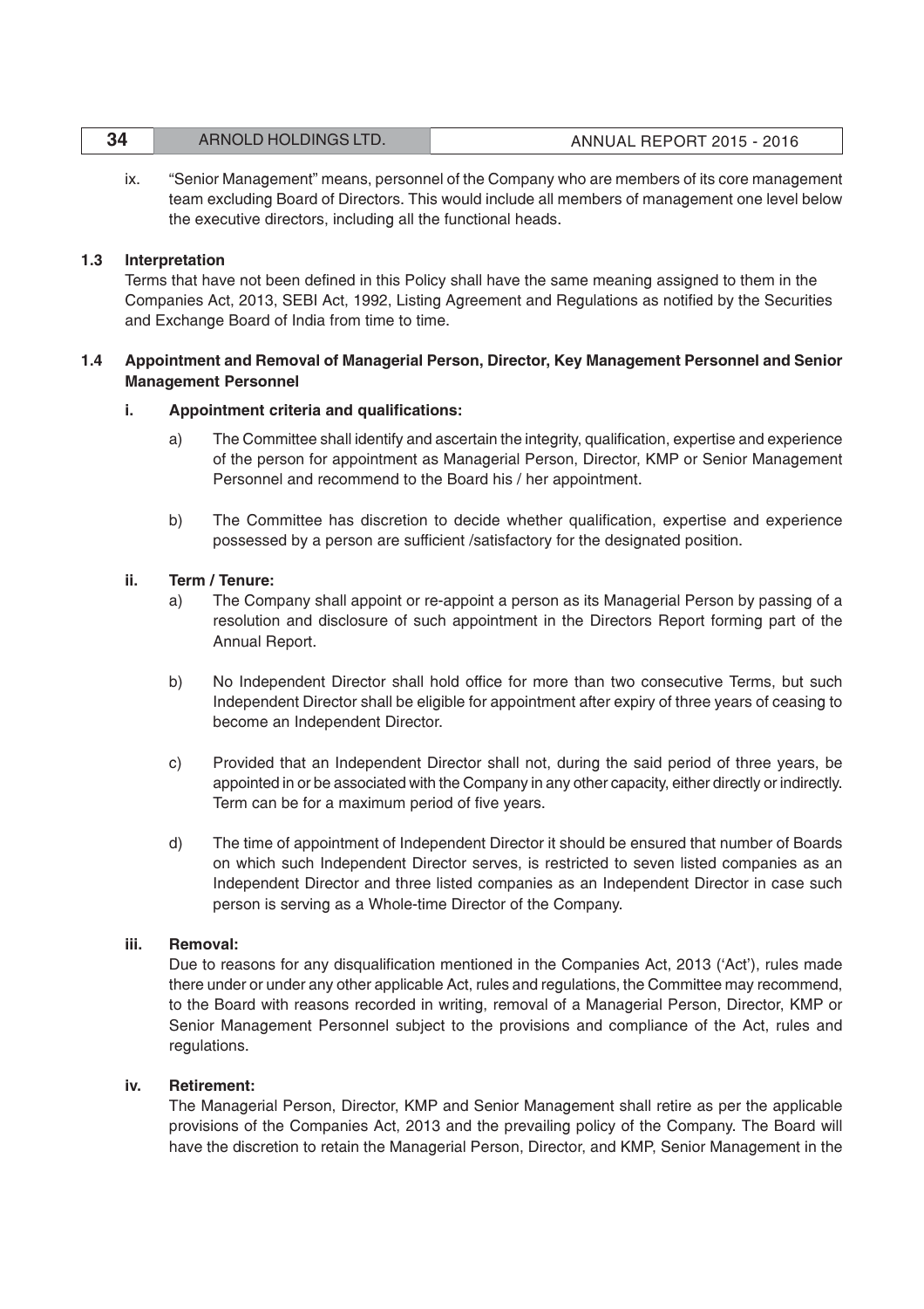ix. "Senior Management" means, personnel of the Company who are members of its core management team excluding Board of Directors. This would include all members of management one level below the executive directors, including all the functional heads.

### 1.3 Interpretation

Terms that have not been defined in this Policy shall have the same meaning assigned to them in the Companies Act, 2013, SEBI Act, 1992, Listing Agreement and Regulations as notified by the Securities and Exchange Board of India from time to time.

### 1.4 Appointment and Removal of Managerial Person, Director, Key Management Personnel and Senior Management Personnel

**i. Appointment criteria and qualifications:**

a) The Committee shall identify and ascertain the integrity, qualification, expertise and experience of the person for appointment as Managerial Person, Director, KMP or Senior Management Personnel and recommend to the Board his / her appointment.

b) The Committee has discretion to decide whether qualification, expertise and experience possessed by a person are sufficient /satisfactory for the designated position.

**ii. Term / Tenure:**

a) The Company shall appoint or re-appoint a person as its Managerial Person by passing of a resolution and disclosure of such appointment in the Directors Report forming part of the Annual Report.

b) No Independent Director shall hold office for more than two consecutive Terms, but such Independent Director shall be eligible for appointment after expiry of three years of ceasing to become an Independent Director.

c) Provided that an Independent Director shall not, during the said period of three years, be appointed in or be associated with the Company in any other capacity, either directly or indirectly. Term can be for a maximum period of five years.

d) The time of appointment of Independent Director it should be ensured that number of Boards on which such Independent Director serves, is restricted to seven listed companies as an Independent Director and three listed companies as an Independent Director in case such person is serving as a Whole-time Director of the Company.

**iii. Removal:**

Due to reasons for any disqualification mentioned in the Companies Act, 2013 ('Act'), rules made there under or under any other applicable Act, rules and regulations, the Committee may recommend, to the Board with reasons recorded in writing, removal of a Managerial Person, Director, KMP or Senior Management Personnel subject to the provisions and compliance of the Act, rules and regulations.

**iv. Retirement:**

The Managerial Person, Director, KMP and Senior Management shall retire as per the applicable provisions of the Companies Act, 2013 and the prevailing policy of the Company. The Board will have the discretion to retain the Managerial Person, Director, and KMP, Senior Management in the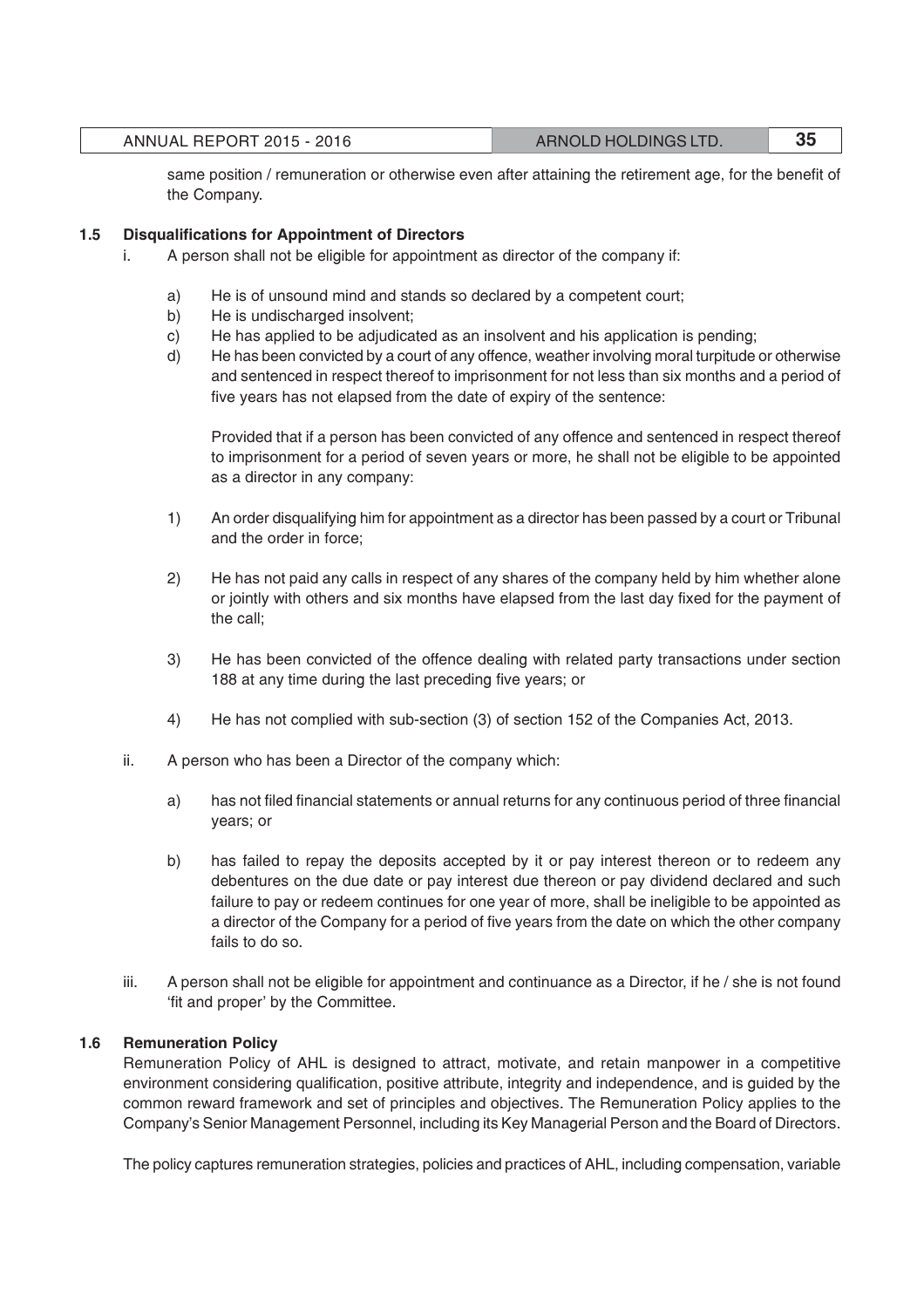same position / remuneration or otherwise even after attaining the retirement age, for the benefit of the Company.

**1.5 Disqualifications for Appointment of Directors**

i. A person shall not be eligible for appointment as director of the company if:

a) He is of unsound mind and stands so declared by a competent court;

b) He is undischarged insolvent;

c) He has applied to be adjudicated as an insolvent and his application is pending;

d) He has been convicted by a court of any offence, weather involving moral turpitude or otherwise and sentenced in respect thereof to imprisonment for not less than six months and a period of five years has not elapsed from the date of expiry of the sentence:

Provided that if a person has been convicted of any offence and sentenced in respect thereof to imprisonment for a period of seven years or more, he shall not be eligible to be appointed as a director in any company:

1) An order disqualifying him for appointment as a director has been passed by a court or Tribunal and the order in force;

2) He has not paid any calls in respect of any shares of the company held by him whether alone or jointly with others and six months have elapsed from the last day fixed for the payment of the call;

3) He has been convicted of the offence dealing with related party transactions under section 188 at any time during the last preceding five years; or

4) He has not complied with sub-section (3) of section 152 of the Companies Act, 2013.

ii. A person who has been a Director of the company which:

a) has not filed financial statements or annual returns for any continuous period of three financial years; or

b) has failed to repay the deposits accepted by it or pay interest thereon or to redeem any debentures on the due date or pay interest due thereon or pay dividend declared and such failure to pay or redeem continues for one year of more, shall be ineligible to be appointed as a director of the Company for a period of five years from the date on which the other company fails to do so.

iii. A person shall not be eligible for appointment and continuance as a Director, if he / she is not found 'fit and proper' by the Committee.

**1.6 Remuneration Policy**

Remuneration Policy of AHL is designed to attract, motivate, and retain manpower in a competitive environment considering qualification, positive attribute, integrity and independence, and is guided by the common reward framework and set of principles and objectives. The Remuneration Policy applies to the Company's Senior Management Personnel, including its Key Managerial Person and the Board of Directors.

The policy captures remuneration strategies, policies and practices of AHL, including compensation, variable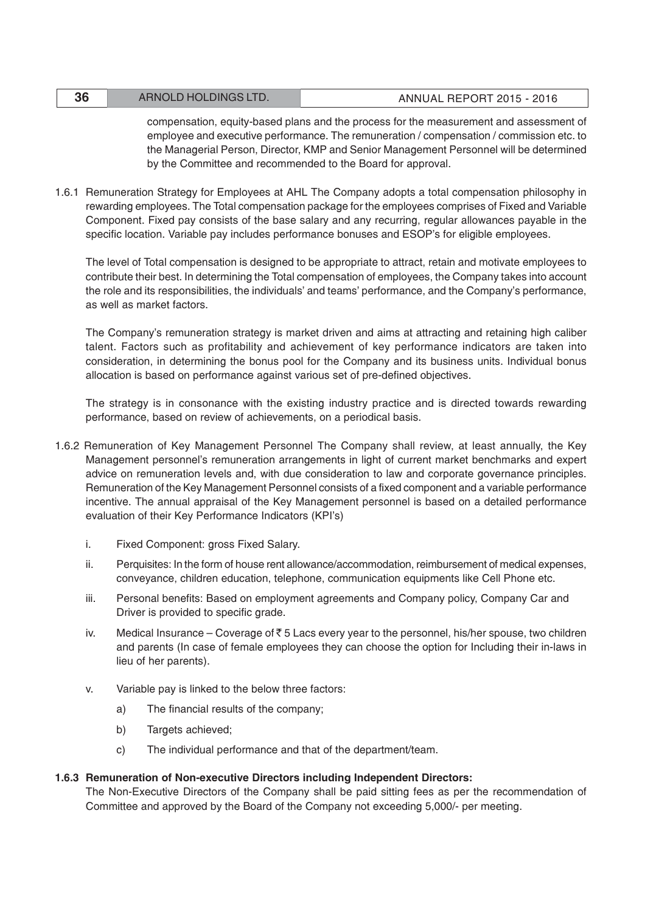compensation, equity-based plans and the process for the measurement and assessment of employee and executive performance. The remuneration / compensation / commission etc. to the Managerial Person, Director, KMP and Senior Management Personnel will be determined by the Committee and recommended to the Board for approval.

1.6.1 Remuneration Strategy for Employees at AHL The Company adopts a total compensation philosophy in rewarding employees. The Total compensation package for the employees comprises of Fixed and Variable Component. Fixed pay consists of the base salary and any recurring, regular allowances payable in the specific location. Variable pay includes performance bonuses and ESOP's for eligible employees.

The level of Total compensation is designed to be appropriate to attract, retain and motivate employees to contribute their best. In determining the Total compensation of employees, the Company takes into account the role and its responsibilities, the individuals' and teams' performance, and the Company's performance, as well as market factors.

The Company's remuneration strategy is market driven and aims at attracting and retaining high caliber talent. Factors such as profitability and achievement of key performance indicators are taken into consideration, in determining the bonus pool for the Company and its business units. Individual bonus allocation is based on performance against various set of pre-defined objectives.

The strategy is in consonance with the existing industry practice and is directed towards rewarding performance, based on review of achievements, on a periodical basis.

1.6.2 Remuneration of Key Management Personnel The Company shall review, at least annually, the Key Management personnel's remuneration arrangements in light of current market benchmarks and expert advice on remuneration levels and, with due consideration to law and corporate governance principles. Remuneration of the Key Management Personnel consists of a fixed component and a variable performance incentive. The annual appraisal of the Key Management personnel is based on a detailed performance evaluation of their Key Performance Indicators (KPI's)

i. Fixed Component: gross Fixed Salary.

ii. Perquisites: In the form of house rent allowance/accommodation, reimbursement of medical expenses, conveyance, children education, telephone, communication equipments like Cell Phone etc.

iii. Personal benefits: Based on employment agreements and Company policy, Company Car and Driver is provided to specific grade.

iv. Medical Insurance – Coverage of ₹ 5 Lacs every year to the personnel, his/her spouse, two children and parents (In case of female employees they can choose the option for Including their in-laws in lieu of her parents).

v. Variable pay is linked to the below three factors:

   a) The financial results of the company;

   b) Targets achieved;

   c) The individual performance and that of the department/team.

**1.6.3 Remuneration of Non-executive Directors including Independent Directors:**

The Non-Executive Directors of the Company shall be paid sitting fees as per the recommendation of Committee and approved by the Board of the Company not exceeding 5,000/- per meeting.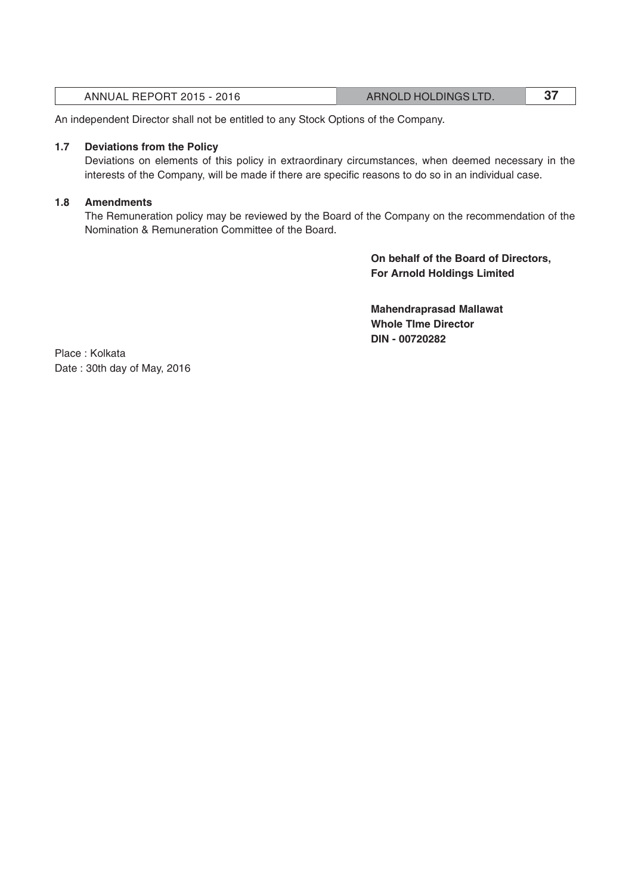An independent Director shall not be entitled to any Stock Options of the Company.

**1.7 Deviations from the Policy**

Deviations on elements of this policy in extraordinary circumstances, when deemed necessary in the interests of the Company, will be made if there are specific reasons to do so in an individual case.

**1.8 Amendments**

The Remuneration policy may be reviewed by the Board of the Company on the recommendation of the Nomination & Remuneration Committee of the Board.

**On behalf of the Board of Directors,**
**For Arnold Holdings Limited**

**Mahendraprasad Mallawat**
**Whole TIme Director**
**DIN - 00720282**

Place : Kolkata
Date : 30th day of May, 2016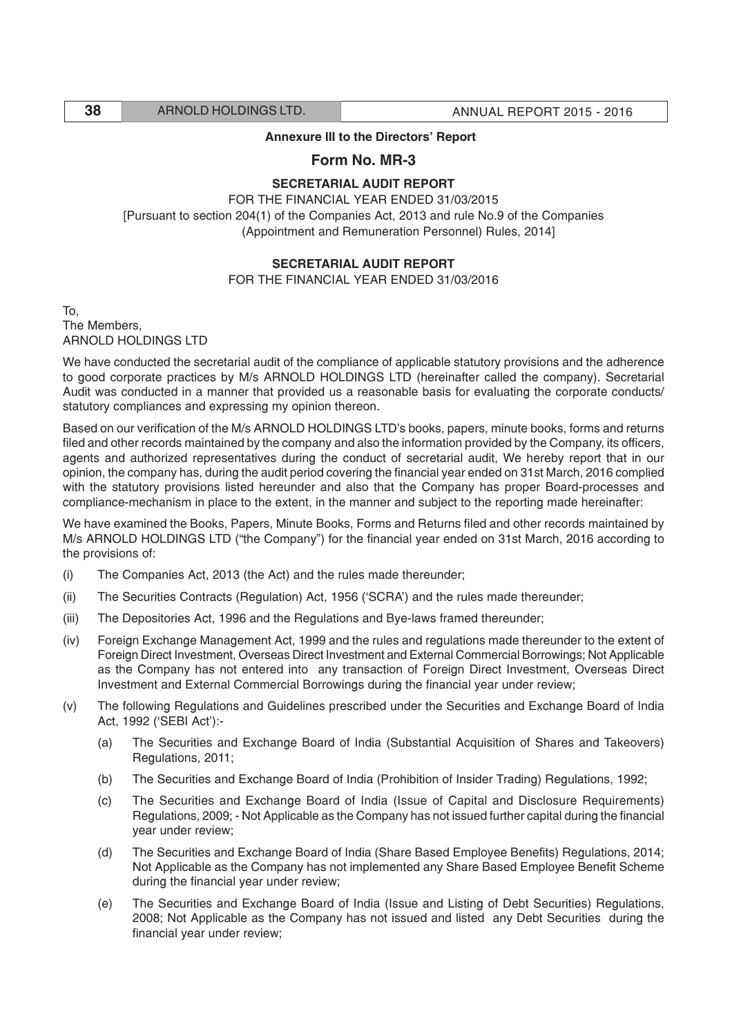**Annexure III to the Directors' Report**

## Form No. MR-3

### SECRETARIAL AUDIT REPORT

FOR THE FINANCIAL YEAR ENDED 31/03/2015

[Pursuant to section 204(1) of the Companies Act, 2013 and rule No.9 of the Companies (Appointment and Remuneration Personnel) Rules, 2014]

### SECRETARIAL AUDIT REPORT

FOR THE FINANCIAL YEAR ENDED 31/03/2016

To,
The Members,
ARNOLD HOLDINGS LTD

We have conducted the secretarial audit of the compliance of applicable statutory provisions and the adherence to good corporate practices by M/s ARNOLD HOLDINGS LTD (hereinafter called the company). Secretarial Audit was conducted in a manner that provided us a reasonable basis for evaluating the corporate conducts/ statutory compliances and expressing my opinion thereon.

Based on our verification of the M/s ARNOLD HOLDINGS LTD's books, papers, minute books, forms and returns filed and other records maintained by the company and also the information provided by the Company, its officers, agents and authorized representatives during the conduct of secretarial audit, We hereby report that in our opinion, the company has, during the audit period covering the financial year ended on 31st March, 2016 complied with the statutory provisions listed hereunder and also that the Company has proper Board-processes and compliance-mechanism in place to the extent, in the manner and subject to the reporting made hereinafter:

We have examined the Books, Papers, Minute Books, Forms and Returns filed and other records maintained by M/s ARNOLD HOLDINGS LTD ("the Company") for the financial year ended on 31st March, 2016 according to the provisions of:

(i) The Companies Act, 2013 (the Act) and the rules made thereunder;

(ii) The Securities Contracts (Regulation) Act, 1956 ('SCRA') and the rules made thereunder;

(iii) The Depositories Act, 1996 and the Regulations and Bye-laws framed thereunder;

(iv) Foreign Exchange Management Act, 1999 and the rules and regulations made thereunder to the extent of Foreign Direct Investment, Overseas Direct Investment and External Commercial Borrowings; Not Applicable as the Company has not entered into any transaction of Foreign Direct Investment, Overseas Direct Investment and External Commercial Borrowings during the financial year under review;

(v) The following Regulations and Guidelines prescribed under the Securities and Exchange Board of India Act, 1992 ('SEBI Act'):-

(a) The Securities and Exchange Board of India (Substantial Acquisition of Shares and Takeovers) Regulations, 2011;

(b) The Securities and Exchange Board of India (Prohibition of Insider Trading) Regulations, 1992;

(c) The Securities and Exchange Board of India (Issue of Capital and Disclosure Requirements) Regulations, 2009; - Not Applicable as the Company has not issued further capital during the financial year under review;

(d) The Securities and Exchange Board of India (Share Based Employee Benefits) Regulations, 2014; Not Applicable as the Company has not implemented any Share Based Employee Benefit Scheme during the financial year under review;

(e) The Securities and Exchange Board of India (Issue and Listing of Debt Securities) Regulations, 2008; Not Applicable as the Company has not issued and listed any Debt Securities during the financial year under review;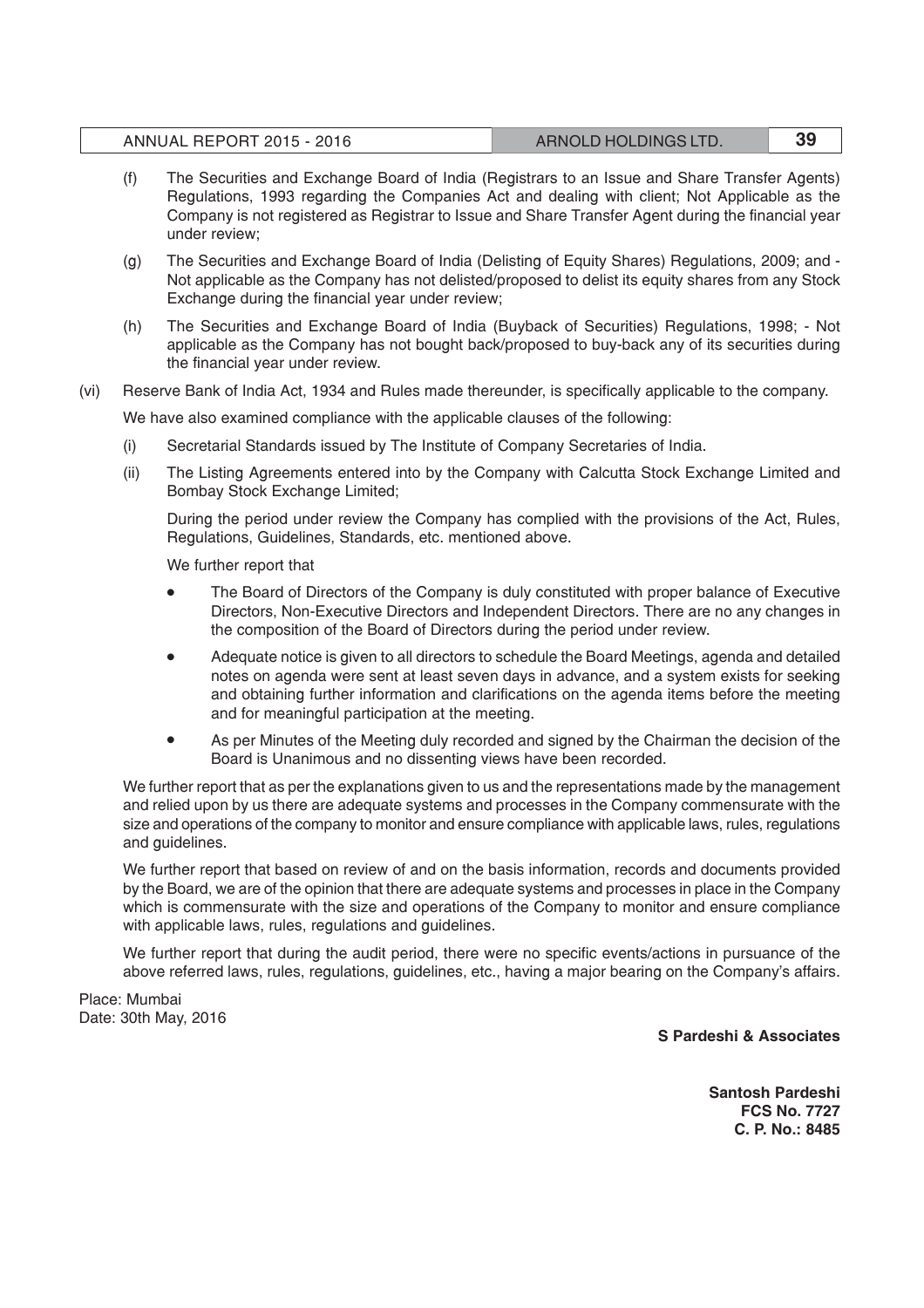(f) The Securities and Exchange Board of India (Registrars to an Issue and Share Transfer Agents) Regulations, 1993 regarding the Companies Act and dealing with client; Not Applicable as the Company is not registered as Registrar to Issue and Share Transfer Agent during the financial year under review;

(g) The Securities and Exchange Board of India (Delisting of Equity Shares) Regulations, 2009; and - Not applicable as the Company has not delisted/proposed to delist its equity shares from any Stock Exchange during the financial year under review;

(h) The Securities and Exchange Board of India (Buyback of Securities) Regulations, 1998; - Not applicable as the Company has not bought back/proposed to buy-back any of its securities during the financial year under review.

(vi) Reserve Bank of India Act, 1934 and Rules made thereunder, is specifically applicable to the company.

We have also examined compliance with the applicable clauses of the following:

(i) Secretarial Standards issued by The Institute of Company Secretaries of India.

(ii) The Listing Agreements entered into by the Company with Calcutta Stock Exchange Limited and Bombay Stock Exchange Limited;

During the period under review the Company has complied with the provisions of the Act, Rules, Regulations, Guidelines, Standards, etc. mentioned above.

We further report that

- The Board of Directors of the Company is duly constituted with proper balance of Executive Directors, Non-Executive Directors and Independent Directors. There are no any changes in the composition of the Board of Directors during the period under review.
- Adequate notice is given to all directors to schedule the Board Meetings, agenda and detailed notes on agenda were sent at least seven days in advance, and a system exists for seeking and obtaining further information and clarifications on the agenda items before the meeting and for meaningful participation at the meeting.
- As per Minutes of the Meeting duly recorded and signed by the Chairman the decision of the Board is Unanimous and no dissenting views have been recorded.

We further report that as per the explanations given to us and the representations made by the management and relied upon by us there are adequate systems and processes in the Company commensurate with the size and operations of the company to monitor and ensure compliance with applicable laws, rules, regulations and guidelines.

We further report that based on review of and on the basis information, records and documents provided by the Board, we are of the opinion that there are adequate systems and processes in place in the Company which is commensurate with the size and operations of the Company to monitor and ensure compliance with applicable laws, rules, regulations and guidelines.

We further report that during the audit period, there were no specific events/actions in pursuance of the above referred laws, rules, regulations, guidelines, etc., having a major bearing on the Company's affairs.

Place: Mumbai
Date: 30th May, 2016

**S Pardeshi & Associates**

**Santosh Pardeshi**
**FCS No. 7727**
**C. P. No.: 8485**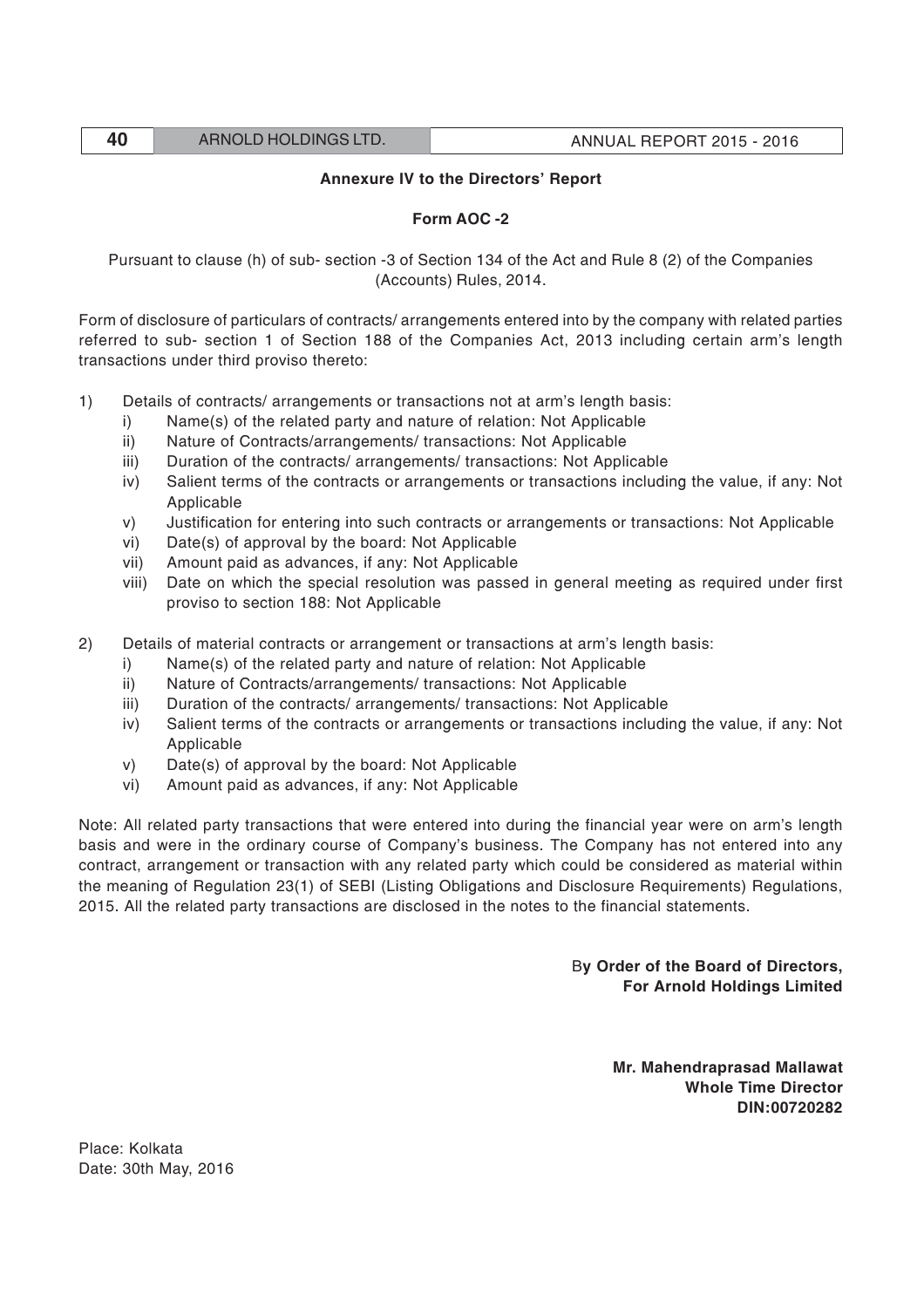## Annexure IV to the Directors' Report

### Form AOC -2

Pursuant to clause (h) of sub- section -3 of Section 134 of the Act and Rule 8 (2) of the Companies (Accounts) Rules, 2014.

Form of disclosure of particulars of contracts/ arrangements entered into by the company with related parties referred to sub- section 1 of Section 188 of the Companies Act, 2013 including certain arm's length transactions under third proviso thereto:

1) Details of contracts/ arrangements or transactions not at arm's length basis:
   - i) Name(s) of the related party and nature of relation: Not Applicable
   - ii) Nature of Contracts/arrangements/ transactions: Not Applicable
   - iii) Duration of the contracts/ arrangements/ transactions: Not Applicable
   - iv) Salient terms of the contracts or arrangements or transactions including the value, if any: Not Applicable
   - v) Justification for entering into such contracts or arrangements or transactions: Not Applicable
   - vi) Date(s) of approval by the board: Not Applicable
   - vii) Amount paid as advances, if any: Not Applicable
   - viii) Date on which the special resolution was passed in general meeting as required under first proviso to section 188: Not Applicable

2) Details of material contracts or arrangement or transactions at arm's length basis:
   - i) Name(s) of the related party and nature of relation: Not Applicable
   - ii) Nature of Contracts/arrangements/ transactions: Not Applicable
   - iii) Duration of the contracts/ arrangements/ transactions: Not Applicable
   - iv) Salient terms of the contracts or arrangements or transactions including the value, if any: Not Applicable
   - v) Date(s) of approval by the board: Not Applicable
   - vi) Amount paid as advances, if any: Not Applicable

Note: All related party transactions that were entered into during the financial year were on arm's length basis and were in the ordinary course of Company's business. The Company has not entered into any contract, arrangement or transaction with any related party which could be considered as material within the meaning of Regulation 23(1) of SEBI (Listing Obligations and Disclosure Requirements) Regulations, 2015. All the related party transactions are disclosed in the notes to the financial statements.

**By Order of the Board of Directors,**
**For Arnold Holdings Limited**

**Mr. Mahendraprasad Mallawat**
**Whole Time Director**
**DIN:00720282**

Place: Kolkata
Date: 30th May, 2016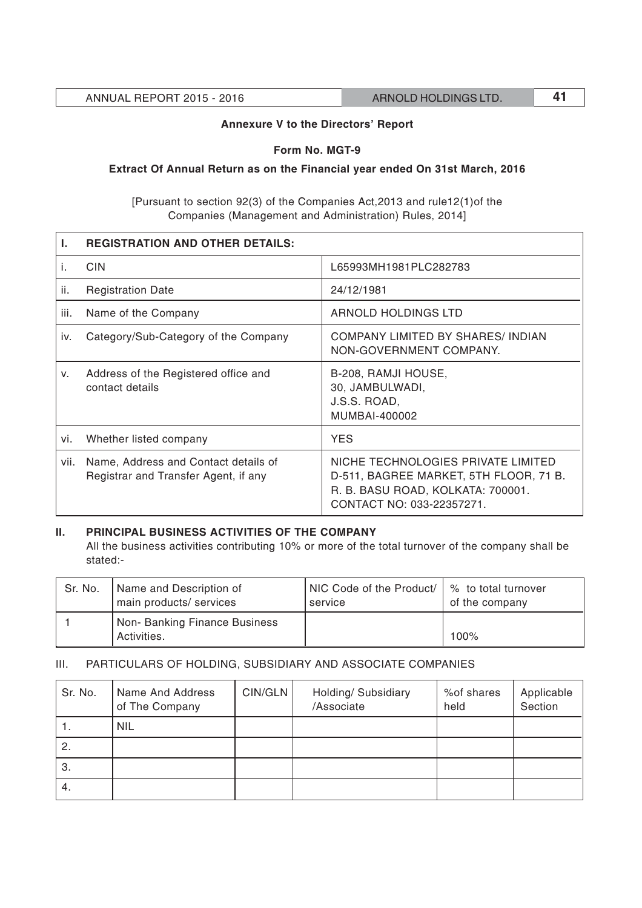**Annexure V to the Directors' Report**

**Form No. MGT-9**

**Extract Of Annual Return as on the Financial year ended On 31st March, 2016**

[Pursuant to section 92(3) of the Companies Act,2013 and rule12(1)of the Companies (Management and Administration) Rules, 2014]

| I. | REGISTRATION AND OTHER DETAILS: | |
|---|---|---|
| i. | CIN | L65993MH1981PLC282783 |
| ii. | Registration Date | 24/12/1981 |
| iii. | Name of the Company | ARNOLD HOLDINGS LTD |
| iv. | Category/Sub-Category of the Company | COMPANY LIMITED BY SHARES/ INDIAN NON-GOVERNMENT COMPANY. |
| v. | Address of the Registered office and contact details | B-208, RAMJI HOUSE, 30, JAMBULWADI, J.S.S. ROAD, MUMBAI-400002 |
| vi. | Whether listed company | YES |
| vii. | Name, Address and Contact details of Registrar and Transfer Agent, if any | NICHE TECHNOLOGIES PRIVATE LIMITED D-511, BAGREE MARKET, 5TH FLOOR, 71 B. R. B. BASU ROAD, KOLKATA: 700001. CONTACT NO: 033-22357271. |

**II. PRINCIPAL BUSINESS ACTIVITIES OF THE COMPANY**

All the business activities contributing 10% or more of the total turnover of the company shall be stated:-

| Sr. No. | Name and Description of main products/ services | NIC Code of the Product/ service | % to total turnover of the company |
|---|---|---|---|
| 1 | Non- Banking Finance Business Activities. | | 100% |

III. PARTICULARS OF HOLDING, SUBSIDIARY AND ASSOCIATE COMPANIES

| Sr. No. | Name And Address of The Company | CIN/GLN | Holding/ Subsidiary /Associate | %of shares held | Applicable Section |
|---|---|---|---|---|---|
| 1. | NIL | | | | |
| 2. | | | | | |
| 3. | | | | | |
| 4. | | | | | |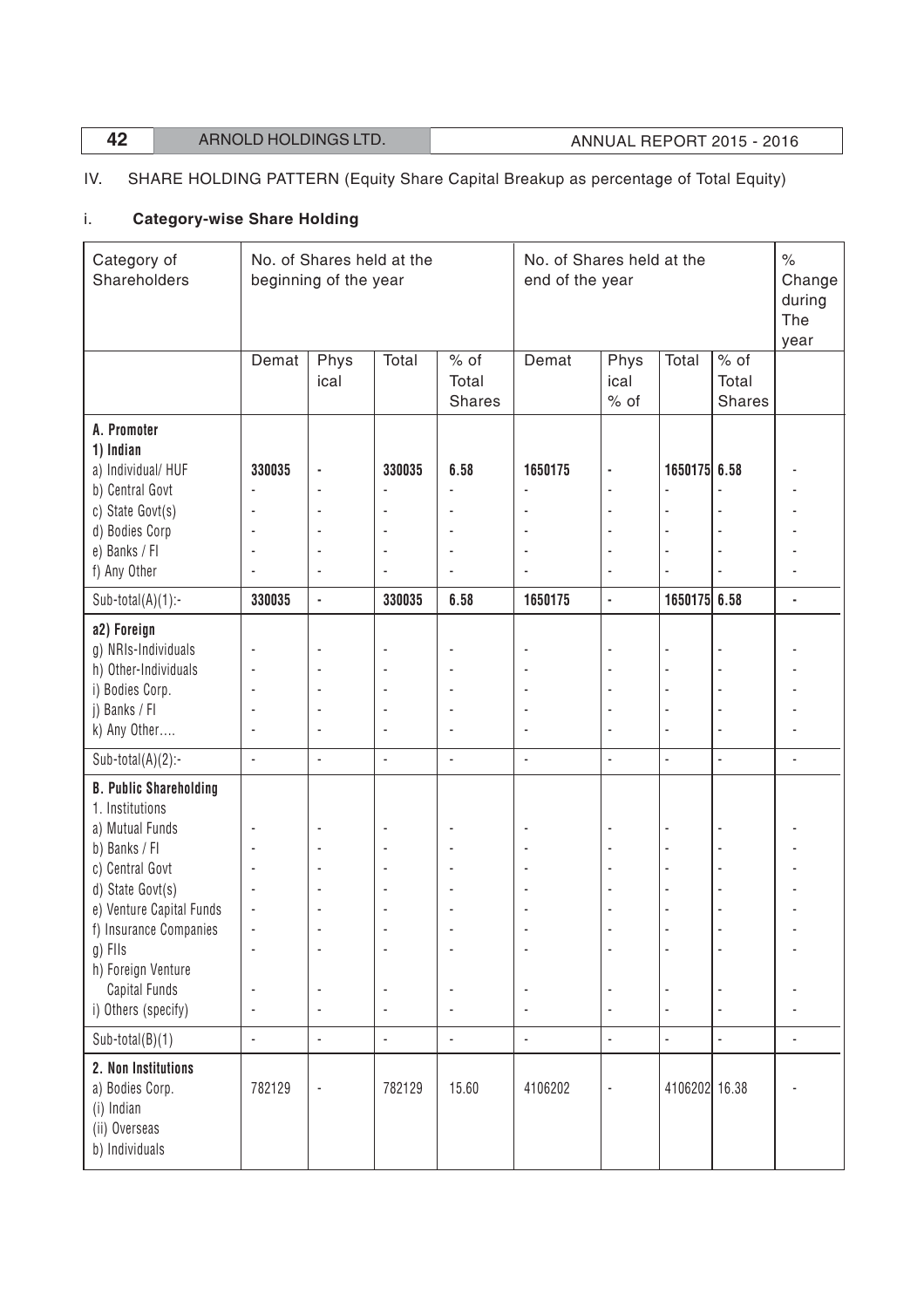IV. SHARE HOLDING PATTERN (Equity Share Capital Breakup as percentage of Total Equity)

i. **Category-wise Share Holding**

| Category of Shareholders | No. of Shares held at the beginning of the year | | | | No. of Shares held at the end of the year | | | | % Change during The year |
|---|---|---|---|---|---|---|---|---|---|
| | Demat | Physical | Total | % of Total Shares | Demat | Physical % of | Total | % of Total Shares | |
| **A. Promoter** | | | | | | | | | |
| **1) Indian** | | | | | | | | | |
| a) Individual/ HUF | **330035** | **-** | **330035** | **6.58** | **1650175** | **-** | **1650175** | **6.58** | - |
| b) Central Govt | - | - | - | - | - | - | - | - | - |
| c) State Govt(s) | - | - | - | - | - | - | - | - | - |
| d) Bodies Corp | - | - | - | - | - | - | - | - | - |
| e) Banks / FI | - | - | - | - | - | - | - | - | - |
| f) Any Other | - | - | - | - | - | - | - | - | - |
| Sub-total(A)(1):- | **330035** | **-** | **330035** | **6.58** | **1650175** | **-** | **1650175** | **6.58** | **-** |
| **a2) Foreign** | | | | | | | | | |
| g) NRIs-Individuals | - | - | - | - | - | - | - | - | - |
| h) Other-Individuals | - | - | - | - | - | - | - | - | - |
| i) Bodies Corp. | - | - | - | - | - | - | - | - | - |
| j) Banks / FI | - | - | - | - | - | - | - | - | - |
| k) Any Other…. | - | - | - | - | - | - | - | - | - |
| Sub-total(A)(2):- | - | - | - | - | - | - | - | - | - |
| **B. Public Shareholding** | | | | | | | | | |
| 1. Institutions | | | | | | | | | |
| a) Mutual Funds | - | - | - | - | - | - | - | - | - |
| b) Banks / FI | - | - | - | - | - | - | - | - | - |
| c) Central Govt | - | - | - | - | - | - | - | - | - |
| d) State Govt(s) | - | - | - | - | - | - | - | - | - |
| e) Venture Capital Funds | - | - | - | - | - | - | - | - | - |
| f) Insurance Companies | - | - | - | - | - | - | - | - | - |
| g) FIIs | - | - | - | - | - | - | - | - | - |
| h) Foreign Venture Capital Funds | - | - | - | - | - | - | - | - | - |
| i) Others (specify) | - | - | - | - | - | - | - | - | - |
| Sub-total(B)(1) | - | - | - | - | - | - | - | - | - |
| **2. Non Institutions** | | | | | | | | | |
| a) Bodies Corp. | 782129 | - | 782129 | 15.60 | 4106202 | - | 4106202 | 16.38 | - |
| (i) Indian | | | | | | | | | |
| (ii) Overseas | | | | | | | | | |
| b) Individuals | | | | | | | | | |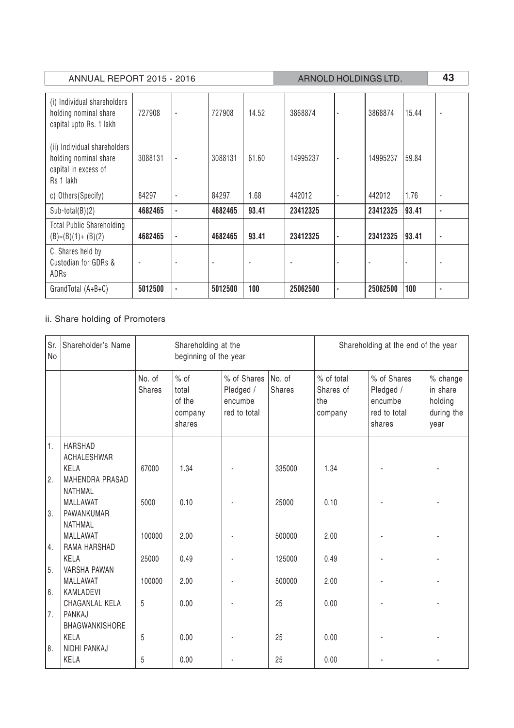| (i) Individual shareholders holding nominal share capital upto Rs. 1 lakh | 727908 | - | 727908 | 14.52 | 3868874 | - | 3868874 | 15.44 | - |
|---|---|---|---|---|---|---|---|---|---|
| (ii) Individual shareholders holding nominal share capital in excess of Rs 1 lakh | 3088131 | - | 3088131 | 61.60 | 14995237 | - | 14995237 | 59.84 | |
| c) Others(Specify) | 84297 | - | 84297 | 1.68 | 442012 | - | 442012 | 1.76 | - |
| Sub-total(B)(2) | **4682465** | **-** | **4682465** | **93.41** | **23412325** | | **23412325** | **93.41** | **-** |
| Total Public Shareholding (B)=(B)(1)+ (B)(2) | **4682465** | **-** | **4682465** | **93.41** | **23412325** | **-** | **23412325** | **93.41** | **-** |
| C. Shares held by Custodian for GDRs & ADRs | - | - | - | - | - | - | - | - | - |
| GrandTotal (A+B+C) | **5012500** | **-** | **5012500** | **100** | **25062500** | **-** | **25062500** | **100** | **-** |

ii. Share holding of Promoters

| Sr. No | Shareholder's Name | Shareholding at the beginning of the year | | | Shareholding at the end of the year | | | |
|---|---|---|---|---|---|---|---|---|
| | | No. of Shares | % of total of the company shares | % of Shares Pledged / encumbe red to total | No. of Shares | % of total Shares of the company | % of Shares Pledged / encumbe red to total shares | % change in share holding during the year |
| 1. | HARSHAD ACHALESHWAR KELA | 67000 | 1.34 | - | 335000 | 1.34 | - | - |
| 2. | MAHENDRA PRASAD NATHMAL MALLAWAT | 5000 | 0.10 | - | 25000 | 0.10 | - | - |
| 3. | PAWANKUMAR NATHMAL MALLAWAT | 100000 | 2.00 | - | 500000 | 2.00 | - | - |
| 4. | RAMA HARSHAD KELA | 25000 | 0.49 | - | 125000 | 0.49 | - | - |
| 5. | VARSHA PAWAN MALLAWAT | 100000 | 2.00 | - | 500000 | 2.00 | - | - |
| 6. | KAMLADEVI CHAGANLAL KELA | 5 | 0.00 | - | 25 | 0.00 | - | - |
| 7. | PANKAJ BHAGWANKISHORE KELA | 5 | 0.00 | - | 25 | 0.00 | - | - |
| 8. | NIDHI PANKAJ KELA | 5 | 0.00 | - | 25 | 0.00 | - | - |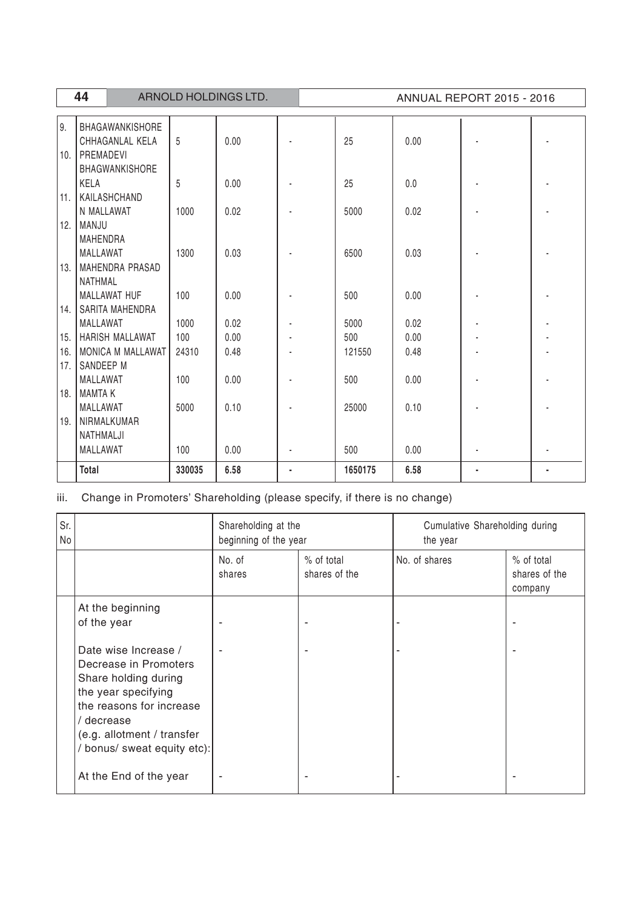| 9. | BHAGAWANKISHORE CHHAGANLAL KELA | 5 | 0.00 | - | 25 | 0.00 | - | - |
|---|---|---|---|---|---|---|---|---|
| 10. | PREMADEVI BHAGWANKISHORE KELA | 5 | 0.00 | - | 25 | 0.0 | - | - |
| 11. | KAILASHCHAND N MALLAWAT | 1000 | 0.02 | - | 5000 | 0.02 | - | - |
| 12. | MANJU MAHENDRA MALLAWAT | 1300 | 0.03 | - | 6500 | 0.03 | - | - |
| 13. | MAHENDRA PRASAD NATHMAL MALLAWAT HUF | 100 | 0.00 | - | 500 | 0.00 | - | - |
| 14. | SARITA MAHENDRA MALLAWAT | 1000 | 0.02 | - | 5000 | 0.02 | - | - |
| 15. | HARISH MALLAWAT | 100 | 0.00 | - | 500 | 0.00 | - | - |
| 16. | MONICA M MALLAWAT | 24310 | 0.48 | - | 121550 | 0.48 | - | - |
| 17. | SANDEEP M MALLAWAT | 100 | 0.00 | - | 500 | 0.00 | - | - |
| 18. | MAMTA K MALLAWAT | 5000 | 0.10 | - | 25000 | 0.10 | - | - |
| 19. | NIRMALKUMAR NATHMALJI MALLAWAT | 100 | 0.00 | - | 500 | 0.00 | - | - |
| | **Total** | **330035** | **6.58** | **-** | **1650175** | **6.58** | **-** | **-** |

iii. Change in Promoters' Shareholding (please specify, if there is no change)

| Sr. No | | Shareholding at the beginning of the year | | Cumulative Shareholding during the year | |
|---|---|---|---|---|---|
| | | No. of shares | % of total shares of the | No. of shares | % of total shares of the company |
| | At the beginning of the year | - | - | - | - |
| | Date wise Increase / Decrease in Promoters Share holding during the year specifying the reasons for increase / decrease (e.g. allotment / transfer / bonus/ sweat equity etc): | - | - | - | - |
| | At the End of the year | - | - | - | - |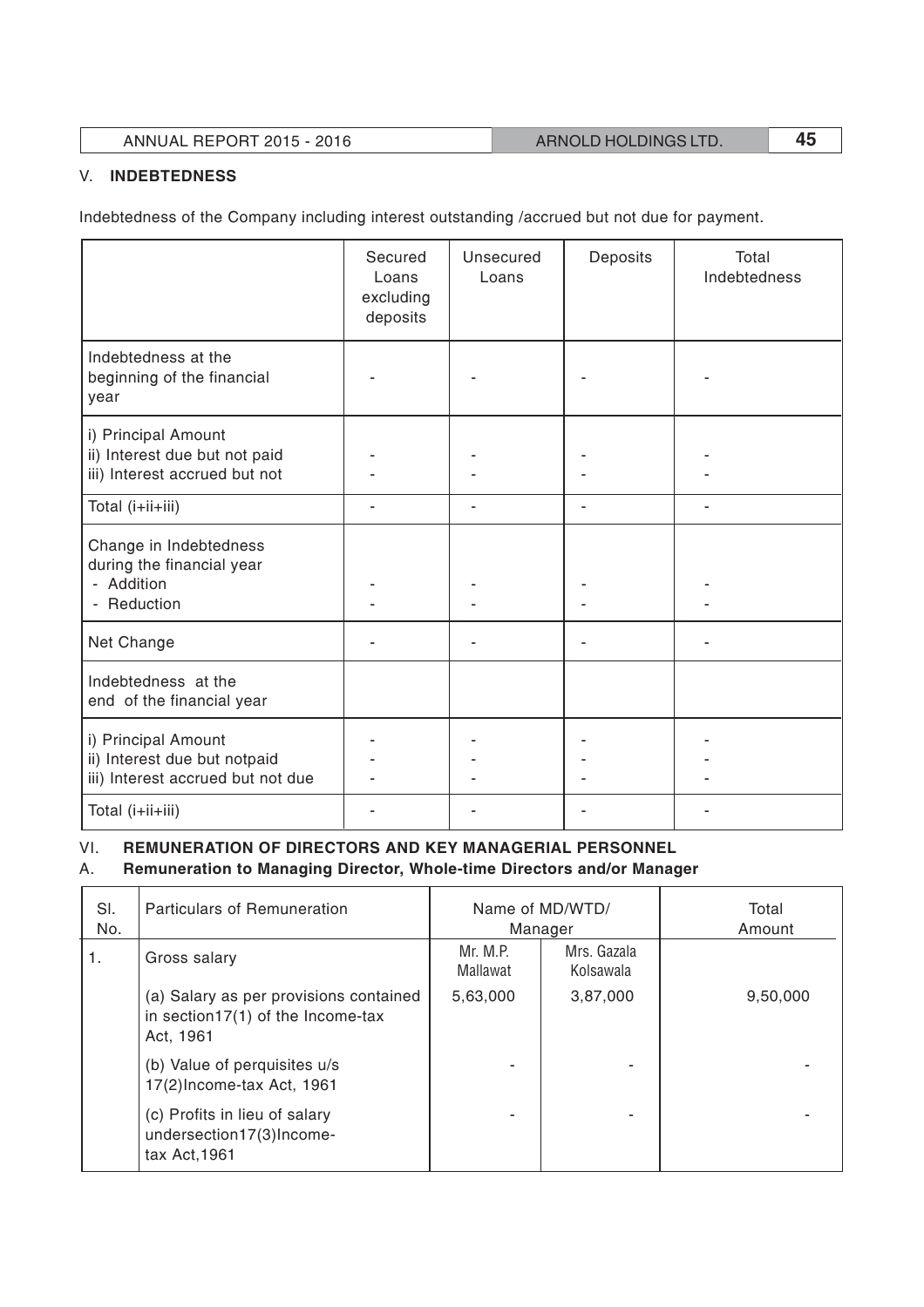## V. INDEBTEDNESS

Indebtedness of the Company including interest outstanding /accrued but not due for payment.

| | Secured Loans excluding deposits | Unsecured Loans | Deposits | Total Indebtedness |
|---|---|---|---|---|
| Indebtedness at the beginning of the financial year | - | - | - | - |
| i) Principal Amount<br>ii) Interest due but not paid<br>iii) Interest accrued but not | -<br>- | -<br>- | -<br>- | -<br>- |
| Total (i+ii+iii) | - | - | - | - |
| Change in Indebtedness during the financial year<br>- Addition<br>- Reduction | -<br>- | -<br>- | -<br>- | -<br>- |
| Net Change | - | - | - | - |
| Indebtedness at the end of the financial year | | | | |
| i) Principal Amount<br>ii) Interest due but notpaid<br>iii) Interest accrued but not due | -<br>-<br>- | -<br>-<br>- | -<br>-<br>- | -<br>-<br>- |
| Total (i+ii+iii) | - | - | - | - |

## VI. REMUNERATION OF DIRECTORS AND KEY MANAGERIAL PERSONNEL

### A. Remuneration to Managing Director, Whole-time Directors and/or Manager

| Sl. No. | Particulars of Remuneration | Name of MD/WTD/ Manager | | Total Amount |
|---|---|---|---|---|
| 1. | Gross salary | Mr. M.P. Mallawat | Mrs. Gazala Kolsawala | |
| | (a) Salary as per provisions contained in section17(1) of the Income-tax Act, 1961 | 5,63,000 | 3,87,000 | 9,50,000 |
| | (b) Value of perquisites u/s 17(2)Income-tax Act, 1961 | - | - | - |
| | (c) Profits in lieu of salary undersection17(3)Income-tax Act,1961 | - | - | - |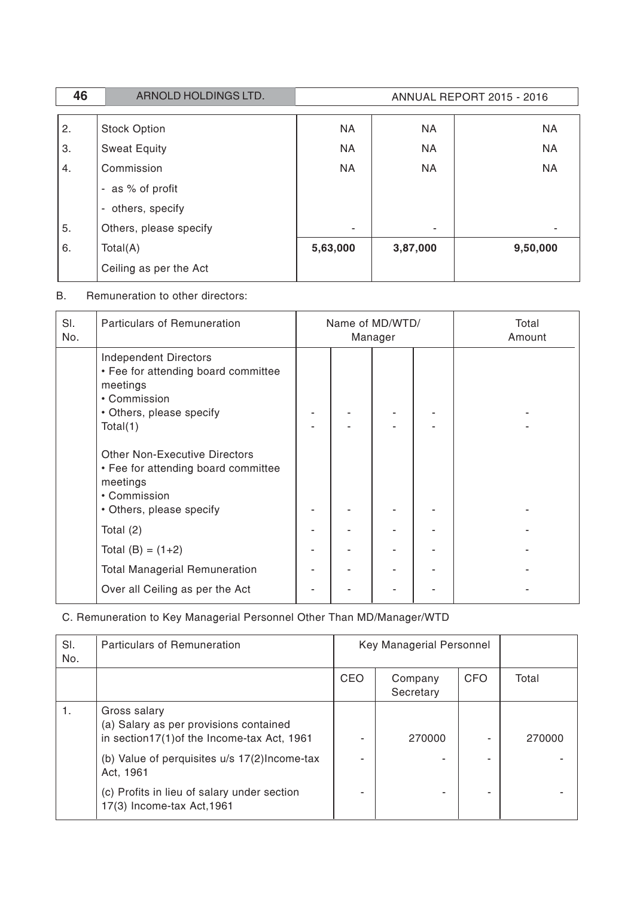| | | | | |
|---|---|---|---|---|
| 2. | Stock Option | NA | NA | NA |
| 3. | Sweat Equity | NA | NA | NA |
| 4. | Commission | NA | NA | NA |
| | - as % of profit | | | |
| | - others, specify | | | |
| 5. | Others, please specify | - | - | - |
| 6. | Total(A) | **5,63,000** | **3,87,000** | **9,50,000** |
| | Ceiling as per the Act | | | |

B. Remuneration to other directors:

| Sl. No. | Particulars of Remuneration | Name of MD/WTD/ Manager | | | | Total Amount |
|---|---|---|---|---|---|---|
| | Independent Directors<br>• Fee for attending board committee meetings<br>• Commission<br>• Others, please specify | - | - | - | - | - |
| | Total(1) | - | - | - | - | - |
| | Other Non-Executive Directors<br>• Fee for attending board committee meetings<br>• Commission<br>• Others, please specify | - | - | - | - | - |
| | Total (2) | - | - | - | - | - |
| | Total (B) = (1+2) | - | - | - | - | - |
| | Total Managerial Remuneration | - | - | - | - | - |
| | Over all Ceiling as per the Act | - | - | - | - | - |

C. Remuneration to Key Managerial Personnel Other Than MD/Manager/WTD

| Sl. No. | Particulars of Remuneration | Key Managerial Personnel | | | |
|---|---|---|---|---|---|
| | | CEO | Company Secretary | CFO | Total |
| 1. | Gross salary<br>(a) Salary as per provisions contained in section17(1)of the Income-tax Act, 1961 | - | 270000 | - | 270000 |
| | (b) Value of perquisites u/s 17(2)Income-tax Act, 1961 | - | - | - | - |
| | (c) Profits in lieu of salary under section 17(3) Income-tax Act,1961 | - | - | - | - |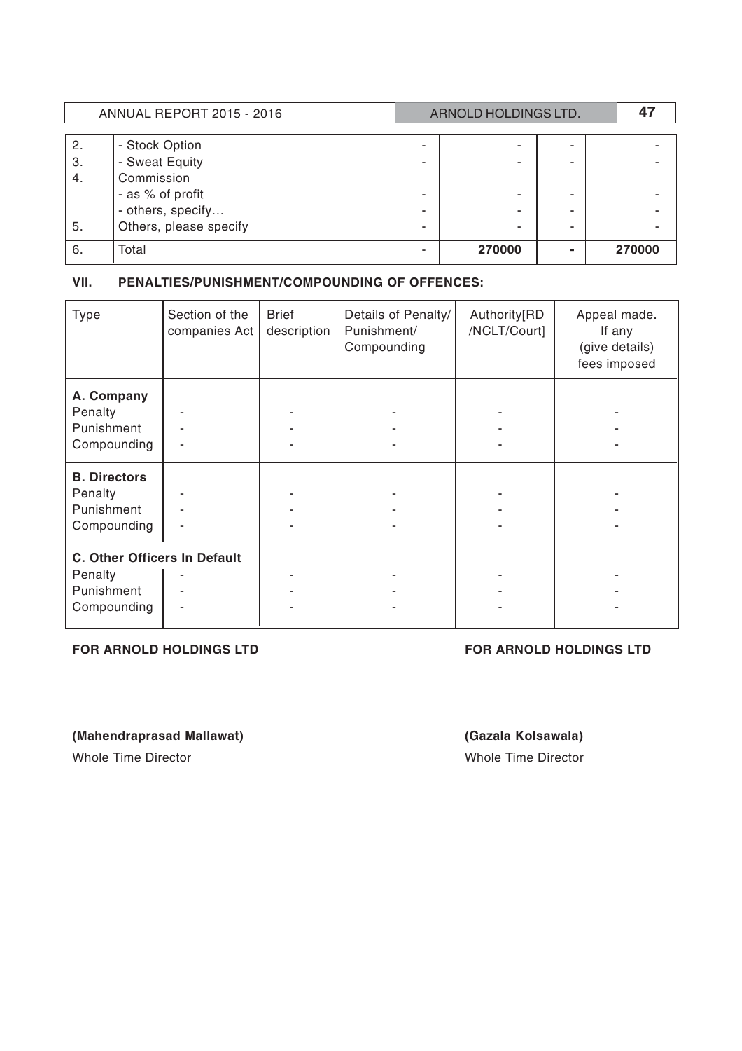| | | | | | |
|---|---|---|---|---|---|
| 2. | - Stock Option | - | - | - | - |
| 3. | - Sweat Equity | - | - | - | - |
| 4. | Commission | | | | |
| | - as % of profit | - | - | - | - |
| | - others, specify… | - | - | - | - |
| 5. | Others, please specify | - | - | - | - |
| 6. | Total | - | **270000** | - | **270000** |

### VII. PENALTIES/PUNISHMENT/COMPOUNDING OF OFFENCES:

| Type | Section of the companies Act | Brief description | Details of Penalty/ Punishment/ Compounding | Authority[RD /NCLT/Court] | Appeal made. If any (give details) fees imposed |
|---|---|---|---|---|---|
| **A. Company** | | | | | |
| Penalty | - | - | - | - | - |
| Punishment | - | - | - | - | - |
| Compounding | - | - | - | - | - |
| **B. Directors** | | | | | |
| Penalty | - | - | - | - | - |
| Punishment | - | - | - | - | - |
| Compounding | - | - | - | - | - |
| **C. Other Officers In Default** | | | | | |
| Penalty | - | - | - | - | - |
| Punishment | - | - | - | - | - |
| Compounding | - | - | - | - | - |

**FOR ARNOLD HOLDINGS LTD**

**(Mahendraprasad Mallawat)**
Whole Time Director

**FOR ARNOLD HOLDINGS LTD**

**(Gazala Kolsawala)**
Whole Time Director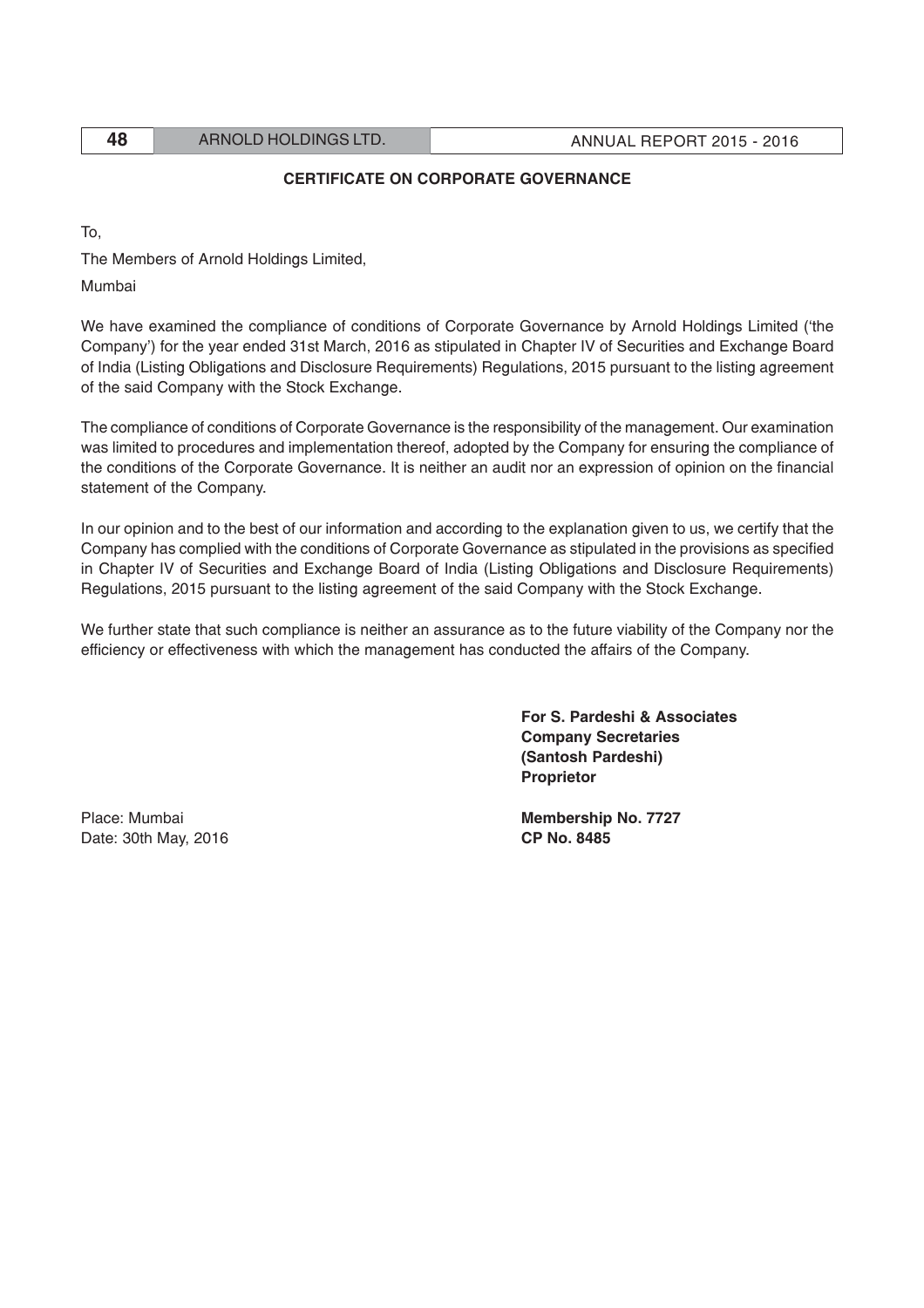## CERTIFICATE ON CORPORATE GOVERNANCE

To,

The Members of Arnold Holdings Limited,

Mumbai

We have examined the compliance of conditions of Corporate Governance by Arnold Holdings Limited ('the Company') for the year ended 31st March, 2016 as stipulated in Chapter IV of Securities and Exchange Board of India (Listing Obligations and Disclosure Requirements) Regulations, 2015 pursuant to the listing agreement of the said Company with the Stock Exchange.

The compliance of conditions of Corporate Governance is the responsibility of the management. Our examination was limited to procedures and implementation thereof, adopted by the Company for ensuring the compliance of the conditions of the Corporate Governance. It is neither an audit nor an expression of opinion on the financial statement of the Company.

In our opinion and to the best of our information and according to the explanation given to us, we certify that the Company has complied with the conditions of Corporate Governance as stipulated in the provisions as specified in Chapter IV of Securities and Exchange Board of India (Listing Obligations and Disclosure Requirements) Regulations, 2015 pursuant to the listing agreement of the said Company with the Stock Exchange.

We further state that such compliance is neither an assurance as to the future viability of the Company nor the efficiency or effectiveness with which the management has conducted the affairs of the Company.

**For S. Pardeshi & Associates**
**Company Secretaries**
**(Santosh Pardeshi)**
**Proprietor**

Place: Mumbai
Date: 30th May, 2016

**Membership No. 7727**
**CP No. 8485**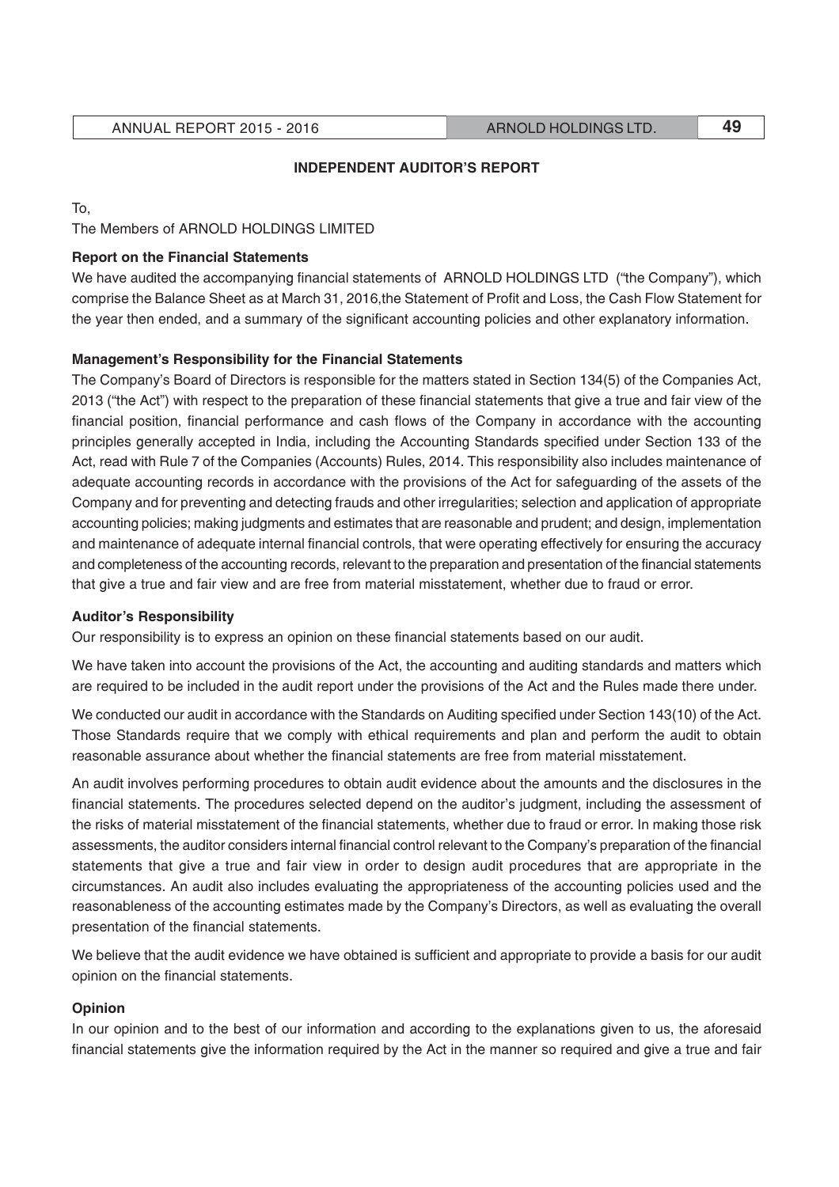## INDEPENDENT AUDITOR'S REPORT

To,

The Members of ARNOLD HOLDINGS LIMITED

### Report on the Financial Statements

We have audited the accompanying financial statements of ARNOLD HOLDINGS LTD ("the Company"), which comprise the Balance Sheet as at March 31, 2016,the Statement of Profit and Loss, the Cash Flow Statement for the year then ended, and a summary of the significant accounting policies and other explanatory information.

### Management's Responsibility for the Financial Statements

The Company's Board of Directors is responsible for the matters stated in Section 134(5) of the Companies Act, 2013 ("the Act") with respect to the preparation of these financial statements that give a true and fair view of the financial position, financial performance and cash flows of the Company in accordance with the accounting principles generally accepted in India, including the Accounting Standards specified under Section 133 of the Act, read with Rule 7 of the Companies (Accounts) Rules, 2014. This responsibility also includes maintenance of adequate accounting records in accordance with the provisions of the Act for safeguarding of the assets of the Company and for preventing and detecting frauds and other irregularities; selection and application of appropriate accounting policies; making judgments and estimates that are reasonable and prudent; and design, implementation and maintenance of adequate internal financial controls, that were operating effectively for ensuring the accuracy and completeness of the accounting records, relevant to the preparation and presentation of the financial statements that give a true and fair view and are free from material misstatement, whether due to fraud or error.

### Auditor's Responsibility

Our responsibility is to express an opinion on these financial statements based on our audit.

We have taken into account the provisions of the Act, the accounting and auditing standards and matters which are required to be included in the audit report under the provisions of the Act and the Rules made there under.

We conducted our audit in accordance with the Standards on Auditing specified under Section 143(10) of the Act. Those Standards require that we comply with ethical requirements and plan and perform the audit to obtain reasonable assurance about whether the financial statements are free from material misstatement.

An audit involves performing procedures to obtain audit evidence about the amounts and the disclosures in the financial statements. The procedures selected depend on the auditor's judgment, including the assessment of the risks of material misstatement of the financial statements, whether due to fraud or error. In making those risk assessments, the auditor considers internal financial control relevant to the Company's preparation of the financial statements that give a true and fair view in order to design audit procedures that are appropriate in the circumstances. An audit also includes evaluating the appropriateness of the accounting policies used and the reasonableness of the accounting estimates made by the Company's Directors, as well as evaluating the overall presentation of the financial statements.

We believe that the audit evidence we have obtained is sufficient and appropriate to provide a basis for our audit opinion on the financial statements.

### Opinion

In our opinion and to the best of our information and according to the explanations given to us, the aforesaid financial statements give the information required by the Act in the manner so required and give a true and fair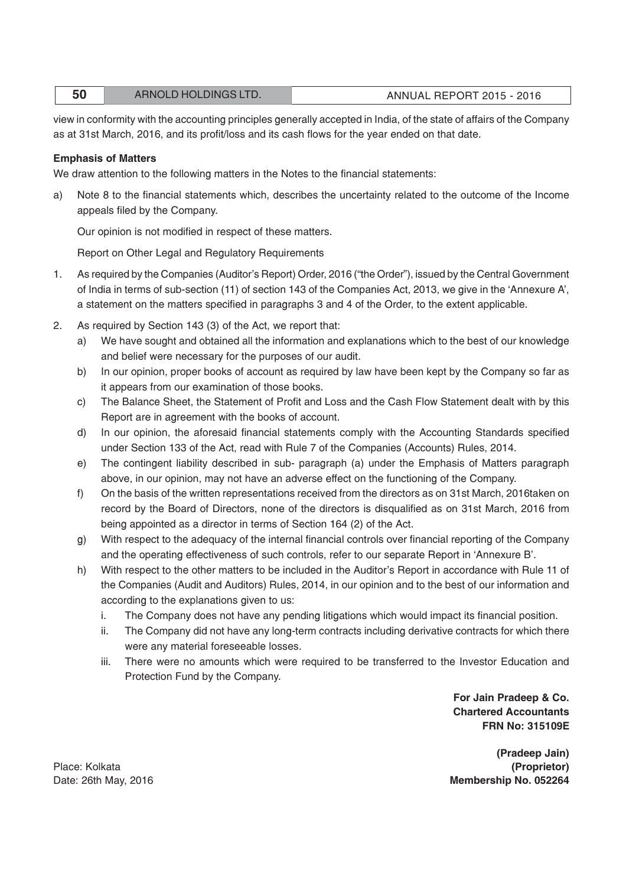view in conformity with the accounting principles generally accepted in India, of the state of affairs of the Company as at 31st March, 2016, and its profit/loss and its cash flows for the year ended on that date.

**Emphasis of Matters**

We draw attention to the following matters in the Notes to the financial statements:

a) Note 8 to the financial statements which, describes the uncertainty related to the outcome of the Income appeals filed by the Company.

   Our opinion is not modified in respect of these matters.

   Report on Other Legal and Regulatory Requirements

1. As required by the Companies (Auditor's Report) Order, 2016 ("the Order"), issued by the Central Government of India in terms of sub-section (11) of section 143 of the Companies Act, 2013, we give in the 'Annexure A', a statement on the matters specified in paragraphs 3 and 4 of the Order, to the extent applicable.

2. As required by Section 143 (3) of the Act, we report that:

   a) We have sought and obtained all the information and explanations which to the best of our knowledge and belief were necessary for the purposes of our audit.

   b) In our opinion, proper books of account as required by law have been kept by the Company so far as it appears from our examination of those books.

   c) The Balance Sheet, the Statement of Profit and Loss and the Cash Flow Statement dealt with by this Report are in agreement with the books of account.

   d) In our opinion, the aforesaid financial statements comply with the Accounting Standards specified under Section 133 of the Act, read with Rule 7 of the Companies (Accounts) Rules, 2014.

   e) The contingent liability described in sub- paragraph (a) under the Emphasis of Matters paragraph above, in our opinion, may not have an adverse effect on the functioning of the Company.

   f) On the basis of the written representations received from the directors as on 31st March, 2016taken on record by the Board of Directors, none of the directors is disqualified as on 31st March, 2016 from being appointed as a director in terms of Section 164 (2) of the Act.

   g) With respect to the adequacy of the internal financial controls over financial reporting of the Company and the operating effectiveness of such controls, refer to our separate Report in 'Annexure B'.

   h) With respect to the other matters to be included in the Auditor's Report in accordance with Rule 11 of the Companies (Audit and Auditors) Rules, 2014, in our opinion and to the best of our information and according to the explanations given to us:

      i. The Company does not have any pending litigations which would impact its financial position.

      ii. The Company did not have any long-term contracts including derivative contracts for which there were any material foreseeable losses.

      iii. There were no amounts which were required to be transferred to the Investor Education and Protection Fund by the Company.

**For Jain Pradeep & Co.**
**Chartered Accountants**
**FRN No: 315109E**

**(Pradeep Jain)**
**(Proprietor)**
**Membership No. 052264**

Place: Kolkata
Date: 26th May, 2016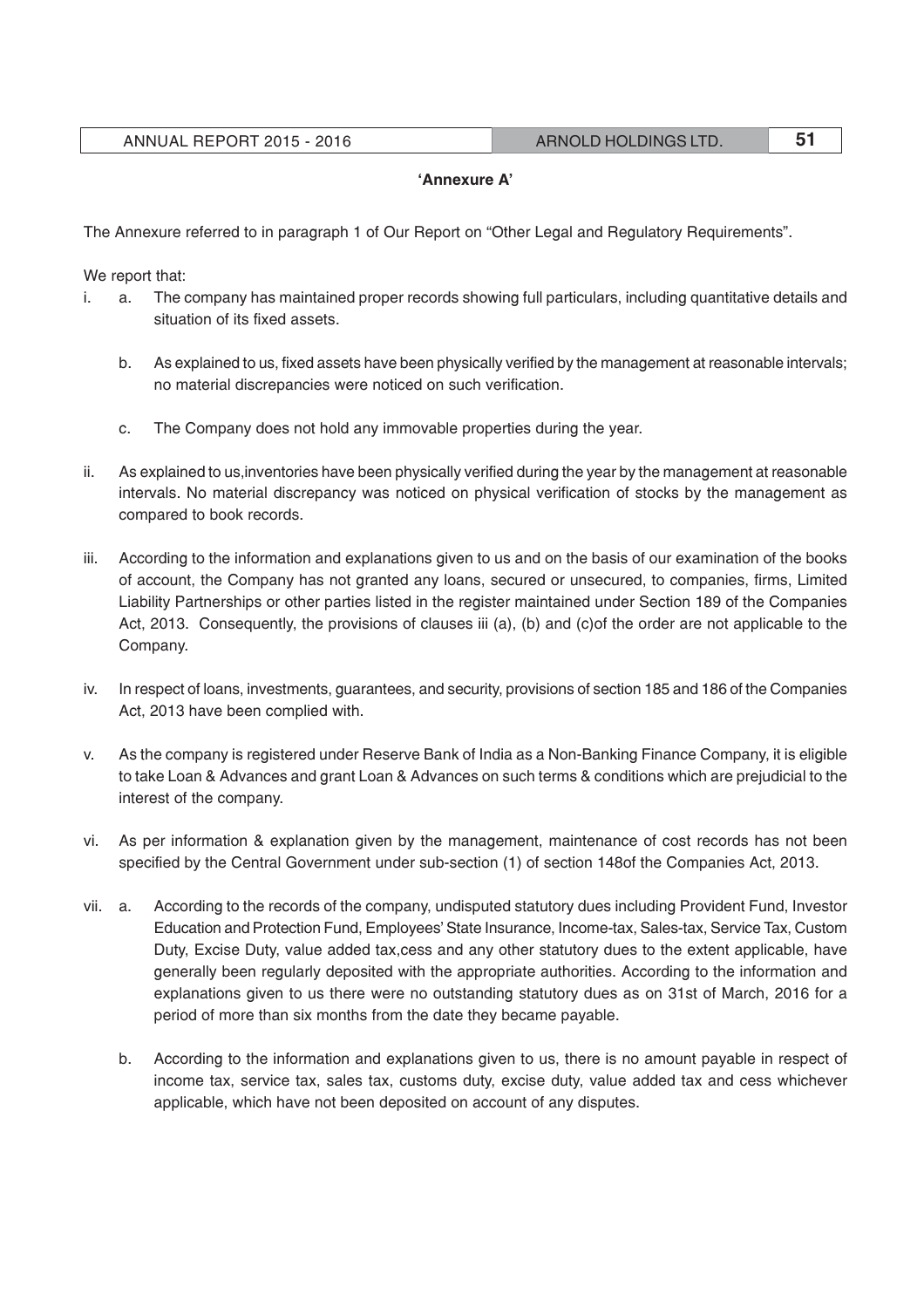**'Annexure A'**

The Annexure referred to in paragraph 1 of Our Report on "Other Legal and Regulatory Requirements".

We report that:

i. a. The company has maintained proper records showing full particulars, including quantitative details and situation of its fixed assets.

   b. As explained to us, fixed assets have been physically verified by the management at reasonable intervals; no material discrepancies were noticed on such verification.

   c. The Company does not hold any immovable properties during the year.

ii. As explained to us,inventories have been physically verified during the year by the management at reasonable intervals. No material discrepancy was noticed on physical verification of stocks by the management as compared to book records.

iii. According to the information and explanations given to us and on the basis of our examination of the books of account, the Company has not granted any loans, secured or unsecured, to companies, firms, Limited Liability Partnerships or other parties listed in the register maintained under Section 189 of the Companies Act, 2013. Consequently, the provisions of clauses iii (a), (b) and (c)of the order are not applicable to the Company.

iv. In respect of loans, investments, guarantees, and security, provisions of section 185 and 186 of the Companies Act, 2013 have been complied with.

v. As the company is registered under Reserve Bank of India as a Non-Banking Finance Company, it is eligible to take Loan & Advances and grant Loan & Advances on such terms & conditions which are prejudicial to the interest of the company.

vi. As per information & explanation given by the management, maintenance of cost records has not been specified by the Central Government under sub-section (1) of section 148of the Companies Act, 2013.

vii. a. According to the records of the company, undisputed statutory dues including Provident Fund, Investor Education and Protection Fund, Employees' State Insurance, Income-tax, Sales-tax, Service Tax, Custom Duty, Excise Duty, value added tax,cess and any other statutory dues to the extent applicable, have generally been regularly deposited with the appropriate authorities. According to the information and explanations given to us there were no outstanding statutory dues as on 31st of March, 2016 for a period of more than six months from the date they became payable.

   b. According to the information and explanations given to us, there is no amount payable in respect of income tax, service tax, sales tax, customs duty, excise duty, value added tax and cess whichever applicable, which have not been deposited on account of any disputes.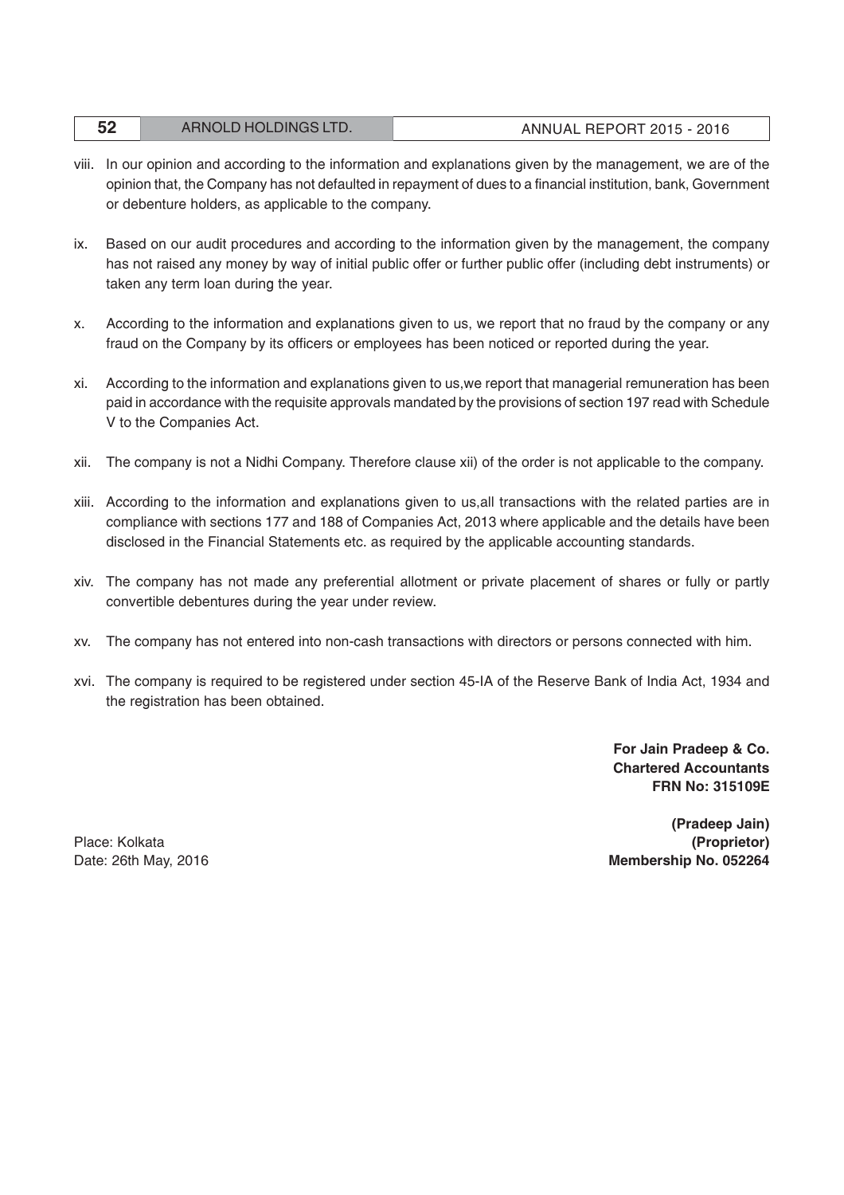viii. In our opinion and according to the information and explanations given by the management, we are of the opinion that, the Company has not defaulted in repayment of dues to a financial institution, bank, Government or debenture holders, as applicable to the company.

ix. Based on our audit procedures and according to the information given by the management, the company has not raised any money by way of initial public offer or further public offer (including debt instruments) or taken any term loan during the year.

x. According to the information and explanations given to us, we report that no fraud by the company or any fraud on the Company by its officers or employees has been noticed or reported during the year.

xi. According to the information and explanations given to us,we report that managerial remuneration has been paid in accordance with the requisite approvals mandated by the provisions of section 197 read with Schedule V to the Companies Act.

xii. The company is not a Nidhi Company. Therefore clause xii) of the order is not applicable to the company.

xiii. According to the information and explanations given to us,all transactions with the related parties are in compliance with sections 177 and 188 of Companies Act, 2013 where applicable and the details have been disclosed in the Financial Statements etc. as required by the applicable accounting standards.

xiv. The company has not made any preferential allotment or private placement of shares or fully or partly convertible debentures during the year under review.

xv. The company has not entered into non-cash transactions with directors or persons connected with him.

xvi. The company is required to be registered under section 45-IA of the Reserve Bank of India Act, 1934 and the registration has been obtained.

**For Jain Pradeep & Co.**
**Chartered Accountants**
**FRN No: 315109E**

**(Pradeep Jain)**
**(Proprietor)**
**Membership No. 052264**

Place: Kolkata
Date: 26th May, 2016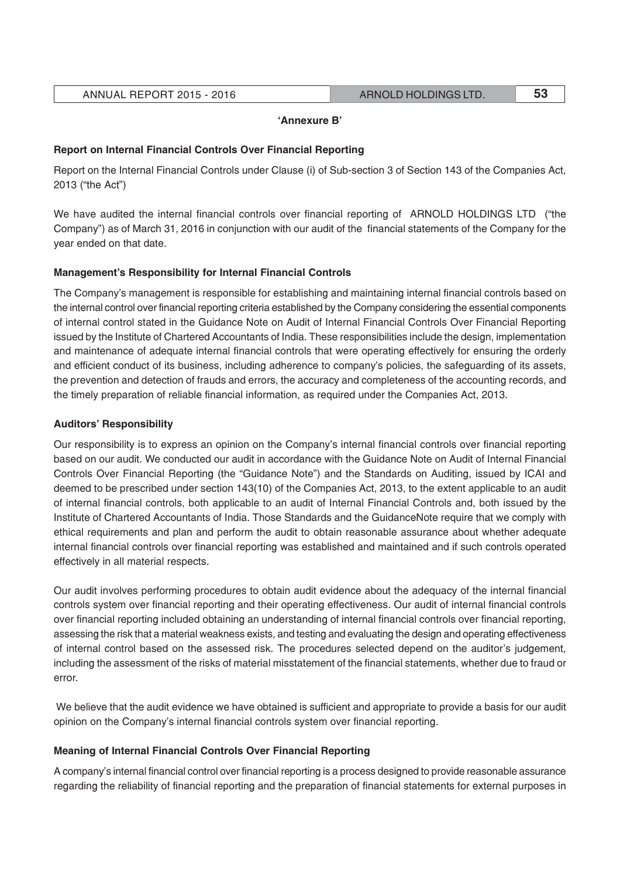**'Annexure B'**

**Report on Internal Financial Controls Over Financial Reporting**

Report on the Internal Financial Controls under Clause (i) of Sub-section 3 of Section 143 of the Companies Act, 2013 ("the Act")

We have audited the internal financial controls over financial reporting of ARNOLD HOLDINGS LTD ("the Company") as of March 31, 2016 in conjunction with our audit of the financial statements of the Company for the year ended on that date.

**Management's Responsibility for Internal Financial Controls**

The Company's management is responsible for establishing and maintaining internal financial controls based on the internal control over financial reporting criteria established by the Company considering the essential components of internal control stated in the Guidance Note on Audit of Internal Financial Controls Over Financial Reporting issued by the Institute of Chartered Accountants of India. These responsibilities include the design, implementation and maintenance of adequate internal financial controls that were operating effectively for ensuring the orderly and efficient conduct of its business, including adherence to company's policies, the safeguarding of its assets, the prevention and detection of frauds and errors, the accuracy and completeness of the accounting records, and the timely preparation of reliable financial information, as required under the Companies Act, 2013.

**Auditors' Responsibility**

Our responsibility is to express an opinion on the Company's internal financial controls over financial reporting based on our audit. We conducted our audit in accordance with the Guidance Note on Audit of Internal Financial Controls Over Financial Reporting (the "Guidance Note") and the Standards on Auditing, issued by ICAI and deemed to be prescribed under section 143(10) of the Companies Act, 2013, to the extent applicable to an audit of internal financial controls, both applicable to an audit of Internal Financial Controls and, both issued by the Institute of Chartered Accountants of India. Those Standards and the GuidanceNote require that we comply with ethical requirements and plan and perform the audit to obtain reasonable assurance about whether adequate internal financial controls over financial reporting was established and maintained and if such controls operated effectively in all material respects.

Our audit involves performing procedures to obtain audit evidence about the adequacy of the internal financial controls system over financial reporting and their operating effectiveness. Our audit of internal financial controls over financial reporting included obtaining an understanding of internal financial controls over financial reporting, assessing the risk that a material weakness exists, and testing and evaluating the design and operating effectiveness of internal control based on the assessed risk. The procedures selected depend on the auditor's judgement, including the assessment of the risks of material misstatement of the financial statements, whether due to fraud or error.

We believe that the audit evidence we have obtained is sufficient and appropriate to provide a basis for our audit opinion on the Company's internal financial controls system over financial reporting.

**Meaning of Internal Financial Controls Over Financial Reporting**

A company's internal financial control over financial reporting is a process designed to provide reasonable assurance regarding the reliability of financial reporting and the preparation of financial statements for external purposes in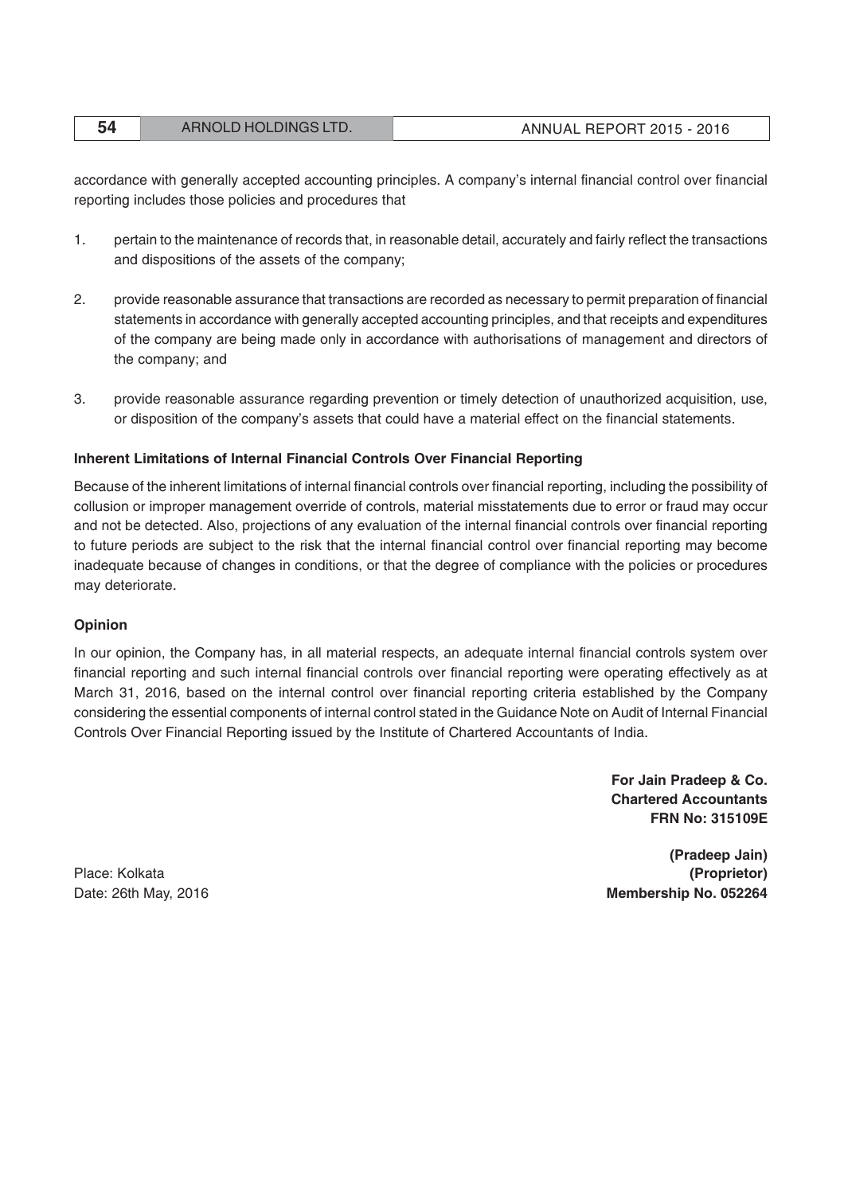accordance with generally accepted accounting principles. A company's internal financial control over financial reporting includes those policies and procedures that

1. pertain to the maintenance of records that, in reasonable detail, accurately and fairly reflect the transactions and dispositions of the assets of the company;

2. provide reasonable assurance that transactions are recorded as necessary to permit preparation of financial statements in accordance with generally accepted accounting principles, and that receipts and expenditures of the company are being made only in accordance with authorisations of management and directors of the company; and

3. provide reasonable assurance regarding prevention or timely detection of unauthorized acquisition, use, or disposition of the company's assets that could have a material effect on the financial statements.

**Inherent Limitations of Internal Financial Controls Over Financial Reporting**

Because of the inherent limitations of internal financial controls over financial reporting, including the possibility of collusion or improper management override of controls, material misstatements due to error or fraud may occur and not be detected. Also, projections of any evaluation of the internal financial controls over financial reporting to future periods are subject to the risk that the internal financial control over financial reporting may become inadequate because of changes in conditions, or that the degree of compliance with the policies or procedures may deteriorate.

**Opinion**

In our opinion, the Company has, in all material respects, an adequate internal financial controls system over financial reporting and such internal financial controls over financial reporting were operating effectively as at March 31, 2016, based on the internal control over financial reporting criteria established by the Company considering the essential components of internal control stated in the Guidance Note on Audit of Internal Financial Controls Over Financial Reporting issued by the Institute of Chartered Accountants of India.

**For Jain Pradeep & Co.**
**Chartered Accountants**
**FRN No: 315109E**

**(Pradeep Jain)**
**(Proprietor)**
**Membership No. 052264**

Place: Kolkata
Date: 26th May, 2016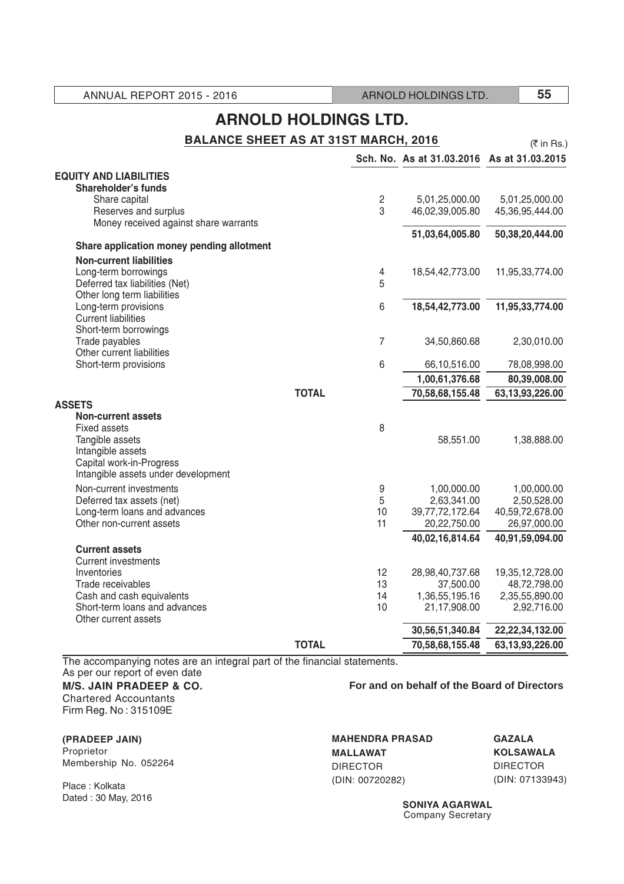# ARNOLD HOLDINGS LTD.

## BALANCE SHEET AS AT 31ST MARCH, 2016

(₹ in Rs.)

| | Sch. No. | As at 31.03.2016 | As at 31.03.2015 |
|---|---|---|---|
| **EQUITY AND LIABILITIES** | | | |
| **Shareholder's funds** | | | |
| Share capital | 2 | 5,01,25,000.00 | 5,01,25,000.00 |
| Reserves and surplus | 3 | 46,02,39,005.80 | 45,36,95,444.00 |
| Money received against share warrants | | | |
| | | **51,03,64,005.80** | **50,38,20,444.00** |
| **Share application money pending allotment** | | | |
| **Non-current liabilities** | | | |
| Long-term borrowings | 4 | 18,54,42,773.00 | 11,95,33,774.00 |
| Deferred tax liabilities (Net) | 5 | | |
| Other long term liabilities | | | |
| Long-term provisions | 6 | **18,54,42,773.00** | **11,95,33,774.00** |
| Current liabilities | | | |
| Short-term borrowings | | | |
| Trade payables | 7 | 34,50,860.68 | 2,30,010.00 |
| Other current liabilities | | | |
| Short-term provisions | 6 | 66,10,516.00 | 78,08,998.00 |
| | | **1,00,61,376.68** | **80,39,008.00** |
| **TOTAL** | | **70,58,68,155.48** | **63,13,93,226.00** |
| **ASSETS** | | | |
| **Non-current assets** | | | |
| Fixed assets | 8 | | |
| Tangible assets | | 58,551.00 | 1,38,888.00 |
| Intangible assets | | | |
| Capital work-in-Progress | | | |
| Intangible assets under development | | | |
| Non-current investments | 9 | 1,00,000.00 | 1,00,000.00 |
| Deferred tax assets (net) | 5 | 2,63,341.00 | 2,50,528.00 |
| Long-term loans and advances | 10 | 39,77,72,172.64 | 40,59,72,678.00 |
| Other non-current assets | 11 | 20,22,750.00 | 26,97,000.00 |
| | | **40,02,16,814.64** | **40,91,59,094.00** |
| **Current assets** | | | |
| Current investments | | | |
| Inventories | 12 | 28,98,40,737.68 | 19,35,12,728.00 |
| Trade receivables | 13 | 37,500.00 | 48,72,798.00 |
| Cash and cash equivalents | 14 | 1,36,55,195.16 | 2,35,55,890.00 |
| Short-term loans and advances | 10 | 21,17,908.00 | 2,92,716.00 |
| Other current assets | | | |
| | | **30,56,51,340.84** | **22,22,34,132.00** |
| **TOTAL** | | **70,58,68,155.48** | **63,13,93,226.00** |

The accompanying notes are an integral part of the financial statements.

As per our report of even date

**M/S. JAIN PRADEEP & CO.**
Chartered Accountants
Firm Reg. No : 315109E

**For and on behalf of the Board of Directors**

**(PRADEEP JAIN)**
Proprietor
Membership No. 052264

Place : Kolkata
Dated : 30 May, 2016

**MAHENDRA PRASAD MALLAWAT**
DIRECTOR
(DIN: 00720282)

**GAZALA KOLSAWALA**
DIRECTOR
(DIN: 07133943)

**SONIYA AGARWAL**
Company Secretary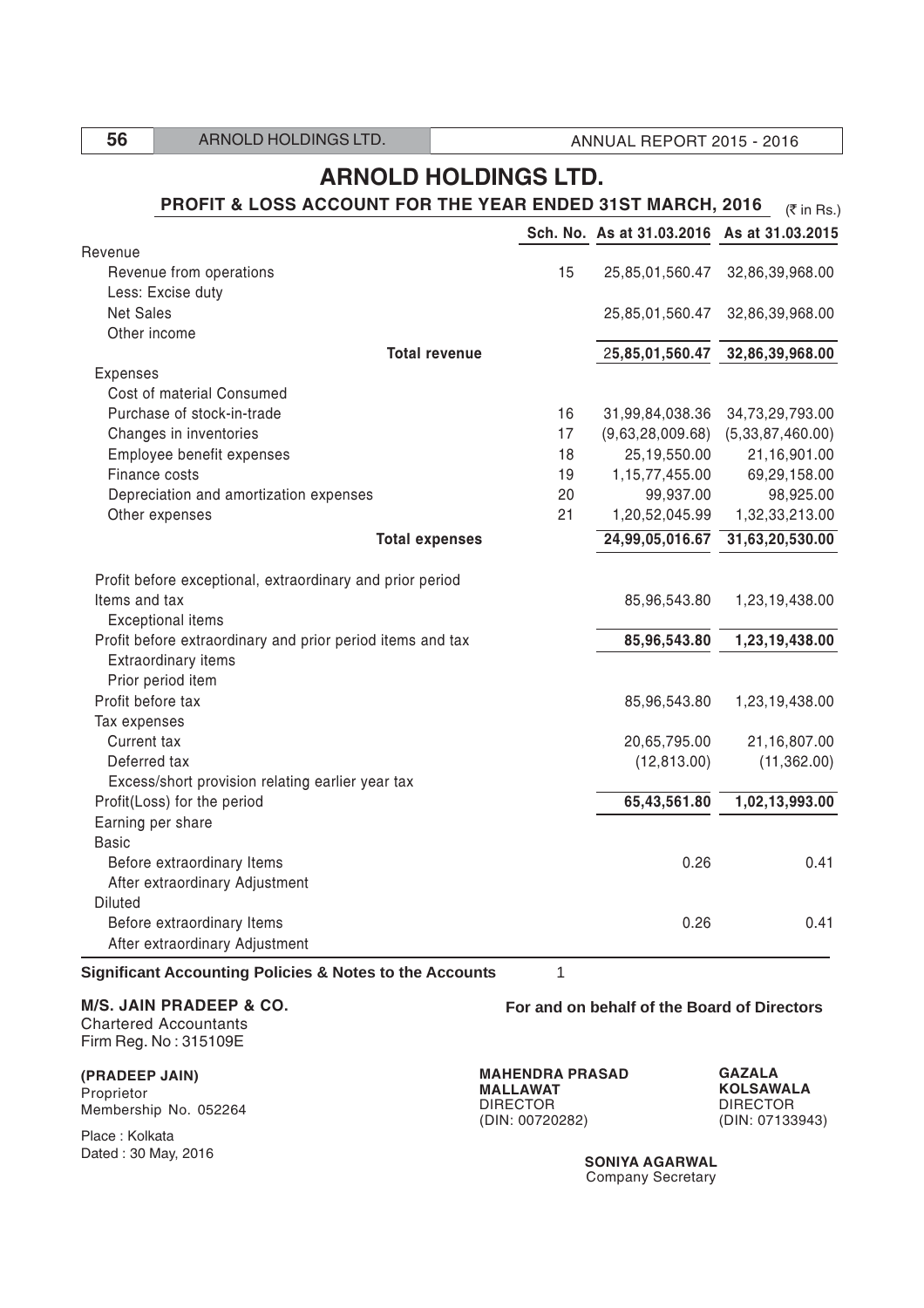# ARNOLD HOLDINGS LTD.

## PROFIT & LOSS ACCOUNT FOR THE YEAR ENDED 31ST MARCH, 2016

(₹ in Rs.)

| | Sch. No. | As at 31.03.2016 | As at 31.03.2015 |
|---|---|---|---|
| Revenue | | | |
| Revenue from operations | 15 | 25,85,01,560.47 | 32,86,39,968.00 |
| Less: Excise duty | | | |
| Net Sales | | 25,85,01,560.47 | 32,86,39,968.00 |
| Other income | | | |
| **Total revenue** | | **25,85,01,560.47** | **32,86,39,968.00** |
| Expenses | | | |
| Cost of material Consumed | | | |
| Purchase of stock-in-trade | 16 | 31,99,84,038.36 | 34,73,29,793.00 |
| Changes in inventories | 17 | (9,63,28,009.68) | (5,33,87,460.00) |
| Employee benefit expenses | 18 | 25,19,550.00 | 21,16,901.00 |
| Finance costs | 19 | 1,15,77,455.00 | 69,29,158.00 |
| Depreciation and amortization expenses | 20 | 99,937.00 | 98,925.00 |
| Other expenses | 21 | 1,20,52,045.99 | 1,32,33,213.00 |
| **Total expenses** | | **24,99,05,016.67** | **31,63,20,530.00** |
| Profit before exceptional, extraordinary and prior period Items and tax | | 85,96,543.80 | 1,23,19,438.00 |
| Exceptional items | | | |
| Profit before extraordinary and prior period items and tax | | **85,96,543.80** | **1,23,19,438.00** |
| Extraordinary items | | | |
| Prior period item | | | |
| Profit before tax | | 85,96,543.80 | 1,23,19,438.00 |
| Tax expenses | | | |
| Current tax | | 20,65,795.00 | 21,16,807.00 |
| Deferred tax | | (12,813.00) | (11,362.00) |
| Excess/short provision relating earlier year tax | | | |
| Profit(Loss) for the period | | **65,43,561.80** | **1,02,13,993.00** |
| Earning per share | | | |
| Basic | | | |
| Before extraordinary Items | | 0.26 | 0.41 |
| After extraordinary Adjustment | | | |
| Diluted | | | |
| Before extraordinary Items | | 0.26 | 0.41 |
| After extraordinary Adjustment | | | |

**Significant Accounting Policies & Notes to the Accounts** 1

**M/S. JAIN PRADEEP & CO.**
Chartered Accountants
Firm Reg. No : 315109E

**(PRADEEP JAIN)**
Proprietor
Membership No. 052264

Place : Kolkata
Dated : 30 May, 2016

**For and on behalf of the Board of Directors**

**MAHENDRA PRASAD MALLAWAT**
DIRECTOR
(DIN: 00720282)

**GAZALA KOLSAWALA**
DIRECTOR
(DIN: 07133943)

**SONIYA AGARWAL**
Company Secretary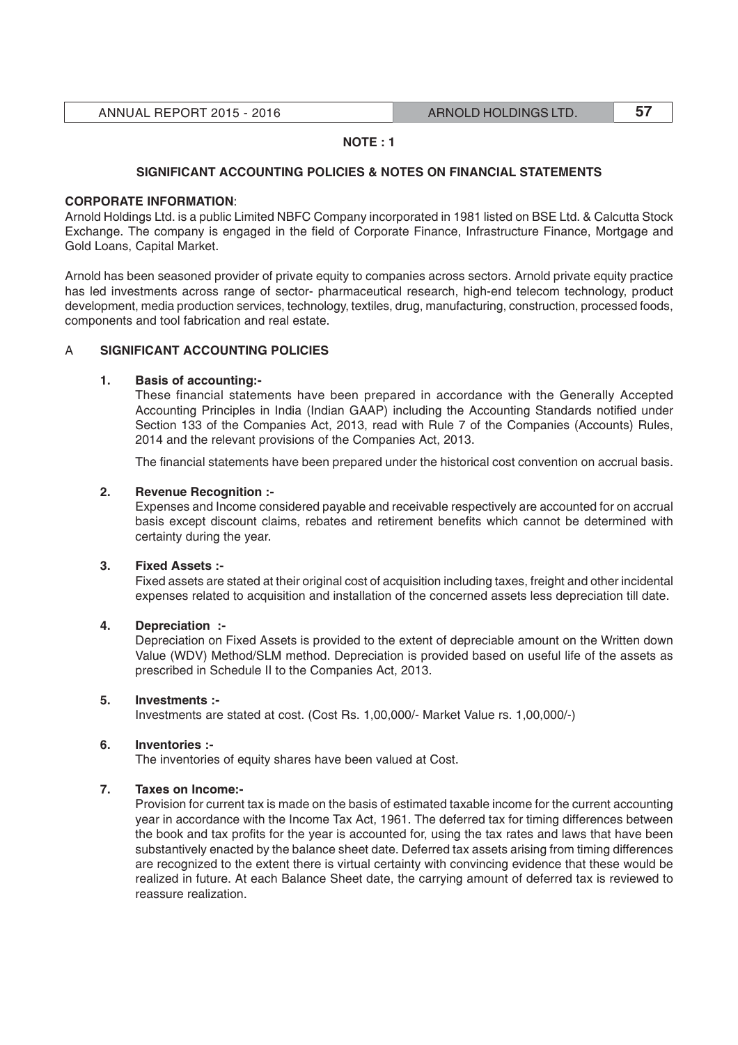## NOTE : 1

### SIGNIFICANT ACCOUNTING POLICIES & NOTES ON FINANCIAL STATEMENTS

**CORPORATE INFORMATION**:

Arnold Holdings Ltd. is a public Limited NBFC Company incorporated in 1981 listed on BSE Ltd. & Calcutta Stock Exchange. The company is engaged in the field of Corporate Finance, Infrastructure Finance, Mortgage and Gold Loans, Capital Market.

Arnold has been seasoned provider of private equity to companies across sectors. Arnold private equity practice has led investments across range of sector- pharmaceutical research, high-end telecom technology, product development, media production services, technology, textiles, drug, manufacturing, construction, processed foods, components and tool fabrication and real estate.

### A SIGNIFICANT ACCOUNTING POLICIES

**1. Basis of accounting:-**

These financial statements have been prepared in accordance with the Generally Accepted Accounting Principles in India (Indian GAAP) including the Accounting Standards notified under Section 133 of the Companies Act, 2013, read with Rule 7 of the Companies (Accounts) Rules, 2014 and the relevant provisions of the Companies Act, 2013.

The financial statements have been prepared under the historical cost convention on accrual basis.

**2. Revenue Recognition :-**

Expenses and Income considered payable and receivable respectively are accounted for on accrual basis except discount claims, rebates and retirement benefits which cannot be determined with certainty during the year.

**3. Fixed Assets :-**

Fixed assets are stated at their original cost of acquisition including taxes, freight and other incidental expenses related to acquisition and installation of the concerned assets less depreciation till date.

**4. Depreciation :-**

Depreciation on Fixed Assets is provided to the extent of depreciable amount on the Written down Value (WDV) Method/SLM method. Depreciation is provided based on useful life of the assets as prescribed in Schedule II to the Companies Act, 2013.

**5. Investments :-**

Investments are stated at cost. (Cost Rs. 1,00,000/- Market Value rs. 1,00,000/-)

**6. Inventories :-**

The inventories of equity shares have been valued at Cost.

**7. Taxes on Income:-**

Provision for current tax is made on the basis of estimated taxable income for the current accounting year in accordance with the Income Tax Act, 1961. The deferred tax for timing differences between the book and tax profits for the year is accounted for, using the tax rates and laws that have been substantively enacted by the balance sheet date. Deferred tax assets arising from timing differences are recognized to the extent there is virtual certainty with convincing evidence that these would be realized in future. At each Balance Sheet date, the carrying amount of deferred tax is reviewed to reassure realization.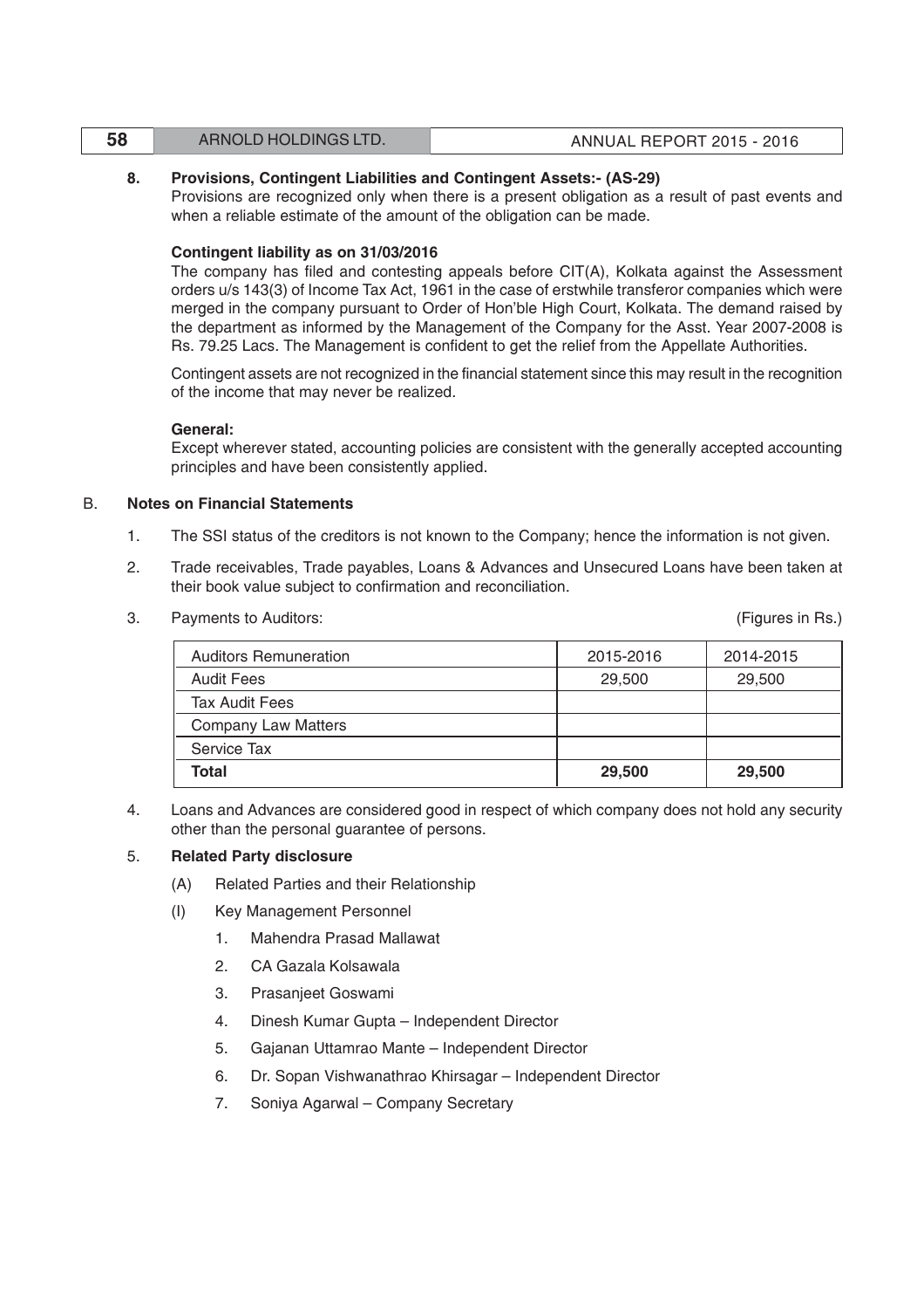**8. Provisions, Contingent Liabilities and Contingent Assets:- (AS-29)**

Provisions are recognized only when there is a present obligation as a result of past events and when a reliable estimate of the amount of the obligation can be made.

**Contingent liability as on 31/03/2016**

The company has filed and contesting appeals before CIT(A), Kolkata against the Assessment orders u/s 143(3) of Income Tax Act, 1961 in the case of erstwhile transferor companies which were merged in the company pursuant to Order of Hon'ble High Court, Kolkata. The demand raised by the department as informed by the Management of the Company for the Asst. Year 2007-2008 is Rs. 79.25 Lacs. The Management is confident to get the relief from the Appellate Authorities.

Contingent assets are not recognized in the financial statement since this may result in the recognition of the income that may never be realized.

**General:**

Except wherever stated, accounting policies are consistent with the generally accepted accounting principles and have been consistently applied.

## B. Notes on Financial Statements

1. The SSI status of the creditors is not known to the Company; hence the information is not given.

2. Trade receivables, Trade payables, Loans & Advances and Unsecured Loans have been taken at their book value subject to confirmation and reconciliation.

3. Payments to Auditors: (Figures in Rs.)

| Auditors Remuneration | 2015-2016 | 2014-2015 |
|---|---|---|
| Audit Fees | 29,500 | 29,500 |
| Tax Audit Fees | | |
| Company Law Matters | | |
| Service Tax | | |
| **Total** | **29,500** | **29,500** |

4. Loans and Advances are considered good in respect of which company does not hold any security other than the personal guarantee of persons.

5. **Related Party disclosure**

   (A) Related Parties and their Relationship

   (I) Key Management Personnel

   1. Mahendra Prasad Mallawat
   2. CA Gazala Kolsawala
   3. Prasanjeet Goswami
   4. Dinesh Kumar Gupta – Independent Director
   5. Gajanan Uttamrao Mante – Independent Director
   6. Dr. Sopan Vishwanathrao Khirsagar – Independent Director
   7. Soniya Agarwal – Company Secretary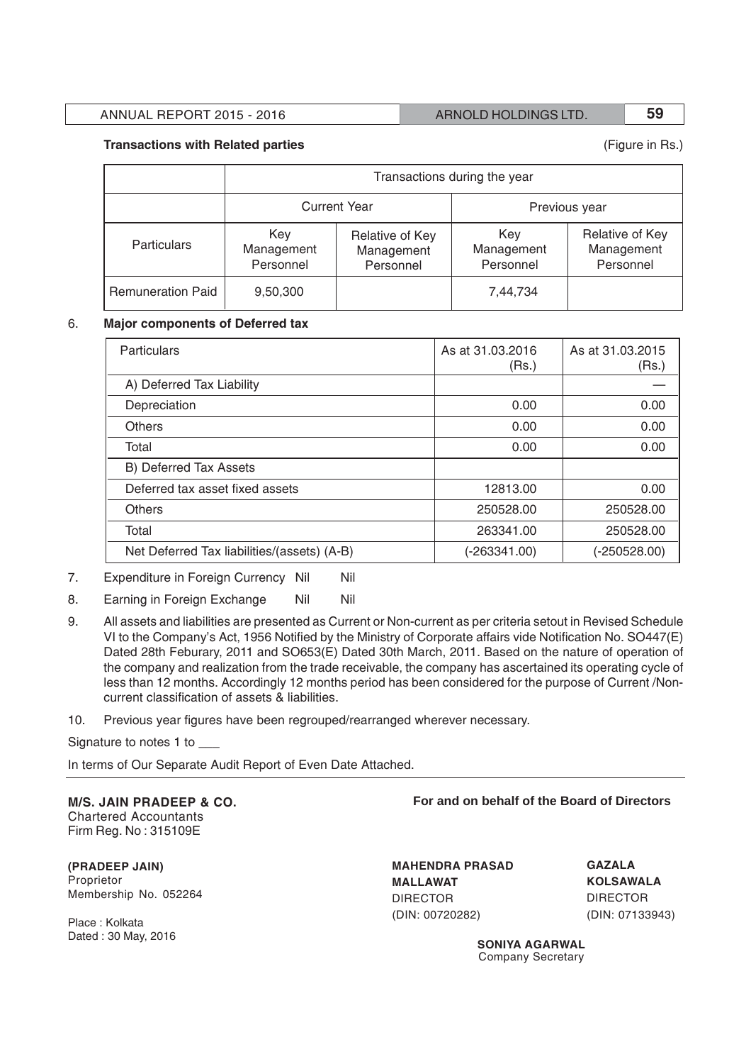**Transactions with Related parties** (Figure in Rs.)

| | Transactions during the year | | | |
|---|---|---|---|---|
| | Current Year | | Previous year | |
| Particulars | Key Management Personnel | Relative of Key Management Personnel | Key Management Personnel | Relative of Key Management Personnel |
| Remuneration Paid | 9,50,300 | | 7,44,734 | |

6. **Major components of Deferred tax**

| Particulars | As at 31.03.2016 (Rs.) | As at 31.03.2015 (Rs.) |
|---|---|---|
| A) Deferred Tax Liability | | — |
| Depreciation | 0.00 | 0.00 |
| Others | 0.00 | 0.00 |
| Total | 0.00 | 0.00 |
| B) Deferred Tax Assets | | |
| Deferred tax asset fixed assets | 12813.00 | 0.00 |
| Others | 250528.00 | 250528.00 |
| Total | 263341.00 | 250528.00 |
| Net Deferred Tax liabilities/(assets) (A-B) | (-263341.00) | (-250528.00) |

7. Expenditure in Foreign Currency Nil Nil

8. Earning in Foreign Exchange Nil Nil

9. All assets and liabilities are presented as Current or Non-current as per criteria setout in Revised Schedule VI to the Company's Act, 1956 Notified by the Ministry of Corporate affairs vide Notification No. SO447(E) Dated 28th Feburary, 2011 and SO653(E) Dated 30th March, 2011. Based on the nature of operation of the company and realization from the trade receivable, the company has ascertained its operating cycle of less than 12 months. Accordingly 12 months period has been considered for the purpose of Current /Non-current classification of assets & liabilities.

10. Previous year figures have been regrouped/rearranged wherever necessary.

Signature to notes 1 to ___

In terms of Our Separate Audit Report of Even Date Attached.

**M/S. JAIN PRADEEP & CO.**
Chartered Accountants
Firm Reg. No : 315109E

**(PRADEEP JAIN)**
Proprietor
Membership No. 052264

Place : Kolkata
Dated : 30 May, 2016

**For and on behalf of the Board of Directors**

**MAHENDRA PRASAD MALLAWAT**
DIRECTOR
(DIN: 00720282)

**GAZALA KOLSAWALA**
DIRECTOR
(DIN: 07133943)

**SONIYA AGARWAL**
Company Secretary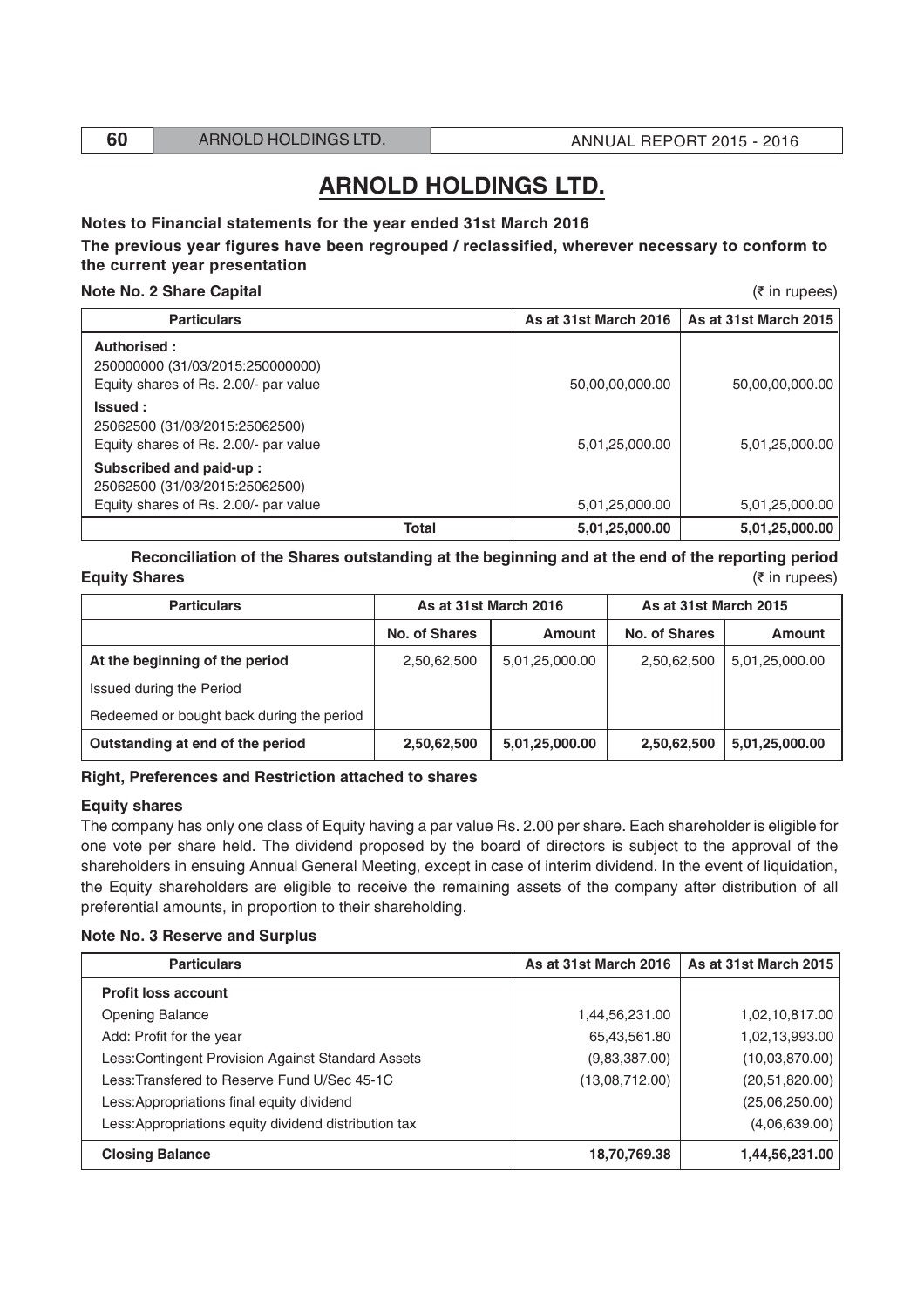# ARNOLD HOLDINGS LTD.

**Notes to Financial statements for the year ended 31st March 2016**

**The previous year figures have been regrouped / reclassified, wherever necessary to conform to the current year presentation**

**Note No. 2 Share Capital** (₹ in rupees)

| Particulars | As at 31st March 2016 | As at 31st March 2015 |
|---|---|---|
| **Authorised :**<br>250000000 (31/03/2015:250000000)<br>Equity shares of Rs. 2.00/- par value | 50,00,00,000.00 | 50,00,00,000.00 |
| **Issued :**<br>25062500 (31/03/2015:25062500)<br>Equity shares of Rs. 2.00/- par value | 5,01,25,000.00 | 5,01,25,000.00 |
| **Subscribed and paid-up :**<br>25062500 (31/03/2015:25062500)<br>Equity shares of Rs. 2.00/- par value | 5,01,25,000.00 | 5,01,25,000.00 |
| **Total** | **5,01,25,000.00** | **5,01,25,000.00** |

**Reconciliation of the Shares outstanding at the beginning and at the end of the reporting period**

**Equity Shares** (₹ in rupees)

| Particulars | As at 31st March 2016 | | As at 31st March 2015 | |
|---|---|---|---|---|
| | No. of Shares | Amount | No. of Shares | Amount |
| **At the beginning of the period** | 2,50,62,500 | 5,01,25,000.00 | 2,50,62,500 | 5,01,25,000.00 |
| Issued during the Period | | | | |
| Redeemed or bought back during the period | | | | |
| **Outstanding at end of the period** | **2,50,62,500** | **5,01,25,000.00** | **2,50,62,500** | **5,01,25,000.00** |

**Right, Preferences and Restriction attached to shares**

**Equity shares**

The company has only one class of Equity having a par value Rs. 2.00 per share. Each shareholder is eligible for one vote per share held. The dividend proposed by the board of directors is subject to the approval of the shareholders in ensuing Annual General Meeting, except in case of interim dividend. In the event of liquidation, the Equity shareholders are eligible to receive the remaining assets of the company after distribution of all preferential amounts, in proportion to their shareholding.

**Note No. 3 Reserve and Surplus**

| Particulars | As at 31st March 2016 | As at 31st March 2015 |
|---|---|---|
| **Profit loss account** | | |
| Opening Balance | 1,44,56,231.00 | 1,02,10,817.00 |
| Add: Profit for the year | 65,43,561.80 | 1,02,13,993.00 |
| Less:Contingent Provision Against Standard Assets | (9,83,387.00) | (10,03,870.00) |
| Less:Transfered to Reserve Fund U/Sec 45-1C | (13,08,712.00) | (20,51,820.00) |
| Less:Appropriations final equity dividend | | (25,06,250.00) |
| Less:Appropriations equity dividend distribution tax | | (4,06,639.00) |
| **Closing Balance** | **18,70,769.38** | **1,44,56,231.00** |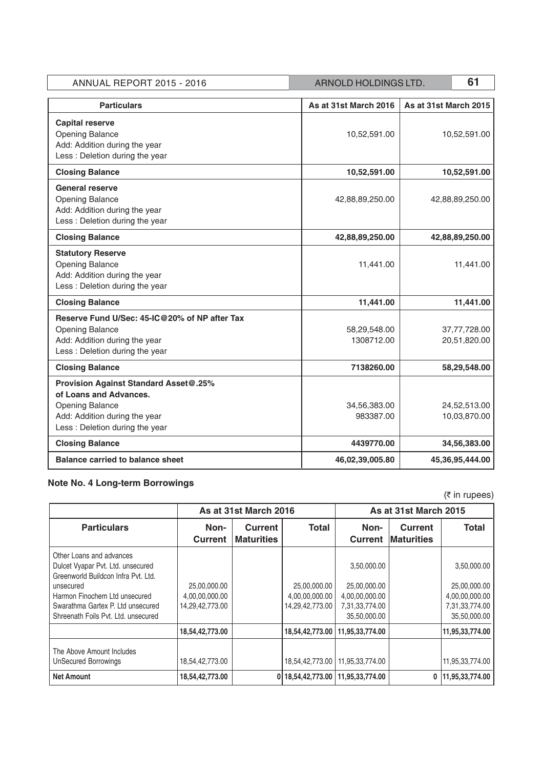| Particulars | As at 31st March 2016 | As at 31st March 2015 |
|---|---|---|
| **Capital reserve**<br>Opening Balance<br>Add: Addition during the year<br>Less : Deletion during the year | 10,52,591.00 | 10,52,591.00 |
| **Closing Balance** | **10,52,591.00** | **10,52,591.00** |
| **General reserve**<br>Opening Balance<br>Add: Addition during the year<br>Less : Deletion during the year | 42,88,89,250.00 | 42,88,89,250.00 |
| **Closing Balance** | **42,88,89,250.00** | **42,88,89,250.00** |
| **Statutory Reserve**<br>Opening Balance<br>Add: Addition during the year<br>Less : Deletion during the year | 11,441.00 | 11,441.00 |
| **Closing Balance** | **11,441.00** | **11,441.00** |
| **Reserve Fund U/Sec: 45-IC@20% of NP after Tax**<br>Opening Balance<br>Add: Addition during the year<br>Less : Deletion during the year | 58,29,548.00<br>1308712.00 | 37,77,728.00<br>20,51,820.00 |
| **Closing Balance** | **7138260.00** | **58,29,548.00** |
| **Provision Against Standard Asset@.25% of Loans and Advances.**<br>Opening Balance<br>Add: Addition during the year<br>Less : Deletion during the year | 34,56,383.00<br>983387.00 | 24,52,513.00<br>10,03,870.00 |
| **Closing Balance** | **4439770.00** | **34,56,383.00** |
| **Balance carried to balance sheet** | **46,02,39,005.80** | **45,36,95,444.00** |

## Note No. 4 Long-term Borrowings

(₹ in rupees)

| | As at 31st March 2016 | | | As at 31st March 2015 | | |
|---|---|---|---|---|---|---|
| **Particulars** | **Non-Current** | **Current Maturities** | **Total** | **Non-Current** | **Current Maturities** | **Total** |
| Other Loans and advances | | | | | | |
| Dulcet Vyapar Pvt. Ltd. unsecured | | | | 3,50,000.00 | | 3,50,000.00 |
| Greenworld Buildcon Infra Pvt. Ltd. unsecured | 25,00,000.00 | | 25,00,000.00 | 25,00,000.00 | | 25,00,000.00 |
| Harmon Finochem Ltd unsecured | 4,00,00,000.00 | | 4,00,00,000.00 | 4,00,00,000.00 | | 4,00,00,000.00 |
| Swarathma Gartex P. Ltd unsecured | 14,29,42,773.00 | | 14,29,42,773.00 | 7,31,33,774.00 | | 7,31,33,774.00 |
| Shreenath Foils Pvt. Ltd. unsecured | | | | 35,50,000.00 | | 35,50,000.00 |
| | **18,54,42,773.00** | | **18,54,42,773.00** | **11,95,33,774.00** | | **11,95,33,774.00** |
| The Above Amount Includes UnSecured Borrowings | 18,54,42,773.00 | | 18,54,42,773.00 | 11,95,33,774.00 | | 11,95,33,774.00 |
| **Net Amount** | **18,54,42,773.00** | **0** | **18,54,42,773.00** | **11,95,33,774.00** | **0** | **11,95,33,774.00** |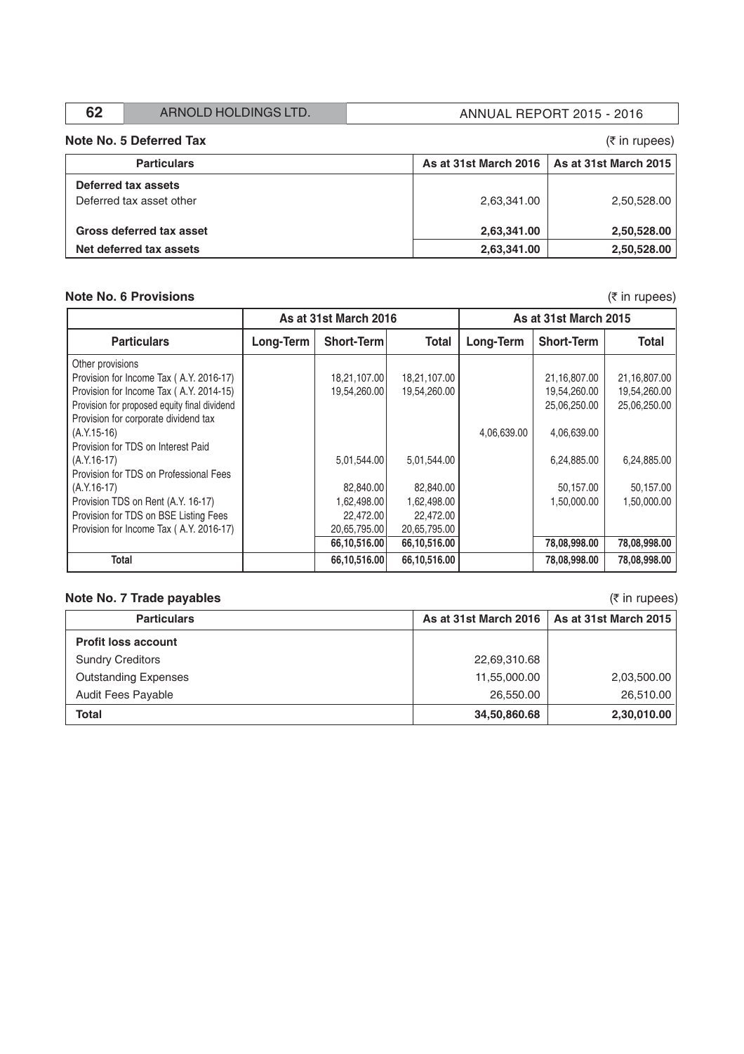## Note No. 5 Deferred Tax

(₹ in rupees)

| Particulars | As at 31st March 2016 | As at 31st March 2015 |
|---|---|---|
| **Deferred tax assets** | | |
| Deferred tax asset other | 2,63,341.00 | 2,50,528.00 |
| **Gross deferred tax asset** | **2,63,341.00** | **2,50,528.00** |
| **Net deferred tax assets** | **2,63,341.00** | **2,50,528.00** |

## Note No. 6 Provisions

(₹ in rupees)

| | As at 31st March 2016 | | | As at 31st March 2015 | | |
|---|---|---|---|---|---|---|
| **Particulars** | **Long-Term** | **Short-Term** | **Total** | **Long-Term** | **Short-Term** | **Total** |
| Other provisions | | | | | | |
| Provision for Income Tax ( A.Y. 2016-17) | | 18,21,107.00 | 18,21,107.00 | | 21,16,807.00 | 21,16,807.00 |
| Provision for Income Tax ( A.Y. 2014-15) | | 19,54,260.00 | 19,54,260.00 | | 19,54,260.00 | 19,54,260.00 |
| Provision for proposed equity final dividend | | | | | 25,06,250.00 | 25,06,250.00 |
| Provision for corporate dividend tax (A.Y.15-16) | | | | 4,06,639.00 | 4,06,639.00 | |
| Provision for TDS on Interest Paid (A.Y.16-17) | | 5,01,544.00 | 5,01,544.00 | | 6,24,885.00 | 6,24,885.00 |
| Provision for TDS on Professional Fees (A.Y.16-17) | | 82,840.00 | 82,840.00 | | 50,157.00 | 50,157.00 |
| Provision TDS on Rent (A.Y. 16-17) | | 1,62,498.00 | 1,62,498.00 | | 1,50,000.00 | 1,50,000.00 |
| Provision for TDS on BSE Listing Fees | | 22,472.00 | 22,472.00 | | | |
| Provision for Income Tax ( A.Y. 2016-17) | | 20,65,795.00 | 20,65,795.00 | | | |
| | | 66,10,516.00 | 66,10,516.00 | | 78,08,998.00 | 78,08,998.00 |
| **Total** | | **66,10,516.00** | **66,10,516.00** | | **78,08,998.00** | **78,08,998.00** |

## Note No. 7 Trade payables

(₹ in rupees)

| Particulars | As at 31st March 2016 | As at 31st March 2015 |
|---|---|---|
| **Profit loss account** | | |
| Sundry Creditors | 22,69,310.68 | |
| Outstanding Expenses | 11,55,000.00 | 2,03,500.00 |
| Audit Fees Payable | 26,550.00 | 26,510.00 |
| **Total** | **34,50,860.68** | **2,30,010.00** |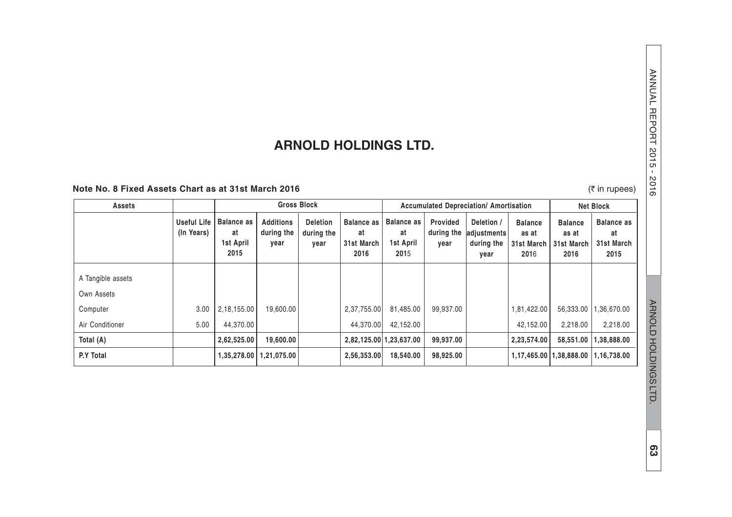# ARNOLD HOLDINGS LTD.

**Note No. 8 Fixed Assets Chart as at 31st March 2016**

(₹ in rupees)

| Assets | | Gross Block | | | | Accumulated Depreciation/ Amortisation | | | | Net Block | |
|---|---|---|---|---|---|---|---|---|---|---|---|
| | Useful Life (In Years) | Balance as at 1st April 2015 | Additions during the year | Deletion during the year | Balance as at 31st March 2016 | Balance as at 1st April 2015 | Provided during the year | Deletion / adjustments during the year | Balance as at 31st March 2016 | Balance as at 31st March 2016 | Balance as at 31st March 2015 |
| A Tangible assets | | | | | | | | | | | |
| Own Assets | | | | | | | | | | | |
| Computer | 3.00 | 2,18,155.00 | 19,600.00 | | 2,37,755.00 | 81,485.00 | 99,937.00 | | 1,81,422.00 | 56,333.00 | 1,36,670.00 |
| Air Conditioner | 5.00 | 44,370.00 | | | 44,370.00 | 42,152.00 | | | 42,152.00 | 2,218.00 | 2,218.00 |
| **Total (A)** | | **2,62,525.00** | **19,600.00** | | **2,82,125.00** | **1,23,637.00** | **99,937.00** | | **2,23,574.00** | **58,551.00** | **1,38,888.00** |
| **P.Y Total** | | **1,35,278.00** | **1,21,075.00** | | **2,56,353.00** | **18,540.00** | **98,925.00** | | **1,17,465.00** | **1,38,888.00** | **1,16,738.00** |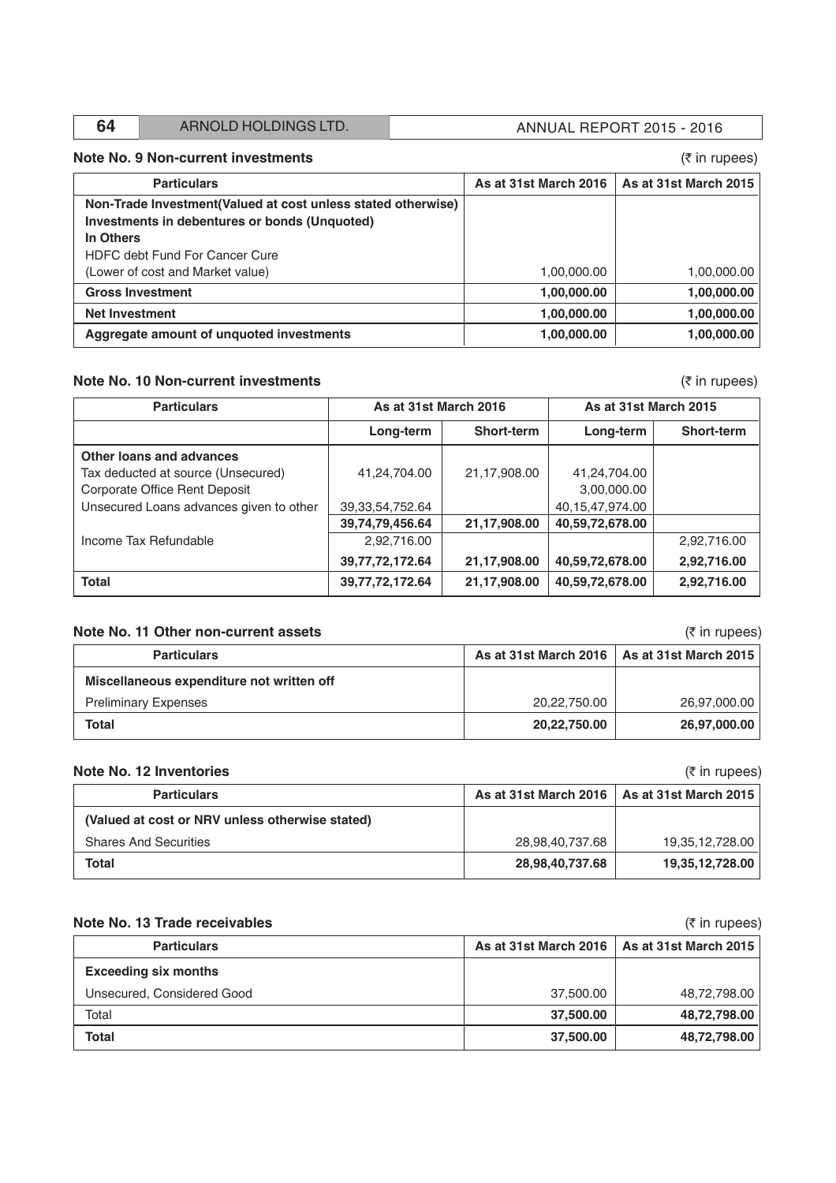### Note No. 9 Non-current investments

(₹ in rupees)

| Particulars | As at 31st March 2016 | As at 31st March 2015 |
|---|---|---|
| **Non-Trade Investment(Valued at cost unless stated otherwise)** | | |
| **Investments in debentures or bonds (Unquoted)** | | |
| **In Others** | | |
| HDFC debt Fund For Cancer Cure | | |
| (Lower of cost and Market value) | 1,00,000.00 | 1,00,000.00 |
| **Gross Investment** | **1,00,000.00** | **1,00,000.00** |
| **Net Investment** | **1,00,000.00** | **1,00,000.00** |
| **Aggregate amount of unquoted investments** | **1,00,000.00** | **1,00,000.00** |

### Note No. 10 Non-current investments

(₹ in rupees)

| Particulars | As at 31st March 2016 | | As at 31st March 2015 | |
|---|---|---|---|---|
| | Long-term | Short-term | Long-term | Short-term |
| **Other loans and advances** | | | | |
| Tax deducted at source (Unsecured) | 41,24,704.00 | 21,17,908.00 | 41,24,704.00 | |
| Corporate Office Rent Deposit | | | 3,00,000.00 | |
| Unsecured Loans advances given to other | 39,33,54,752.64 | | 40,15,47,974.00 | |
| | **39,74,79,456.64** | **21,17,908.00** | **40,59,72,678.00** | |
| Income Tax Refundable | 2,92,716.00 | | | 2,92,716.00 |
| | **39,77,72,172.64** | **21,17,908.00** | **40,59,72,678.00** | **2,92,716.00** |
| **Total** | **39,77,72,172.64** | **21,17,908.00** | **40,59,72,678.00** | **2,92,716.00** |

### Note No. 11 Other non-current assets

(₹ in rupees)

| Particulars | As at 31st March 2016 | As at 31st March 2015 |
|---|---|---|
| **Miscellaneous expenditure not written off** | | |
| Preliminary Expenses | 20,22,750.00 | 26,97,000.00 |
| **Total** | **20,22,750.00** | **26,97,000.00** |

### Note No. 12 Inventories

(₹ in rupees)

| Particulars | As at 31st March 2016 | As at 31st March 2015 |
|---|---|---|
| **(Valued at cost or NRV unless otherwise stated)** | | |
| Shares And Securities | 28,98,40,737.68 | 19,35,12,728.00 |
| **Total** | **28,98,40,737.68** | **19,35,12,728.00** |

### Note No. 13 Trade receivables

(₹ in rupees)

| Particulars | As at 31st March 2016 | As at 31st March 2015 |
|---|---|---|
| **Exceeding six months** | | |
| Unsecured, Considered Good | 37,500.00 | 48,72,798.00 |
| Total | **37,500.00** | **48,72,798.00** |
| **Total** | **37,500.00** | **48,72,798.00** |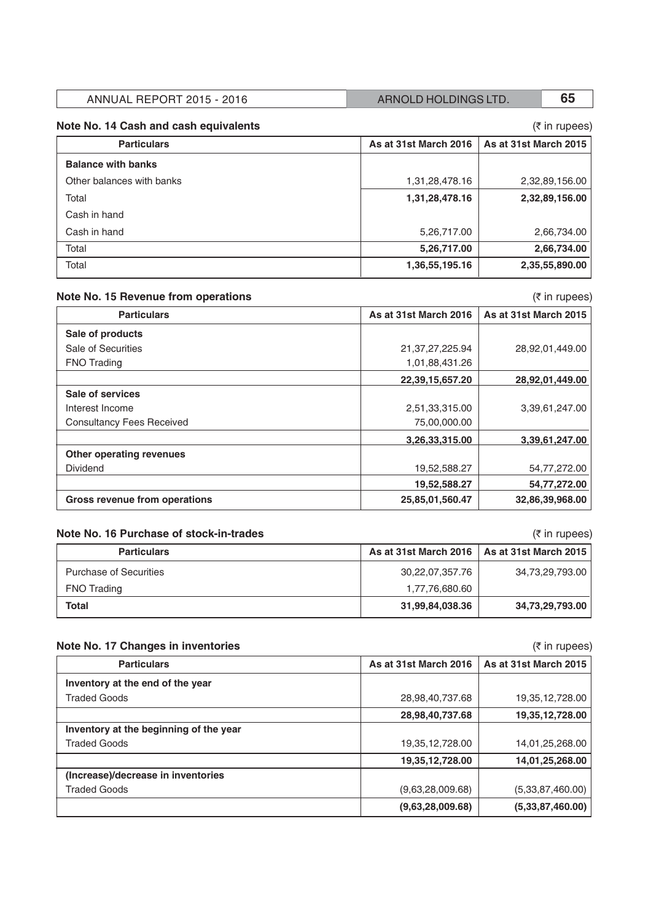### Note No. 14 Cash and cash equivalents

(₹ in rupees)

| Particulars | As at 31st March 2016 | As at 31st March 2015 |
|---|---|---|
| **Balance with banks** | | |
| Other balances with banks | 1,31,28,478.16 | 2,32,89,156.00 |
| Total | **1,31,28,478.16** | **2,32,89,156.00** |
| Cash in hand | | |
| Cash in hand | 5,26,717.00 | 2,66,734.00 |
| Total | **5,26,717.00** | **2,66,734.00** |
| Total | **1,36,55,195.16** | **2,35,55,890.00** |

### Note No. 15 Revenue from operations

(₹ in rupees)

| Particulars | As at 31st March 2016 | As at 31st March 2015 |
|---|---|---|
| **Sale of products** | | |
| Sale of Securities | 21,37,27,225.94 | 28,92,01,449.00 |
| FNO Trading | 1,01,88,431.26 | |
| | **22,39,15,657.20** | **28,92,01,449.00** |
| **Sale of services** | | |
| Interest Income | 2,51,33,315.00 | 3,39,61,247.00 |
| Consultancy Fees Received | 75,00,000.00 | |
| | **3,26,33,315.00** | **3,39,61,247.00** |
| **Other operating revenues** | | |
| Dividend | 19,52,588.27 | 54,77,272.00 |
| | **19,52,588.27** | **54,77,272.00** |
| **Gross revenue from operations** | **25,85,01,560.47** | **32,86,39,968.00** |

### Note No. 16 Purchase of stock-in-trades

(₹ in rupees)

| Particulars | As at 31st March 2016 | As at 31st March 2015 |
|---|---|---|
| Purchase of Securities | 30,22,07,357.76 | 34,73,29,793.00 |
| FNO Trading | 1,77,76,680.60 | |
| **Total** | **31,99,84,038.36** | **34,73,29,793.00** |

### Note No. 17 Changes in inventories

(₹ in rupees)

| Particulars | As at 31st March 2016 | As at 31st March 2015 |
|---|---|---|
| **Inventory at the end of the year** | | |
| Traded Goods | 28,98,40,737.68 | 19,35,12,728.00 |
| | **28,98,40,737.68** | **19,35,12,728.00** |
| **Inventory at the beginning of the year** | | |
| Traded Goods | 19,35,12,728.00 | 14,01,25,268.00 |
| | **19,35,12,728.00** | **14,01,25,268.00** |
| **(Increase)/decrease in inventories** | | |
| Traded Goods | (9,63,28,009.68) | (5,33,87,460.00) |
| | **(9,63,28,009.68)** | **(5,33,87,460.00)** |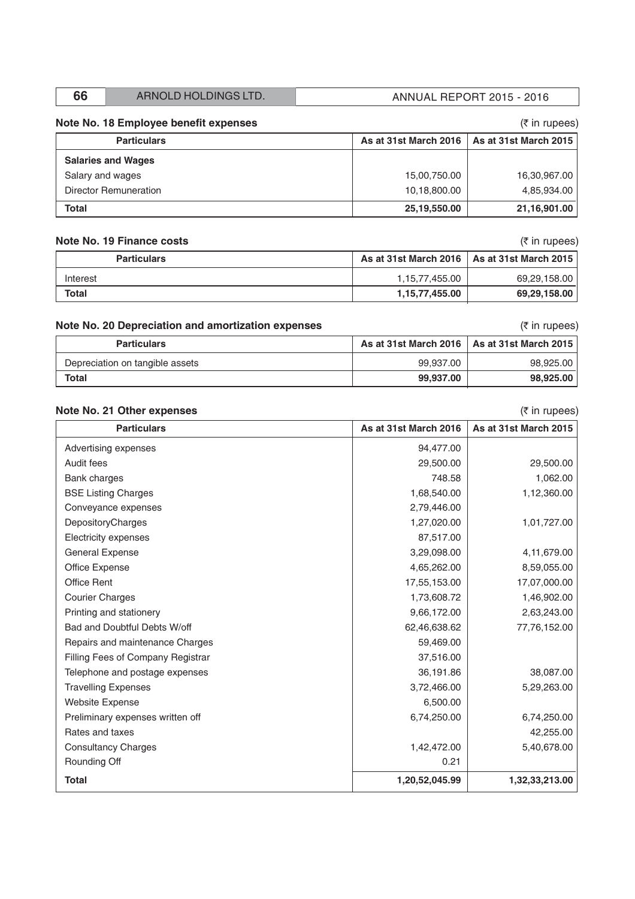## Note No. 18 Employee benefit expenses

(₹ in rupees)

| Particulars | As at 31st March 2016 | As at 31st March 2015 |
|---|---|---|
| **Salaries and Wages** | | |
| Salary and wages | 15,00,750.00 | 16,30,967.00 |
| Director Remuneration | 10,18,800.00 | 4,85,934.00 |
| **Total** | **25,19,550.00** | **21,16,901.00** |

## Note No. 19 Finance costs

(₹ in rupees)

| Particulars | As at 31st March 2016 | As at 31st March 2015 |
|---|---|---|
| Interest | 1,15,77,455.00 | 69,29,158.00 |
| **Total** | **1,15,77,455.00** | **69,29,158.00** |

## Note No. 20 Depreciation and amortization expenses

(₹ in rupees)

| Particulars | As at 31st March 2016 | As at 31st March 2015 |
|---|---|---|
| Depreciation on tangible assets | 99,937.00 | 98,925.00 |
| **Total** | **99,937.00** | **98,925.00** |

## Note No. 21 Other expenses

(₹ in rupees)

| Particulars | As at 31st March 2016 | As at 31st March 2015 |
|---|---|---|
| Advertising expenses | 94,477.00 | |
| Audit fees | 29,500.00 | 29,500.00 |
| Bank charges | 748.58 | 1,062.00 |
| BSE Listing Charges | 1,68,540.00 | 1,12,360.00 |
| Conveyance expenses | 2,79,446.00 | |
| DepositoryCharges | 1,27,020.00 | 1,01,727.00 |
| Electricity expenses | 87,517.00 | |
| General Expense | 3,29,098.00 | 4,11,679.00 |
| Office Expense | 4,65,262.00 | 8,59,055.00 |
| Office Rent | 17,55,153.00 | 17,07,000.00 |
| Courier Charges | 1,73,608.72 | 1,46,902.00 |
| Printing and stationery | 9,66,172.00 | 2,63,243.00 |
| Bad and Doubtful Debts W/off | 62,46,638.62 | 77,76,152.00 |
| Repairs and maintenance Charges | 59,469.00 | |
| Filling Fees of Company Registrar | 37,516.00 | |
| Telephone and postage expenses | 36,191.86 | 38,087.00 |
| Travelling Expenses | 3,72,466.00 | 5,29,263.00 |
| Website Expense | 6,500.00 | |
| Preliminary expenses written off | 6,74,250.00 | 6,74,250.00 |
| Rates and taxes | | 42,255.00 |
| Consultancy Charges | 1,42,472.00 | 5,40,678.00 |
| Rounding Off | 0.21 | |
| **Total** | **1,20,52,045.99** | **1,32,33,213.00** |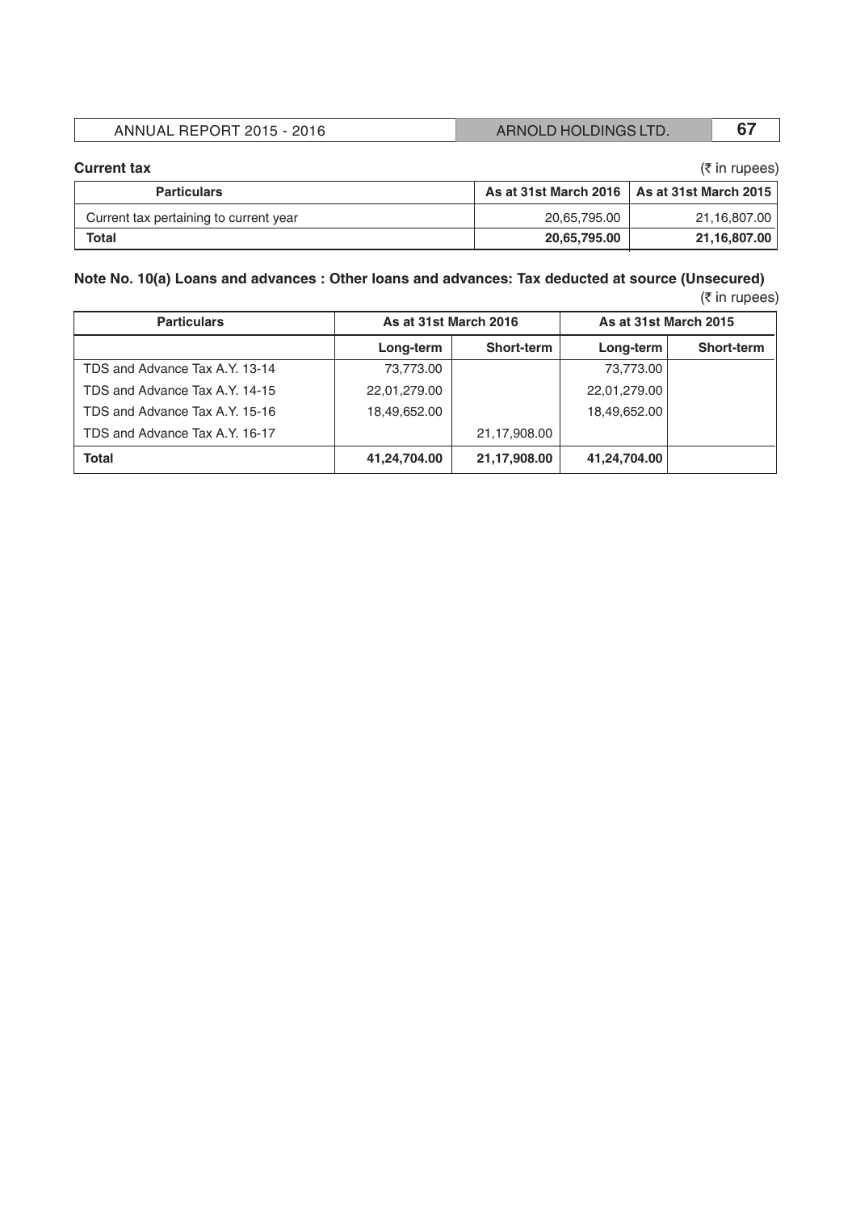**Current tax**

(₹ in rupees)

| Particulars | As at 31st March 2016 | As at 31st March 2015 |
| --- | --- | --- |
| Current tax pertaining to current year | 20,65,795.00 | 21,16,807.00 |
| **Total** | **20,65,795.00** | **21,16,807.00** |

**Note No. 10(a) Loans and advances : Other loans and advances: Tax deducted at source (Unsecured)**

(₹ in rupees)

| Particulars | As at 31st March 2016 | | As at 31st March 2015 | |
| --- | --- | --- | --- | --- |
| | Long-term | Short-term | Long-term | Short-term |
| TDS and Advance Tax A.Y. 13-14 | 73,773.00 | | 73,773.00 | |
| TDS and Advance Tax A.Y. 14-15 | 22,01,279.00 | | 22,01,279.00 | |
| TDS and Advance Tax A.Y. 15-16 | 18,49,652.00 | | 18,49,652.00 | |
| TDS and Advance Tax A.Y. 16-17 | | 21,17,908.00 | | |
| **Total** | **41,24,704.00** | **21,17,908.00** | **41,24,704.00** | |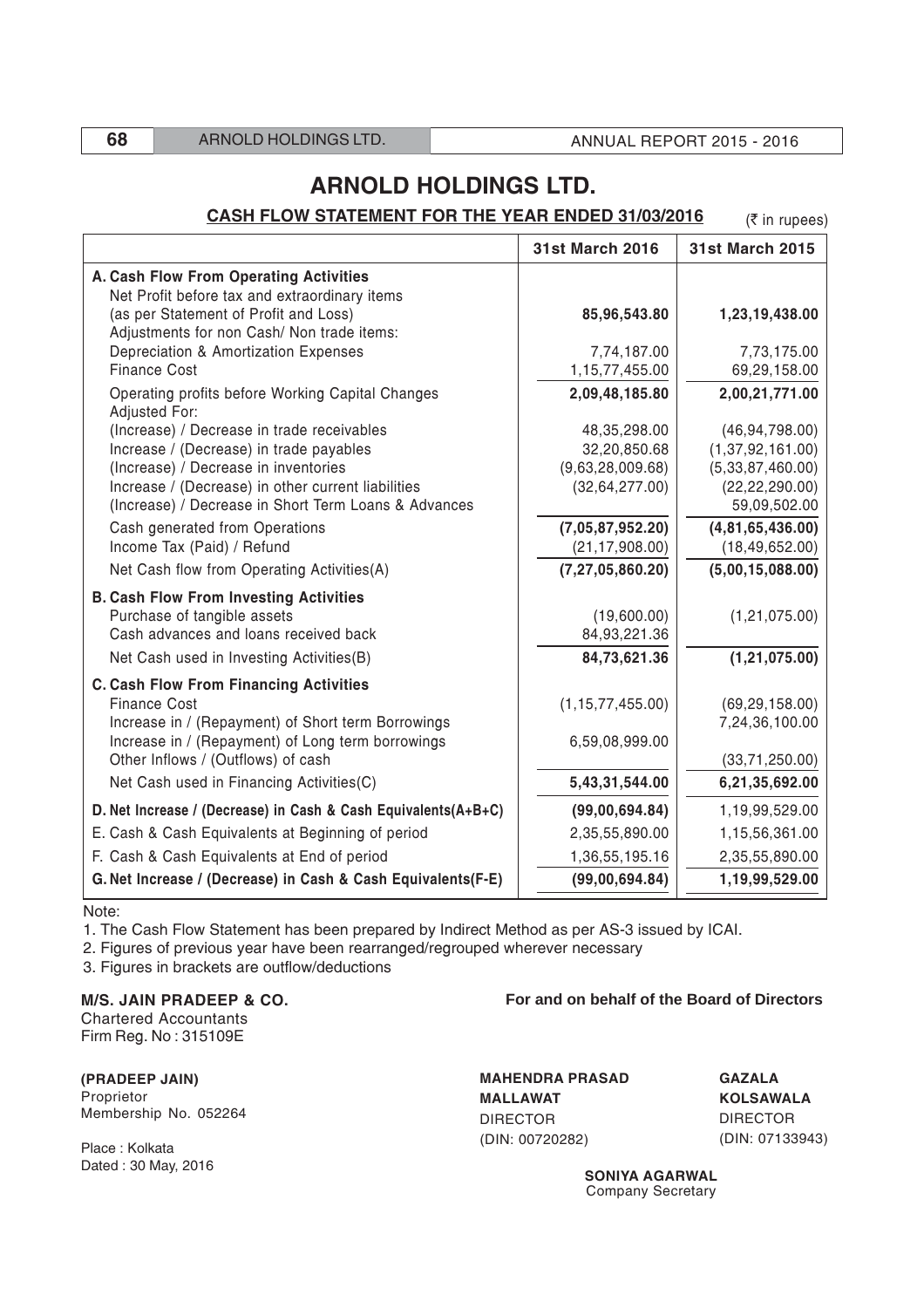# ARNOLD HOLDINGS LTD.

## CASH FLOW STATEMENT FOR THE YEAR ENDED 31/03/2016

(₹ in rupees)

| | 31st March 2016 | 31st March 2015 |
|---|---|---|
| **A. Cash Flow From Operating Activities** | | |
| Net Profit before tax and extraordinary items (as per Statement of Profit and Loss) | **85,96,543.80** | **1,23,19,438.00** |
| Adjustments for non Cash/ Non trade items: | | |
| Depreciation & Amortization Expenses | 7,74,187.00 | 7,73,175.00 |
| Finance Cost | 1,15,77,455.00 | 69,29,158.00 |
| Operating profits before Working Capital Changes | **2,09,48,185.80** | **2,00,21,771.00** |
| Adjusted For: | | |
| (Increase) / Decrease in trade receivables | 48,35,298.00 | (46,94,798.00) |
| Increase / (Decrease) in trade payables | 32,20,850.68 | (1,37,92,161.00) |
| (Increase) / Decrease in inventories | (9,63,28,009.68) | (5,33,87,460.00) |
| Increase / (Decrease) in other current liabilities | (32,64,277.00) | (22,22,290.00) |
| (Increase) / Decrease in Short Term Loans & Advances | | 59,09,502.00 |
| Cash generated from Operations | **(7,05,87,952.20)** | **(4,81,65,436.00)** |
| Income Tax (Paid) / Refund | (21,17,908.00) | (18,49,652.00) |
| Net Cash flow from Operating Activities(A) | **(7,27,05,860.20)** | **(5,00,15,088.00)** |
| **B. Cash Flow From Investing Activities** | | |
| Purchase of tangible assets | (19,600.00) | (1,21,075.00) |
| Cash advances and loans received back | 84,93,221.36 | |
| Net Cash used in Investing Activities(B) | **84,73,621.36** | **(1,21,075.00)** |
| **C. Cash Flow From Financing Activities** | | |
| Finance Cost | (1,15,77,455.00) | (69,29,158.00) |
| Increase in / (Repayment) of Short term Borrowings | | 7,24,36,100.00 |
| Increase in / (Repayment) of Long term borrowings | 6,59,08,999.00 | |
| Other Inflows / (Outflows) of cash | | (33,71,250.00) |
| Net Cash used in Financing Activities(C) | **5,43,31,544.00** | **6,21,35,692.00** |
| **D. Net Increase / (Decrease) in Cash & Cash Equivalents(A+B+C)** | **(99,00,694.84)** | 1,19,99,529.00 |
| E. Cash & Cash Equivalents at Beginning of period | 2,35,55,890.00 | 1,15,56,361.00 |
| F. Cash & Cash Equivalents at End of period | 1,36,55,195.16 | 2,35,55,890.00 |
| **G. Net Increase / (Decrease) in Cash & Cash Equivalents(F-E)** | **(99,00,694.84)** | **1,19,99,529.00** |

Note:

1. The Cash Flow Statement has been prepared by Indirect Method as per AS-3 issued by ICAI.
2. Figures of previous year have been rearranged/regrouped wherever necessary
3. Figures in brackets are outflow/deductions

**M/S. JAIN PRADEEP & CO.**
Chartered Accountants
Firm Reg. No : 315109E

**(PRADEEP JAIN)**
Proprietor
Membership No. 052264

Place : Kolkata
Dated : 30 May, 2016

**For and on behalf of the Board of Directors**

**MAHENDRA PRASAD MALLAWAT**
DIRECTOR
(DIN: 00720282)

**GAZALA KOLSAWALA**
DIRECTOR
(DIN: 07133943)

**SONIYA AGARWAL**
Company Secretary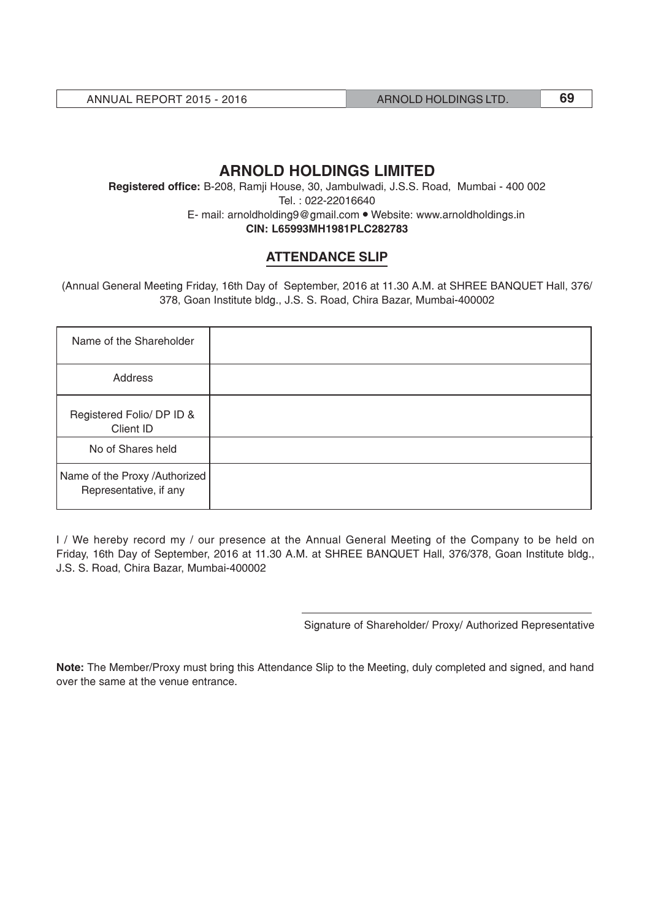# ARNOLD HOLDINGS LIMITED

**Registered office:** B-208, Ramji House, 30, Jambulwadi, J.S.S. Road, Mumbai - 400 002
Tel. : 022-22016640
E- mail: arnoldholding9@gmail.com • Website: www.arnoldholdings.in
**CIN: L65993MH1981PLC282783**

## ATTENDANCE SLIP

(Annual General Meeting Friday, 16th Day of September, 2016 at 11.30 A.M. at SHREE BANQUET Hall, 376/378, Goan Institute bldg., J.S. S. Road, Chira Bazar, Mumbai-400002

| Name of the Shareholder | |
|---|---|
| Address | |
| Registered Folio/ DP ID & Client ID | |
| No of Shares held | |
| Name of the Proxy /Authorized Representative, if any | |

I / We hereby record my / our presence at the Annual General Meeting of the Company to be held on Friday, 16th Day of September, 2016 at 11.30 A.M. at SHREE BANQUET Hall, 376/378, Goan Institute bldg., J.S. S. Road, Chira Bazar, Mumbai-400002

Signature of Shareholder/ Proxy/ Authorized Representative

**Note:** The Member/Proxy must bring this Attendance Slip to the Meeting, duly completed and signed, and hand over the same at the venue entrance.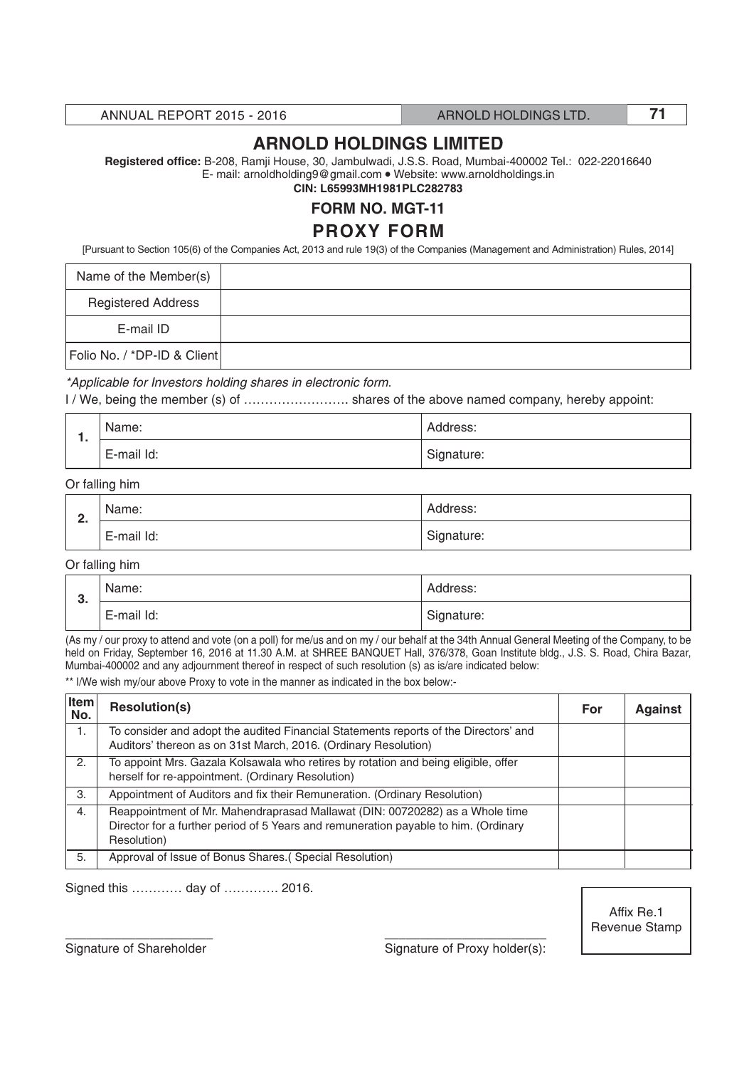# ARNOLD HOLDINGS LIMITED

**Registered office:** B-208, Ramji House, 30, Jambulwadi, J.S.S. Road, Mumbai-400002 Tel.: 022-22016640
E- mail: arnoldholding9@gmail.com • Website: www.arnoldholdings.in
**CIN: L65993MH1981PLC282783**

## FORM NO. MGT-11

## PROXY FORM

[Pursuant to Section 105(6) of the Companies Act, 2013 and rule 19(3) of the Companies (Management and Administration) Rules, 2014]

| Name of the Member(s) | |
|---|---|
| Registered Address | |
| E-mail ID | |
| Folio No. / *DP-ID & Client | |

*\*Applicable for Investors holding shares in electronic form.*

I / We, being the member (s) of ……………………. shares of the above named company, hereby appoint:

| 1. | Name: | Address: |
|---|---|---|
| | E-mail Id: | Signature: |

Or falling him

| 2. | Name: | Address: |
|---|---|---|
| | E-mail Id: | Signature: |

Or falling him

| 3. | Name: | Address: |
|---|---|---|
| | E-mail Id: | Signature: |

(As my / our proxy to attend and vote (on a poll) for me/us and on my / our behalf at the 34th Annual General Meeting of the Company, to be held on Friday, September 16, 2016 at 11.30 A.M. at SHREE BANQUET Hall, 376/378, Goan Institute bldg., J.S. S. Road, Chira Bazar, Mumbai-400002 and any adjournment thereof in respect of such resolution (s) as is/are indicated below:

** I/We wish my/our above Proxy to vote in the manner as indicated in the box below:-

| Item No. | Resolution(s) | For | Against |
|---|---|---|---|
| 1. | To consider and adopt the audited Financial Statements reports of the Directors' and Auditors' thereon as on 31st March, 2016. (Ordinary Resolution) | | |
| 2. | To appoint Mrs. Gazala Kolsawala who retires by rotation and being eligible, offer herself for re-appointment. (Ordinary Resolution) | | |
| 3. | Appointment of Auditors and fix their Remuneration. (Ordinary Resolution) | | |
| 4. | Reappointment of Mr. Mahendraprasad Mallawat (DIN: 00720282) as a Whole time Director for a further period of 5 Years and remuneration payable to him. (Ordinary Resolution) | | |
| 5. | Approval of Issue of Bonus Shares.( Special Resolution) | | |

Signed this ………… day of …………. 2016.

Affix Re.1 Revenue Stamp

\_\_\_\_\_\_\_\_\_\_\_\_\_\_\_\_\_\_\_\_\_\_
Signature of Shareholder

\_\_\_\_\_\_\_\_\_\_\_\_\_\_\_\_\_\_\_\_\_\_
Signature of Proxy holder(s):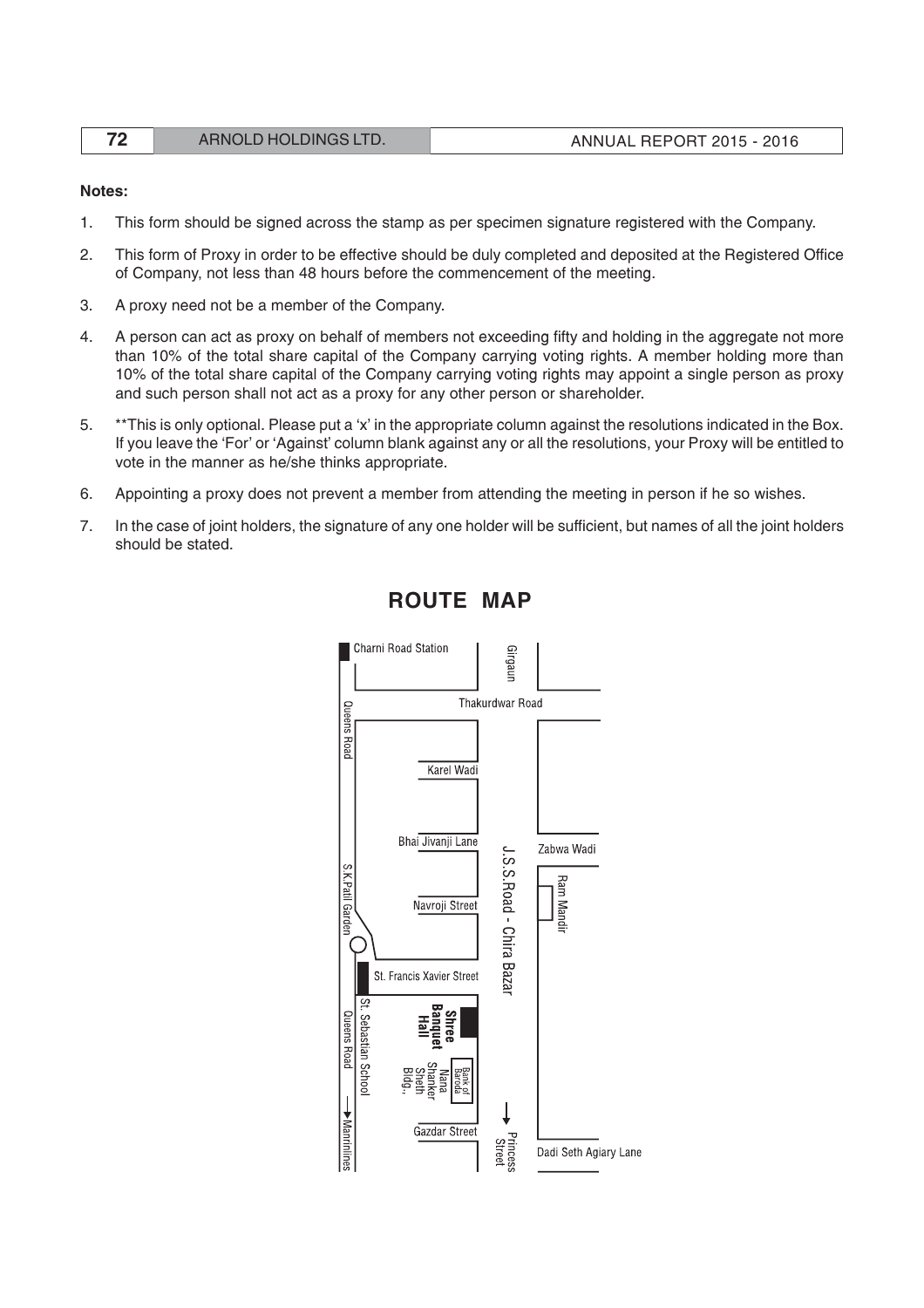**Notes:**

1. This form should be signed across the stamp as per specimen signature registered with the Company.
2. This form of Proxy in order to be effective should be duly completed and deposited at the Registered Office of Company, not less than 48 hours before the commencement of the meeting.
3. A proxy need not be a member of the Company.
4. A person can act as proxy on behalf of members not exceeding fifty and holding in the aggregate not more than 10% of the total share capital of the Company carrying voting rights. A member holding more than 10% of the total share capital of the Company carrying voting rights may appoint a single person as proxy and such person shall not act as a proxy for any other person or shareholder.
5. **This is only optional. Please put a 'x' in the appropriate column against the resolutions indicated in the Box. If you leave the 'For' or 'Against' column blank against any or all the resolutions, your Proxy will be entitled to vote in the manner as he/she thinks appropriate.
6. Appointing a proxy does not prevent a member from attending the meeting in person if he so wishes.
7. In the case of joint holders, the signature of any one holder will be sufficient, but names of all the joint holders should be stated.

## ROUTE MAP

Charni Road Station
Girgaum
Thakurdwar Road
Queens Road
Karel Wadi
Bhai Jivanji Lane
J.S.S.Road - Chira Bazar
Zabwa Wadi
Ram Mandir
S.K.Patil Garden
Navroji Street
St. Francis Xavier Street
St. Sebastian School
Queens Road
Shree Banquet Hall
Bank of Baroda
Nana Shanker Sheth Bldg.,
Marinlines
Gazdar Street
Princess Street
Dadi Seth Agiary Lane